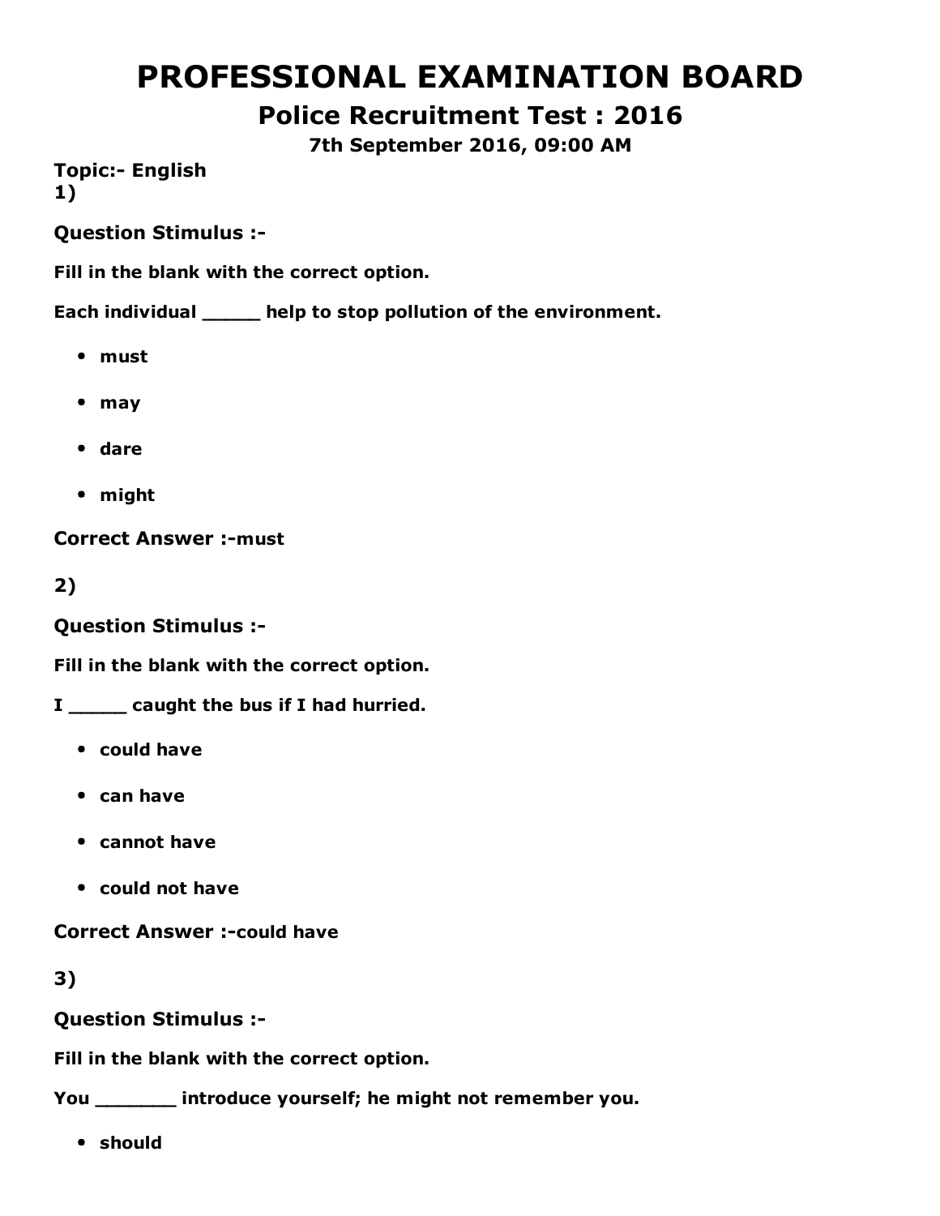# PROFESSIONAL EXAMINATION BOARD

## Police Recruitment Test : 2016

### 7th September 2016, 09:00 AM

**Topic:- English**

**1)**

**Question Stimulus :-**

**Fill in the blank with the correct option.**

**Each individual _____ help to stop pollution of the environment.**

- **must**
- **may**
- **dare**
- **might**

**Correct Answer :-must**

**2)**

**Question Stimulus :-**

**Fill in the blank with the correct option.**

**I _____ caught the bus if I had hurried.**

- **could have**
- **can have**
- **cannot have**
- **could not have**

**Correct Answer :-could have**

**3)**

**Question Stimulus :-**

**Fill in the blank with the correct option.**

**You _______ introduce yourself; he might not remember you.**

- **should**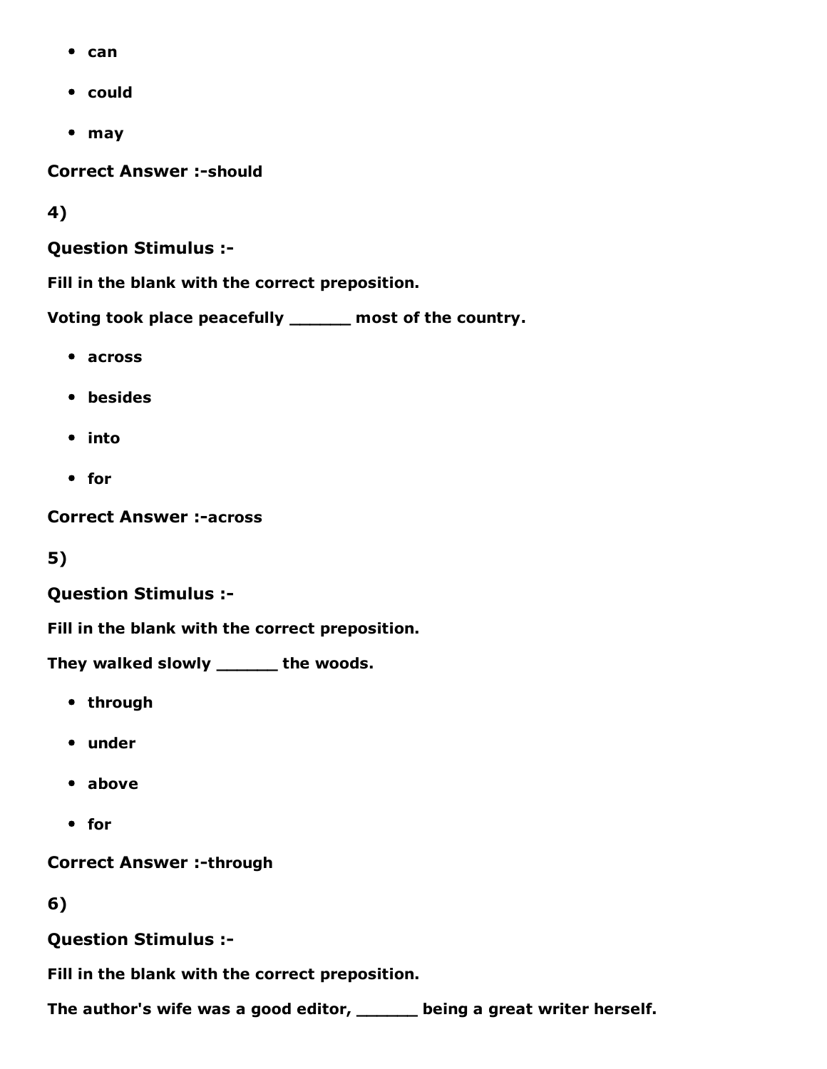- can
- could
- may

**Correct Answer :-should**

**4)**

**Question Stimulus :-**

**Fill in the blank with the correct preposition.**

**Voting took place peacefully ______ most of the country.**

- across
- besides
- into
- for

**Correct Answer :-across**

**5)**

**Question Stimulus :-**

**Fill in the blank with the correct preposition.**

**They walked slowly ______ the woods.**

- through
- under
- above
- for

**Correct Answer :-through**

**6)**

**Question Stimulus :-**

**Fill in the blank with the correct preposition.**

**The author's wife was a good editor, ______ being a great writer herself.**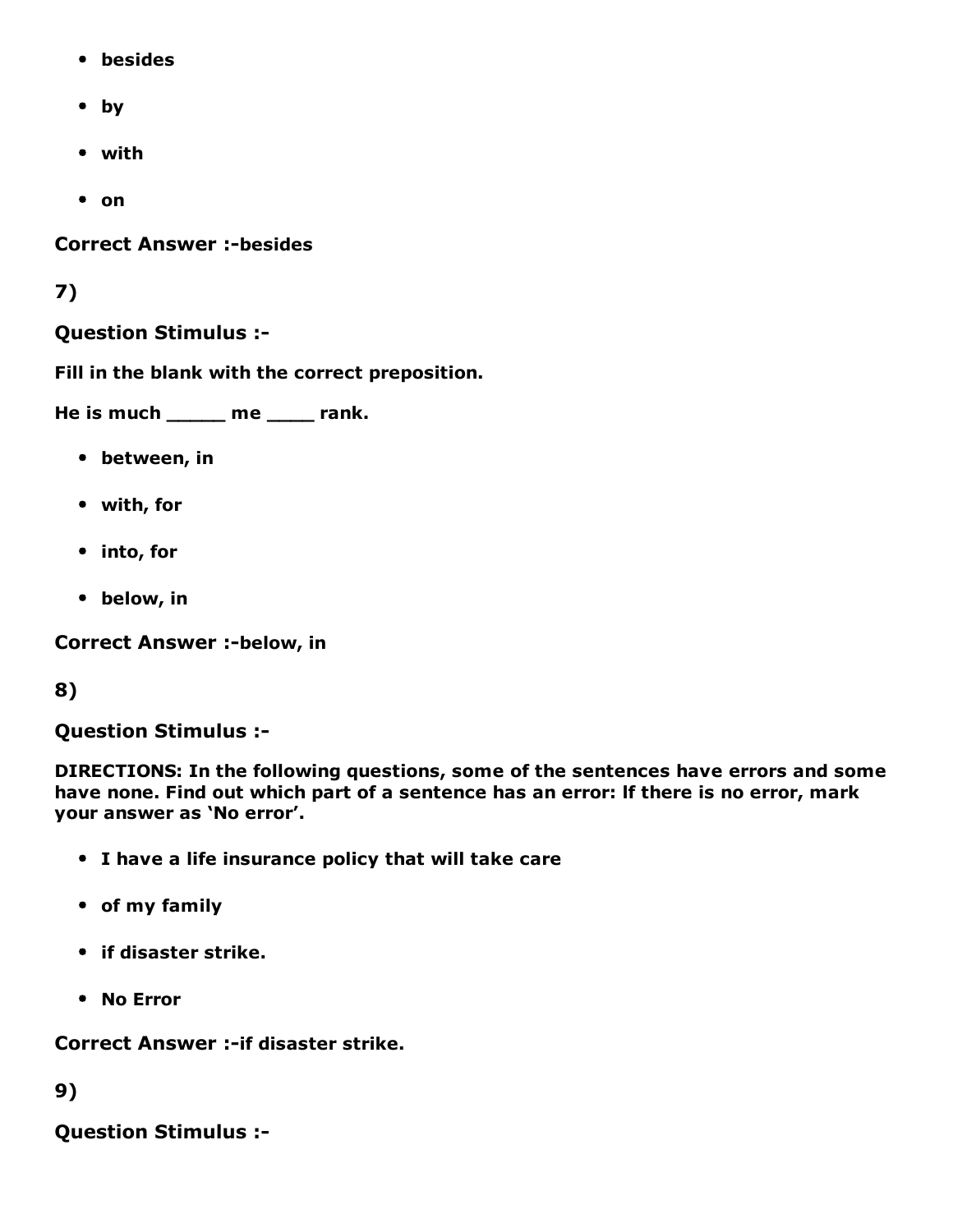- besides
- by
- with
- on

**Correct Answer :-besides**

**7)**

**Question Stimulus :-**

**Fill in the blank with the correct preposition.**

**He is much _____ me ____ rank.**

- between, in
- with, for
- into, for
- below, in

**Correct Answer :-below, in**

**8)**

**Question Stimulus :-**

**DIRECTIONS: In the following questions, some of the sentences have errors and some have none. Find out which part of a sentence has an error: If there is no error, mark your answer as 'No error'.**

- I have a life insurance policy that will take care
- of my family
- if disaster strike.
- No Error

**Correct Answer :-if disaster strike.**

**9)**

**Question Stimulus :-**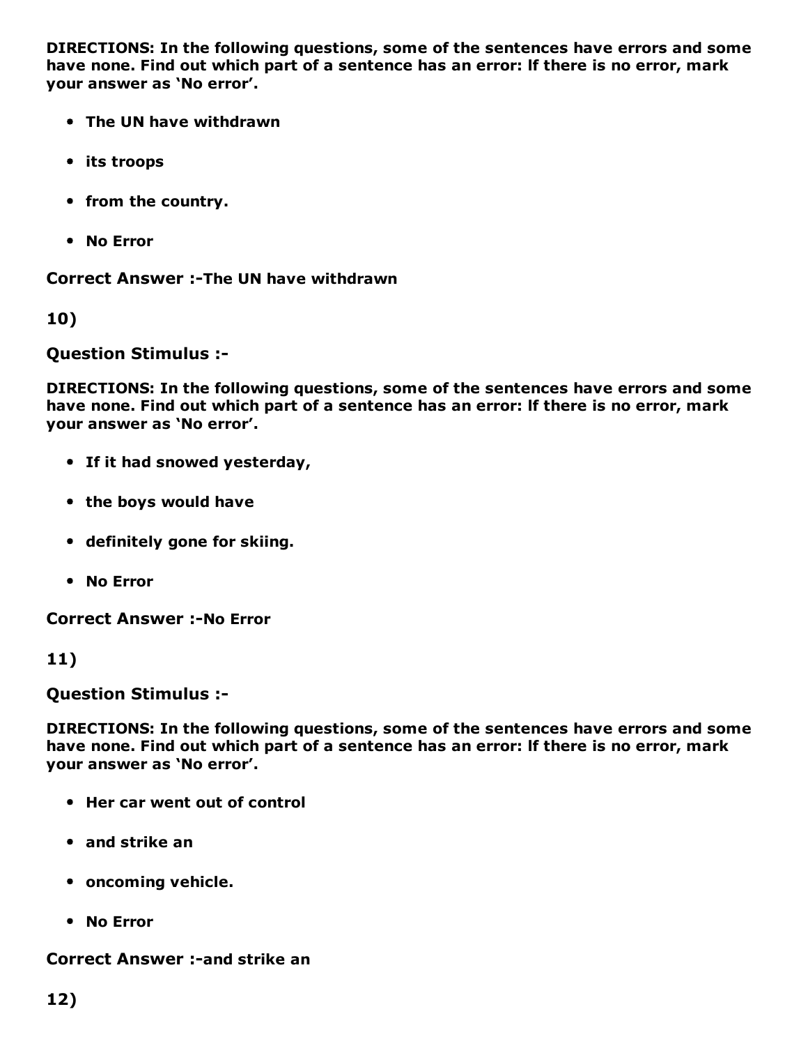**DIRECTIONS: In the following questions, some of the sentences have errors and some have none. Find out which part of a sentence has an error: If there is no error, mark your answer as 'No error'.**

- **The UN have withdrawn**
- **its troops**
- **from the country.**
- **No Error**

**Correct Answer :-The UN have withdrawn**

**10)**

**Question Stimulus :-**

**DIRECTIONS: In the following questions, some of the sentences have errors and some have none. Find out which part of a sentence has an error: If there is no error, mark your answer as 'No error'.**

- **If it had snowed yesterday,**
- **the boys would have**
- **definitely gone for skiing.**
- **No Error**

**Correct Answer :-No Error**

**11)**

**Question Stimulus :-**

**DIRECTIONS: In the following questions, some of the sentences have errors and some have none. Find out which part of a sentence has an error: If there is no error, mark your answer as 'No error'.**

- **Her car went out of control**
- **and strike an**
- **oncoming vehicle.**
- **No Error**

**Correct Answer :-and strike an**

**12)**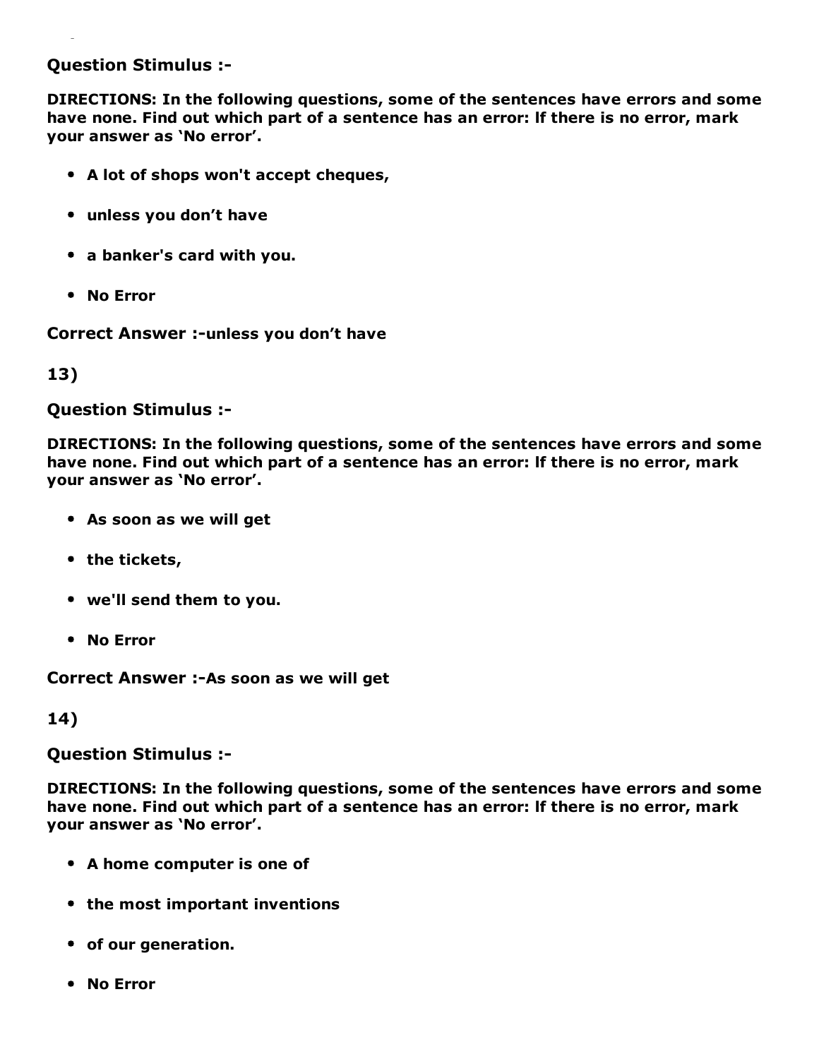**Question Stimulus :-**

**DIRECTIONS: In the following questions, some of the sentences have errors and some have none. Find out which part of a sentence has an error: lf there is no error, mark your answer as 'No error'.**

- **A lot of shops won't accept cheques,**
- **unless you don't have**
- **a banker's card with you.**
- **No Error**

**Correct Answer :-unless you don't have**

**13)**

**Question Stimulus :-**

**DIRECTIONS: In the following questions, some of the sentences have errors and some have none. Find out which part of a sentence has an error: lf there is no error, mark your answer as 'No error'.**

- **As soon as we will get**
- **the tickets,**
- **we'll send them to you.**
- **No Error**

**Correct Answer :-As soon as we will get**

**14)**

**Question Stimulus :-**

**DIRECTIONS: In the following questions, some of the sentences have errors and some have none. Find out which part of a sentence has an error: lf there is no error, mark your answer as 'No error'.**

- **A home computer is one of**
- **the most important inventions**
- **of our generation.**
- **No Error**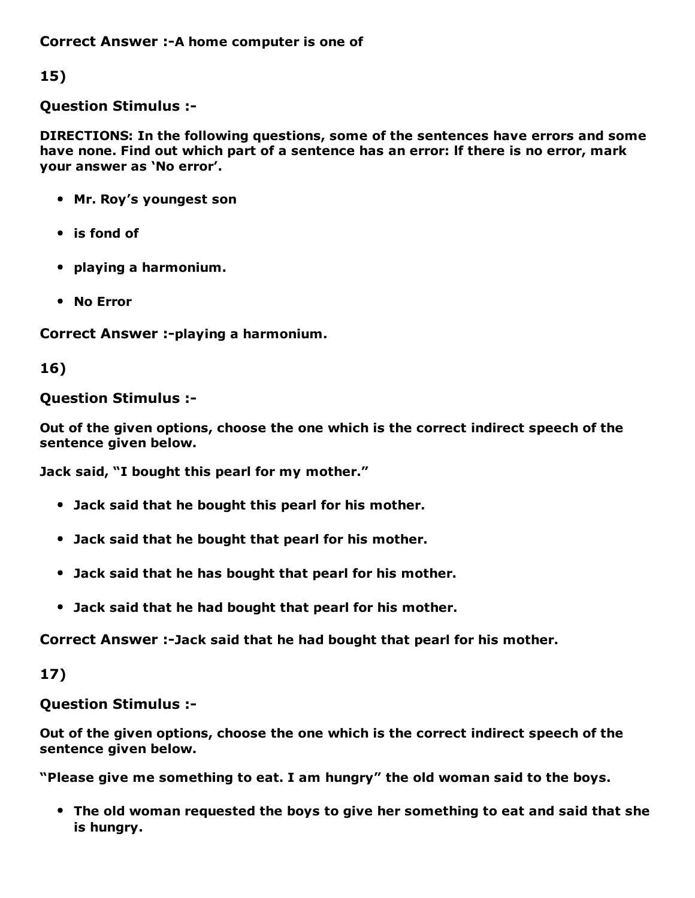**Correct Answer :-A home computer is one of**

**15)**

**Question Stimulus :-**

**DIRECTIONS: In the following questions, some of the sentences have errors and some have none. Find out which part of a sentence has an error: If there is no error, mark your answer as 'No error'.**

- **Mr. Roy's youngest son**
- **is fond of**
- **playing a harmonium.**
- **No Error**

**Correct Answer :-playing a harmonium.**

**16)**

**Question Stimulus :-**

**Out of the given options, choose the one which is the correct indirect speech of the sentence given below.**

**Jack said, "I bought this pearl for my mother."**

- **Jack said that he bought this pearl for his mother.**
- **Jack said that he bought that pearl for his mother.**
- **Jack said that he has bought that pearl for his mother.**
- **Jack said that he had bought that pearl for his mother.**

**Correct Answer :-Jack said that he had bought that pearl for his mother.**

**17)**

**Question Stimulus :-**

**Out of the given options, choose the one which is the correct indirect speech of the sentence given below.**

**"Please give me something to eat. I am hungry" the old woman said to the boys.**

- **The old woman requested the boys to give her something to eat and said that she is hungry.**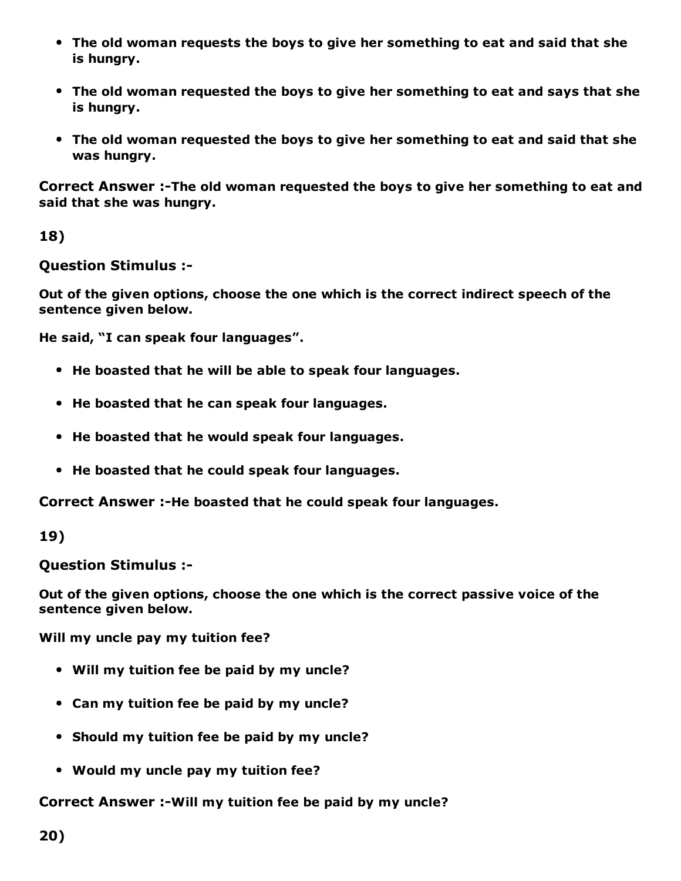- **The old woman requests the boys to give her something to eat and said that she is hungry.**
- **The old woman requested the boys to give her something to eat and says that she is hungry.**
- **The old woman requested the boys to give her something to eat and said that she was hungry.**

**Correct Answer :-The old woman requested the boys to give her something to eat and said that she was hungry.**

**18)**

**Question Stimulus :-**

**Out of the given options, choose the one which is the correct indirect speech of the sentence given below.**

**He said, "I can speak four languages".**

- **He boasted that he will be able to speak four languages.**
- **He boasted that he can speak four languages.**
- **He boasted that he would speak four languages.**
- **He boasted that he could speak four languages.**

**Correct Answer :-He boasted that he could speak four languages.**

**19)**

**Question Stimulus :-**

**Out of the given options, choose the one which is the correct passive voice of the sentence given below.**

**Will my uncle pay my tuition fee?**

- **Will my tuition fee be paid by my uncle?**
- **Can my tuition fee be paid by my uncle?**
- **Should my tuition fee be paid by my uncle?**
- **Would my uncle pay my tuition fee?**

**Correct Answer :-Will my tuition fee be paid by my uncle?**

**20)**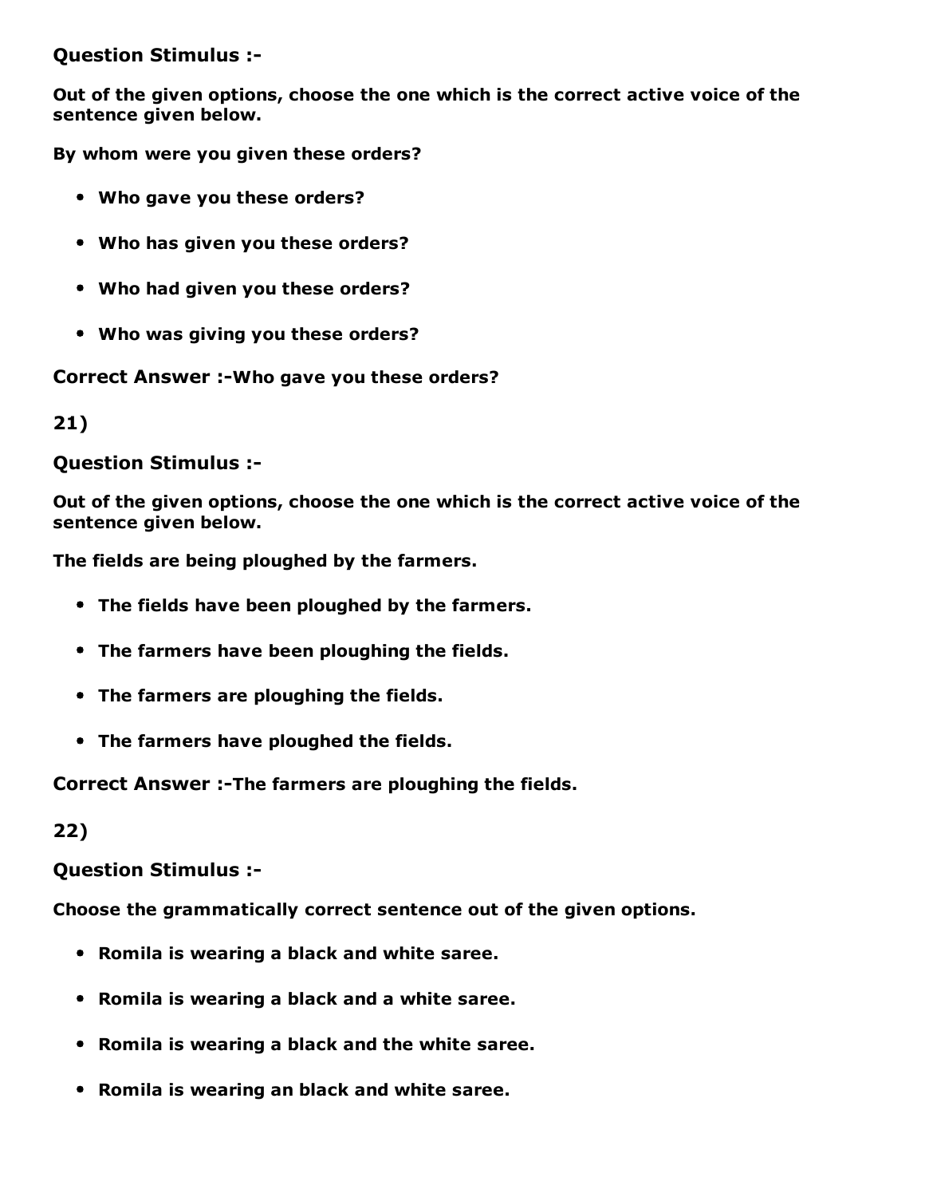**Question Stimulus :-**

**Out of the given options, choose the one which is the correct active voice of the sentence given below.**

**By whom were you given these orders?**

- **Who gave you these orders?**
- **Who has given you these orders?**
- **Who had given you these orders?**
- **Who was giving you these orders?**

**Correct Answer :-Who gave you these orders?**

**21)**

**Question Stimulus :-**

**Out of the given options, choose the one which is the correct active voice of the sentence given below.**

**The fields are being ploughed by the farmers.**

- **The fields have been ploughed by the farmers.**
- **The farmers have been ploughing the fields.**
- **The farmers are ploughing the fields.**
- **The farmers have ploughed the fields.**

**Correct Answer :-The farmers are ploughing the fields.**

**22)**

**Question Stimulus :-**

**Choose the grammatically correct sentence out of the given options.**

- **Romila is wearing a black and white saree.**
- **Romila is wearing a black and a white saree.**
- **Romila is wearing a black and the white saree.**
- **Romila is wearing an black and white saree.**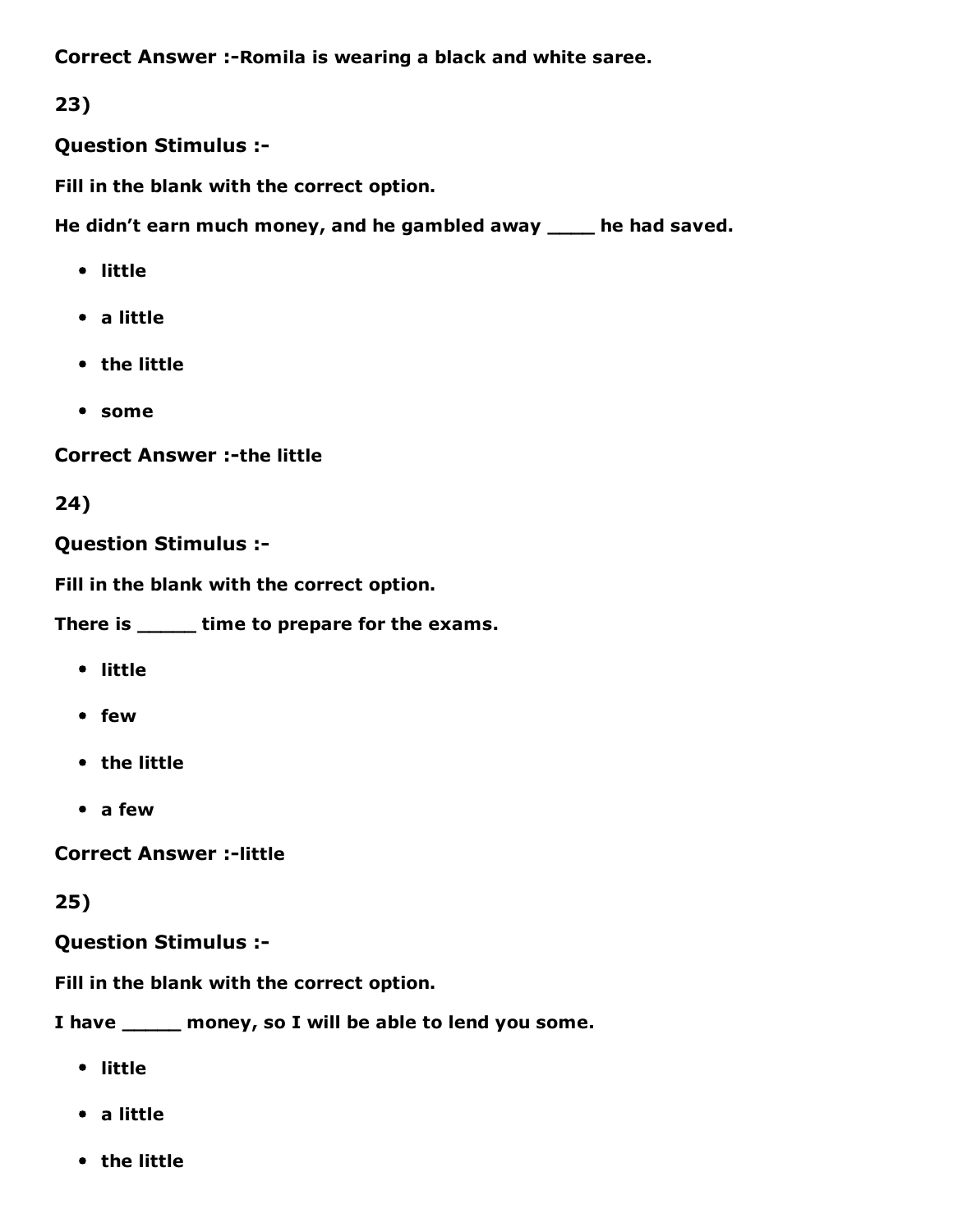**Correct Answer :-Romila is wearing a black and white saree.**

**23)**

**Question Stimulus :-**

**Fill in the blank with the correct option.**

**He didn't earn much money, and he gambled away ____ he had saved.**

- **little**
- **a little**
- **the little**
- **some**

**Correct Answer :-the little**

**24)**

**Question Stimulus :-**

**Fill in the blank with the correct option.**

**There is _____ time to prepare for the exams.**

- **little**
- **few**
- **the little**
- **a few**

**Correct Answer :-little**

**25)**

**Question Stimulus :-**

**Fill in the blank with the correct option.**

**I have _____ money, so I will be able to lend you some.**

- **little**
- **a little**
- **the little**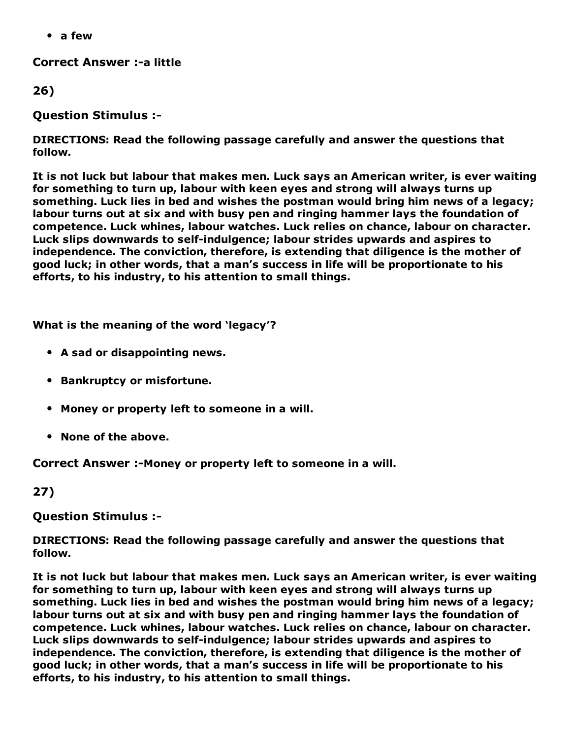- a few

**Correct Answer :-a little**

**26)**

**Question Stimulus :-**

**DIRECTIONS: Read the following passage carefully and answer the questions that follow.**

**It is not luck but labour that makes men. Luck says an American writer, is ever waiting for something to turn up, labour with keen eyes and strong will always turns up something. Luck lies in bed and wishes the postman would bring him news of a legacy; labour turns out at six and with busy pen and ringing hammer lays the foundation of competence. Luck whines, labour watches. Luck relies on chance, labour on character. Luck slips downwards to self-indulgence; labour strides upwards and aspires to independence. The conviction, therefore, is extending that diligence is the mother of good luck; in other words, that a man's success in life will be proportionate to his efforts, to his industry, to his attention to small things.**

**What is the meaning of the word 'legacy'?**

- **A sad or disappointing news.**
- **Bankruptcy or misfortune.**
- **Money or property left to someone in a will.**
- **None of the above.**

**Correct Answer :-Money or property left to someone in a will.**

**27)**

**Question Stimulus :-**

**DIRECTIONS: Read the following passage carefully and answer the questions that follow.**

**It is not luck but labour that makes men. Luck says an American writer, is ever waiting for something to turn up, labour with keen eyes and strong will always turns up something. Luck lies in bed and wishes the postman would bring him news of a legacy; labour turns out at six and with busy pen and ringing hammer lays the foundation of competence. Luck whines, labour watches. Luck relies on chance, labour on character. Luck slips downwards to self-indulgence; labour strides upwards and aspires to independence. The conviction, therefore, is extending that diligence is the mother of good luck; in other words, that a man's success in life will be proportionate to his efforts, to his industry, to his attention to small things.**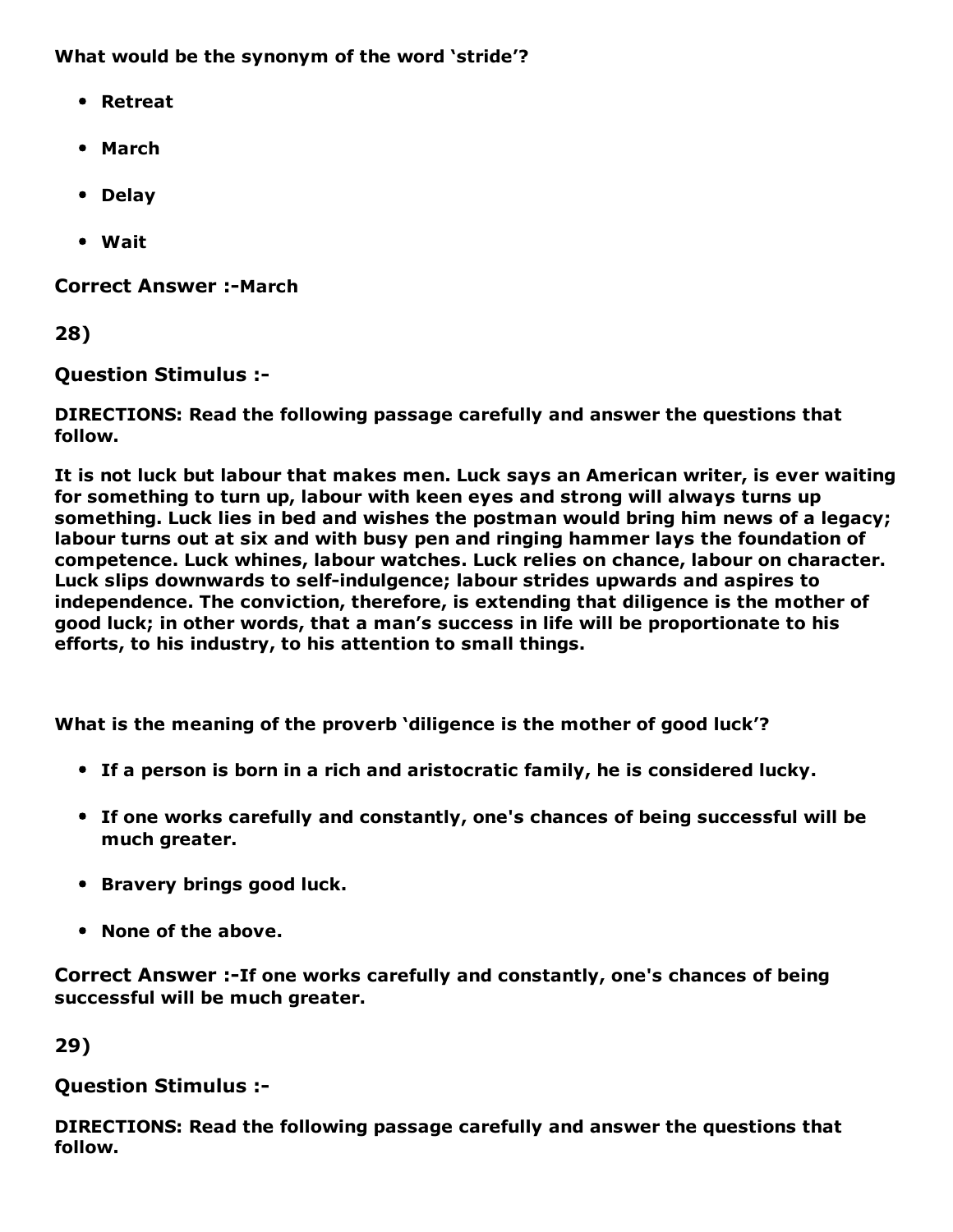**What would be the synonym of the word 'stride'?**

- **Retreat**
- **March**
- **Delay**
- **Wait**

**Correct Answer :-March**

**28)**

**Question Stimulus :-**

**DIRECTIONS: Read the following passage carefully and answer the questions that follow.**

**It is not luck but labour that makes men. Luck says an American writer, is ever waiting for something to turn up, labour with keen eyes and strong will always turns up something. Luck lies in bed and wishes the postman would bring him news of a legacy; labour turns out at six and with busy pen and ringing hammer lays the foundation of competence. Luck whines, labour watches. Luck relies on chance, labour on character. Luck slips downwards to self-indulgence; labour strides upwards and aspires to independence. The conviction, therefore, is extending that diligence is the mother of good luck; in other words, that a man's success in life will be proportionate to his efforts, to his industry, to his attention to small things.**

**What is the meaning of the proverb 'diligence is the mother of good luck'?**

- **If a person is born in a rich and aristocratic family, he is considered lucky.**
- **If one works carefully and constantly, one's chances of being successful will be much greater.**
- **Bravery brings good luck.**
- **None of the above.**

**Correct Answer :-If one works carefully and constantly, one's chances of being successful will be much greater.**

**29)**

**Question Stimulus :-**

**DIRECTIONS: Read the following passage carefully and answer the questions that follow.**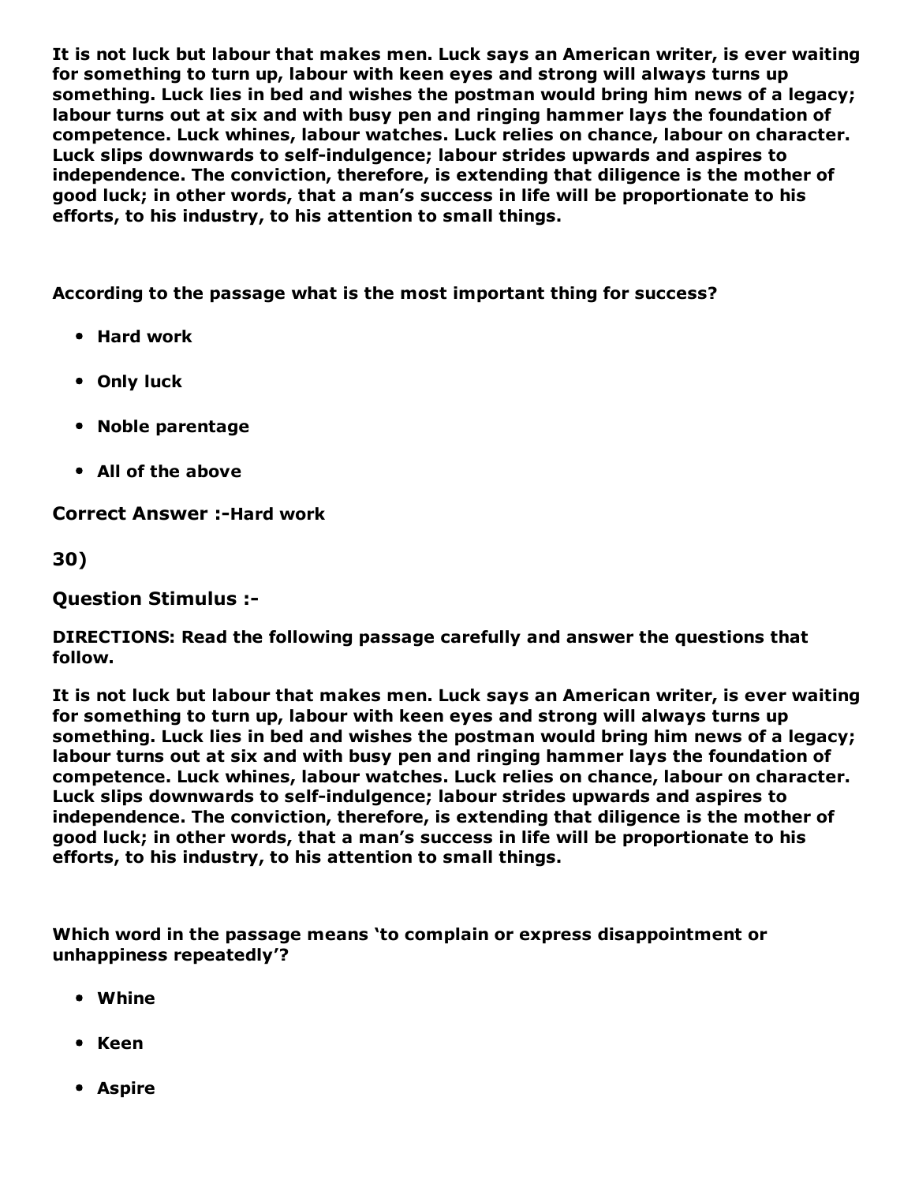**It is not luck but labour that makes men. Luck says an American writer, is ever waiting for something to turn up, labour with keen eyes and strong will always turns up something. Luck lies in bed and wishes the postman would bring him news of a legacy; labour turns out at six and with busy pen and ringing hammer lays the foundation of competence. Luck whines, labour watches. Luck relies on chance, labour on character. Luck slips downwards to self-indulgence; labour strides upwards and aspires to independence. The conviction, therefore, is extending that diligence is the mother of good luck; in other words, that a man's success in life will be proportionate to his efforts, to his industry, to his attention to small things.**

**According to the passage what is the most important thing for success?**

- **Hard work**
- **Only luck**
- **Noble parentage**
- **All of the above**

**Correct Answer :-Hard work**

**30)**

**Question Stimulus :-**

**DIRECTIONS: Read the following passage carefully and answer the questions that follow.**

**It is not luck but labour that makes men. Luck says an American writer, is ever waiting for something to turn up, labour with keen eyes and strong will always turns up something. Luck lies in bed and wishes the postman would bring him news of a legacy; labour turns out at six and with busy pen and ringing hammer lays the foundation of competence. Luck whines, labour watches. Luck relies on chance, labour on character. Luck slips downwards to self-indulgence; labour strides upwards and aspires to independence. The conviction, therefore, is extending that diligence is the mother of good luck; in other words, that a man's success in life will be proportionate to his efforts, to his industry, to his attention to small things.**

**Which word in the passage means 'to complain or express disappointment or unhappiness repeatedly'?**

- **Whine**
- **Keen**
- **Aspire**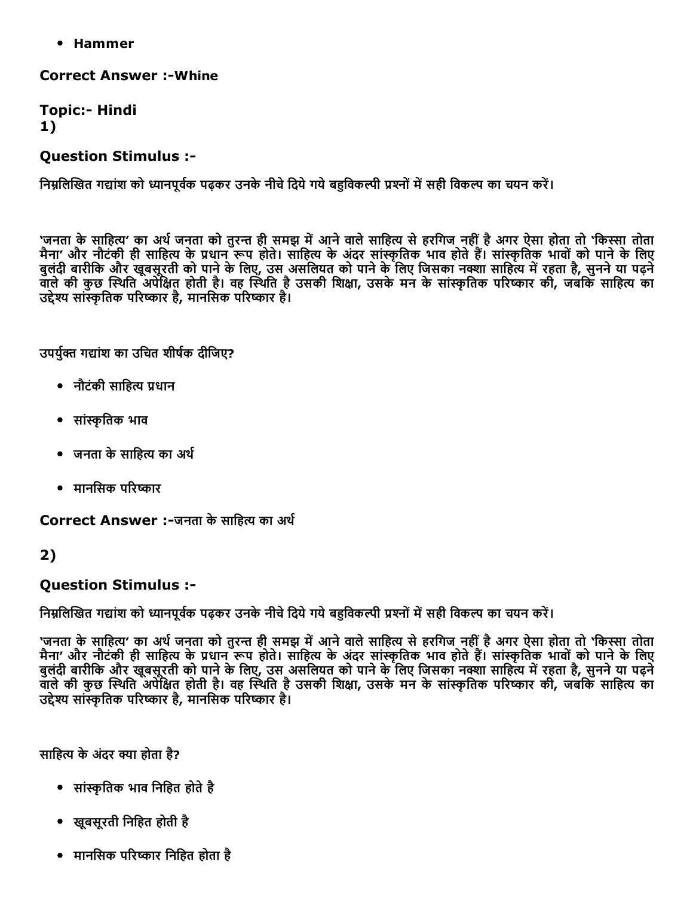- Hammer

**Correct Answer :-Whine**

**Topic:- Hindi**
**1)**

### Question Stimulus :-

निम्नलिखित गद्यांश को ध्यानपूर्वक पढ़कर उनके नीचे दिये गये बहुविकल्पी प्रश्नों में सही विकल्प का चयन करें।

'जनता के साहित्य' का अर्थ जनता को तुरन्त ही समझ में आने वाले साहित्य से हरगिज नहीं है अगर ऐसा होता तो 'किस्सा तोता मैना' और नौटंकी ही साहित्य के प्रधान रूप होते। साहित्य के अंदर सांस्कृतिक भाव होते हैं। सांस्कृतिक भावों को पाने के लिए बुलंदी बारीकि और खूबसूरती को पाने के लिए, उस असलियत को पाने के लिए जिसका नक्शा साहित्य में रहता है, सुनने या पढ़ने वाले की कुछ स्थिति अपेक्षित होती है। वह स्थिति है उसकी शिक्षा, उसके मन के सांस्कृतिक परिष्कार की, जबकि साहित्य का उद्देश्य सांस्कृतिक परिष्कार है, मानसिक परिष्कार है।

उपर्युक्त गद्यांश का उचित शीर्षक दीजिए?

- नौटंकी साहित्य प्रधान
- सांस्कृतिक भाव
- जनता के साहित्य का अर्थ
- मानसिक परिष्कार

**Correct Answer :-जनता के साहित्य का अर्थ**

**2)**

### Question Stimulus :-

निम्नलिखित गद्यांश को ध्यानपूर्वक पढ़कर उनके नीचे दिये गये बहुविकल्पी प्रश्नों में सही विकल्प का चयन करें।

'जनता के साहित्य' का अर्थ जनता को तुरन्त ही समझ में आने वाले साहित्य से हरगिज नहीं है अगर ऐसा होता तो 'किस्सा तोता मैना' और नौटंकी ही साहित्य के प्रधान रूप होते। साहित्य के अंदर सांस्कृतिक भाव होते हैं। सांस्कृतिक भावों को पाने के लिए बुलंदी बारीकि और खूबसूरती को पाने के लिए, उस असलियत को पाने के लिए जिसका नक्शा साहित्य में रहता है, सुनने या पढ़ने वाले की कुछ स्थिति अपेक्षित होती है। वह स्थिति है उसकी शिक्षा, उसके मन के सांस्कृतिक परिष्कार की, जबकि साहित्य का उद्देश्य सांस्कृतिक परिष्कार है, मानसिक परिष्कार है।

साहित्य के अंदर क्या होता है?

- सांस्कृतिक भाव निहित होते है
- खूबसूरती निहित होती है
- मानसिक परिष्कार निहित होता है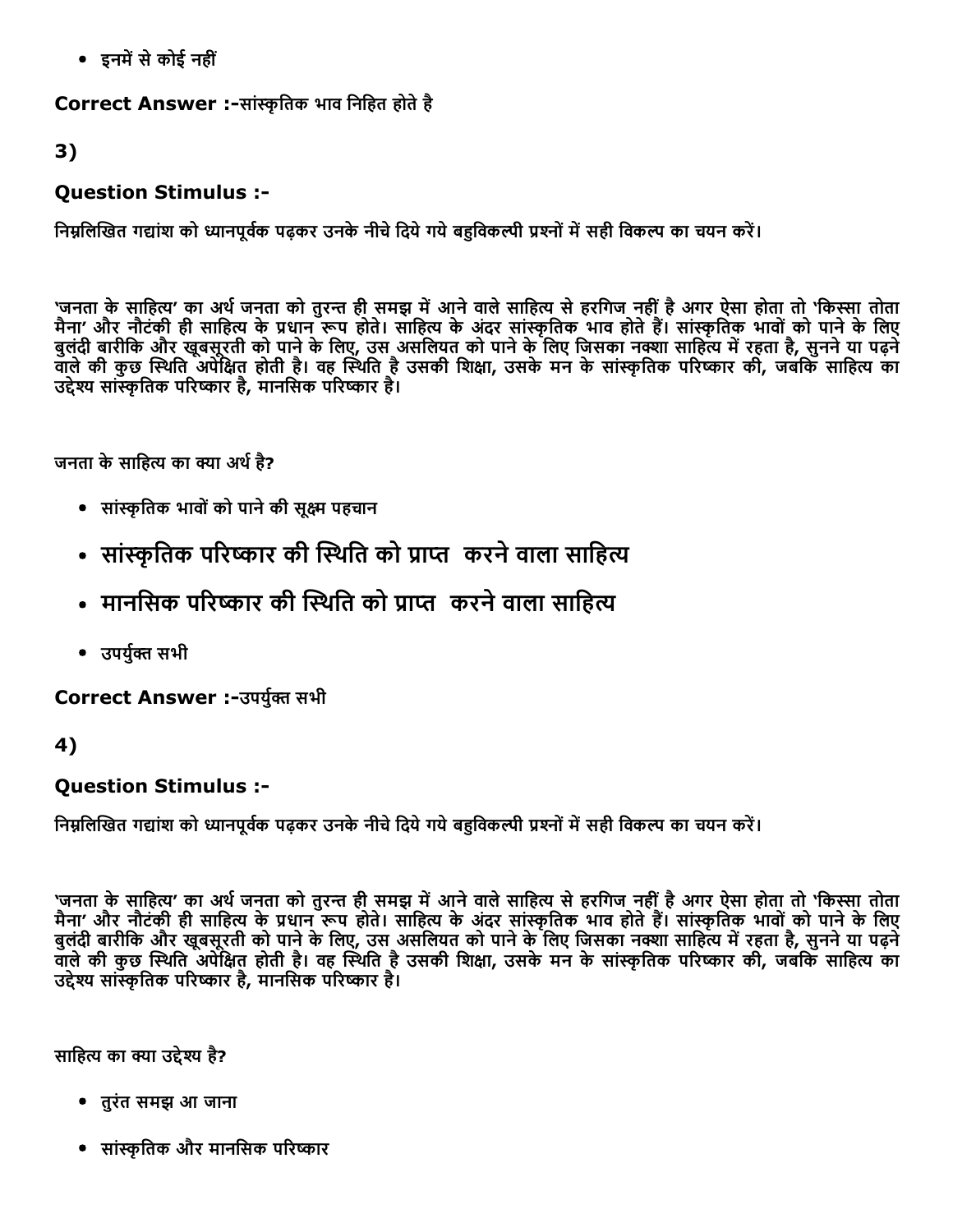- इनमें से कोई नहीं

**Correct Answer :-**सांस्कृतिक भाव निहित होते है

## 3)

### Question Stimulus :-

निम्नलिखित गद्यांश को ध्यानपूर्वक पढ़कर उनके नीचे दिये गये बहुविकल्पी प्रश्नों में सही विकल्प का चयन करें।

'जनता के साहित्य' का अर्थ जनता को तुरन्त ही समझ में आने वाले साहित्य से हरगिज नहीं है अगर ऐसा होता तो 'किस्सा तोता मैना' और नौटंकी ही साहित्य के प्रधान रूप होते। साहित्य के अंदर सांस्कृतिक भाव होते हैं। सांस्कृतिक भावों को पाने के लिए बुलंदी बारीकि और खूबसूरती को पाने के लिए, उस असलियत को पाने के लिए जिसका नक्शा साहित्य में रहता है, सुनने या पढ़ने वाले की कुछ स्थिति अपेक्षित होती है। वह स्थिति है उसकी शिक्षा, उसके मन के सांस्कृतिक परिष्कार की, जबकि साहित्य का उद्देश्य सांस्कृतिक परिष्कार है, मानसिक परिष्कार है।

जनता के साहित्य का क्या अर्थ है?

- सांस्कृतिक भावों को पाने की सूक्ष्म पहचान
- सांस्कृतिक परिष्कार की स्थिति को प्राप्त करने वाला साहित्य
- मानसिक परिष्कार की स्थिति को प्राप्त करने वाला साहित्य
- उपर्युक्त सभी

**Correct Answer :-**उपर्युक्त सभी

## 4)

### Question Stimulus :-

निम्नलिखित गद्यांश को ध्यानपूर्वक पढ़कर उनके नीचे दिये गये बहुविकल्पी प्रश्नों में सही विकल्प का चयन करें।

'जनता के साहित्य' का अर्थ जनता को तुरन्त ही समझ में आने वाले साहित्य से हरगिज नहीं है अगर ऐसा होता तो 'किस्सा तोता मैना' और नौटंकी ही साहित्य के प्रधान रूप होते। साहित्य के अंदर सांस्कृतिक भाव होते हैं। सांस्कृतिक भावों को पाने के लिए बुलंदी बारीकि और खूबसूरती को पाने के लिए, उस असलियत को पाने के लिए जिसका नक्शा साहित्य में रहता है, सुनने या पढ़ने वाले की कुछ स्थिति अपेक्षित होती है। वह स्थिति है उसकी शिक्षा, उसके मन के सांस्कृतिक परिष्कार की, जबकि साहित्य का उद्देश्य सांस्कृतिक परिष्कार है, मानसिक परिष्कार है।

साहित्य का क्या उद्देश्य है?

- तुरंत समझ आ जाना
- सांस्कृतिक और मानसिक परिष्कार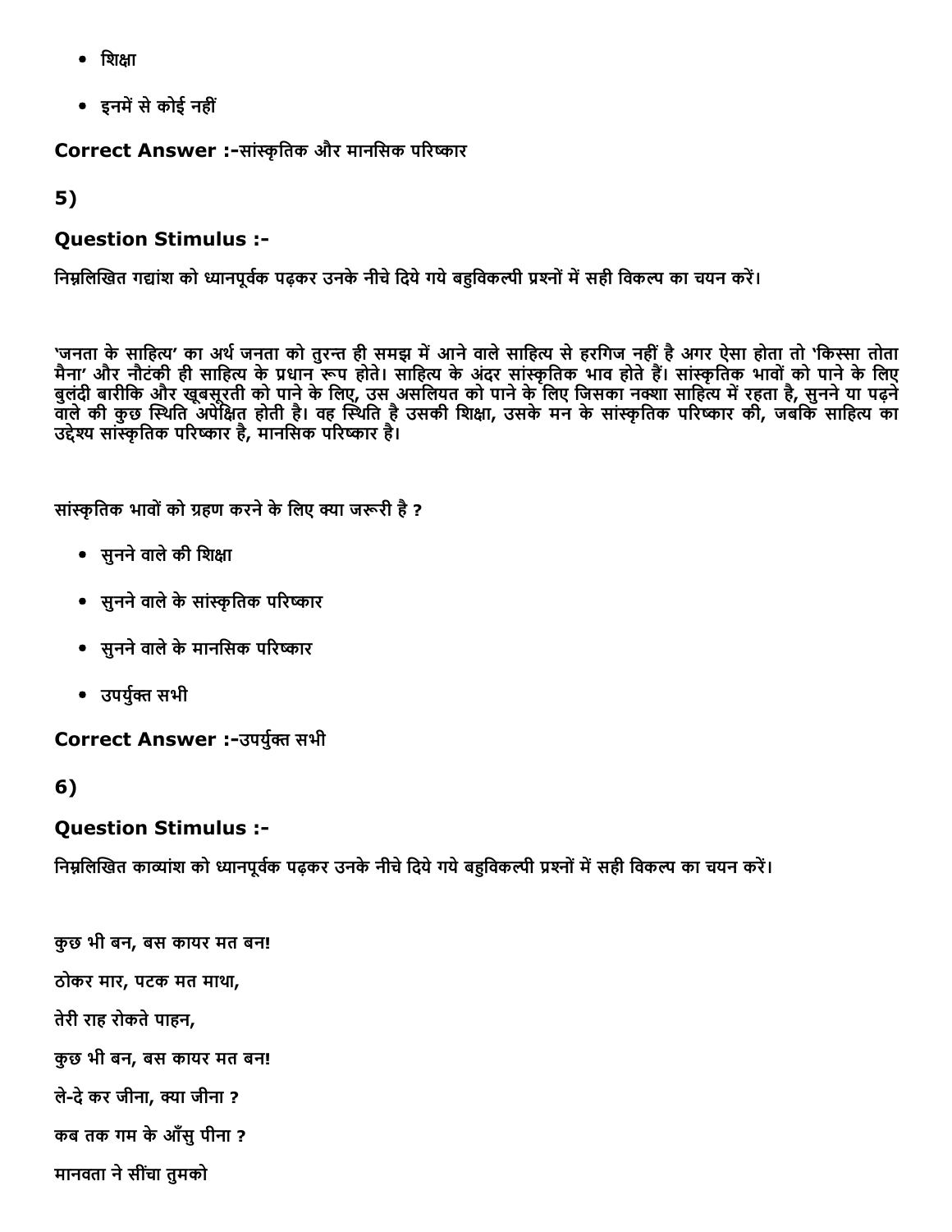- शिक्षा
- इनमें से कोई नहीं

**Correct Answer :-**सांस्कृतिक और मानसिक परिष्कार

5)

**Question Stimulus :-**

निम्नलिखित गद्यांश को ध्यानपूर्वक पढ़कर उनके नीचे दिये गये बहुविकल्पी प्रश्नों में सही विकल्प का चयन करें।

'जनता के साहित्य' का अर्थ जनता को तुरन्त ही समझ में आने वाले साहित्य से हरगिज नहीं है अगर ऐसा होता तो 'किस्सा तोता मैना' और नौटंकी ही साहित्य के प्रधान रूप होते। साहित्य के अंदर सांस्कृतिक भाव होते हैं। सांस्कृतिक भावों को पाने के लिए बुलंदी बारीकि और खूबसूरती को पाने के लिए, उस असलियत को पाने के लिए जिसका नक्शा साहित्य में रहता है, सुनने या पढ़ने वाले की कुछ स्थिति अपेक्षित होती है। वह स्थिति है उसकी शिक्षा, उसके मन के सांस्कृतिक परिष्कार की, जबकि साहित्य का उद्देश्य सांस्कृतिक परिष्कार है, मानसिक परिष्कार है।

सांस्कृतिक भावों को ग्रहण करने के लिए क्या जरूरी है ?

- सुनने वाले की शिक्षा
- सुनने वाले के सांस्कृतिक परिष्कार
- सुनने वाले के मानसिक परिष्कार
- उपर्युक्त सभी

**Correct Answer :-**उपर्युक्त सभी

6)

**Question Stimulus :-**

निम्नलिखित काव्यांश को ध्यानपूर्वक पढ़कर उनके नीचे दिये गये बहुविकल्पी प्रश्नों में सही विकल्प का चयन करें।

कुछ भी बन, बस कायर मत बन!

ठोकर मार, पटक मत माथा,

तेरी राह रोकते पाहन,

कुछ भी बन, बस कायर मत बन!

ले-दे कर जीना, क्या जीना ?

कब तक गम के आँसु पीना ?

मानवता ने सींचा तुमको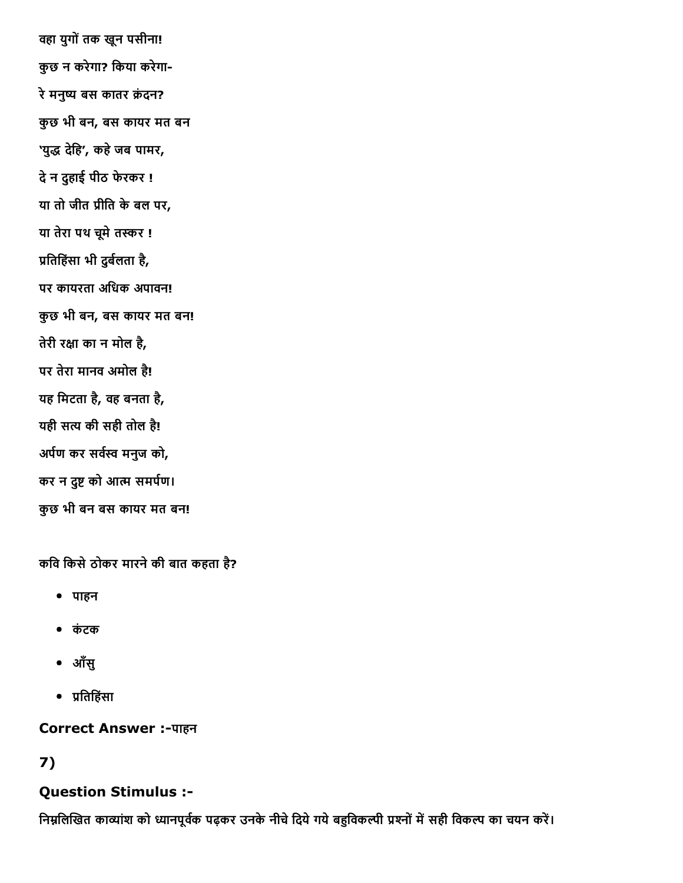वहा युगों तक खून पसीना!

कुछ न करेगा? किया करेगा-

रे मनुष्य बस कातर क्रंदन?

कुछ भी बन, बस कायर मत बन

'युद्ध देहि', कहे जब पामर,

दे न दुहाई पीठ फेरकर !

या तो जीत प्रीति के बल पर,

या तेरा पथ चूमे तस्कर !

प्रतिहिंसा भी दुर्बलता है,

पर कायरता अधिक अपावन!

कुछ भी बन, बस कायर मत बन!

तेरी रक्षा का न मोल है,

पर तेरा मानव अमोल है!

यह मिटता है, वह बनता है,

यही सत्य की सही तोल है!

अर्पण कर सर्वस्व मनुज को,

कर न दुष्ट को आत्म समर्पण।

कुछ भी बन बस कायर मत बन!

कवि किसे ठोकर मारने की बात कहता है?

- पाहन
- कंटक
- आँसु
- प्रतिहिंसा

**Correct Answer :-**पाहन

**7)**

**Question Stimulus :-**

निम्नलिखित काव्यांश को ध्यानपूर्वक पढ़कर उनके नीचे दिये गये बहुविकल्पी प्रश्नों में सही विकल्प का चयन करें।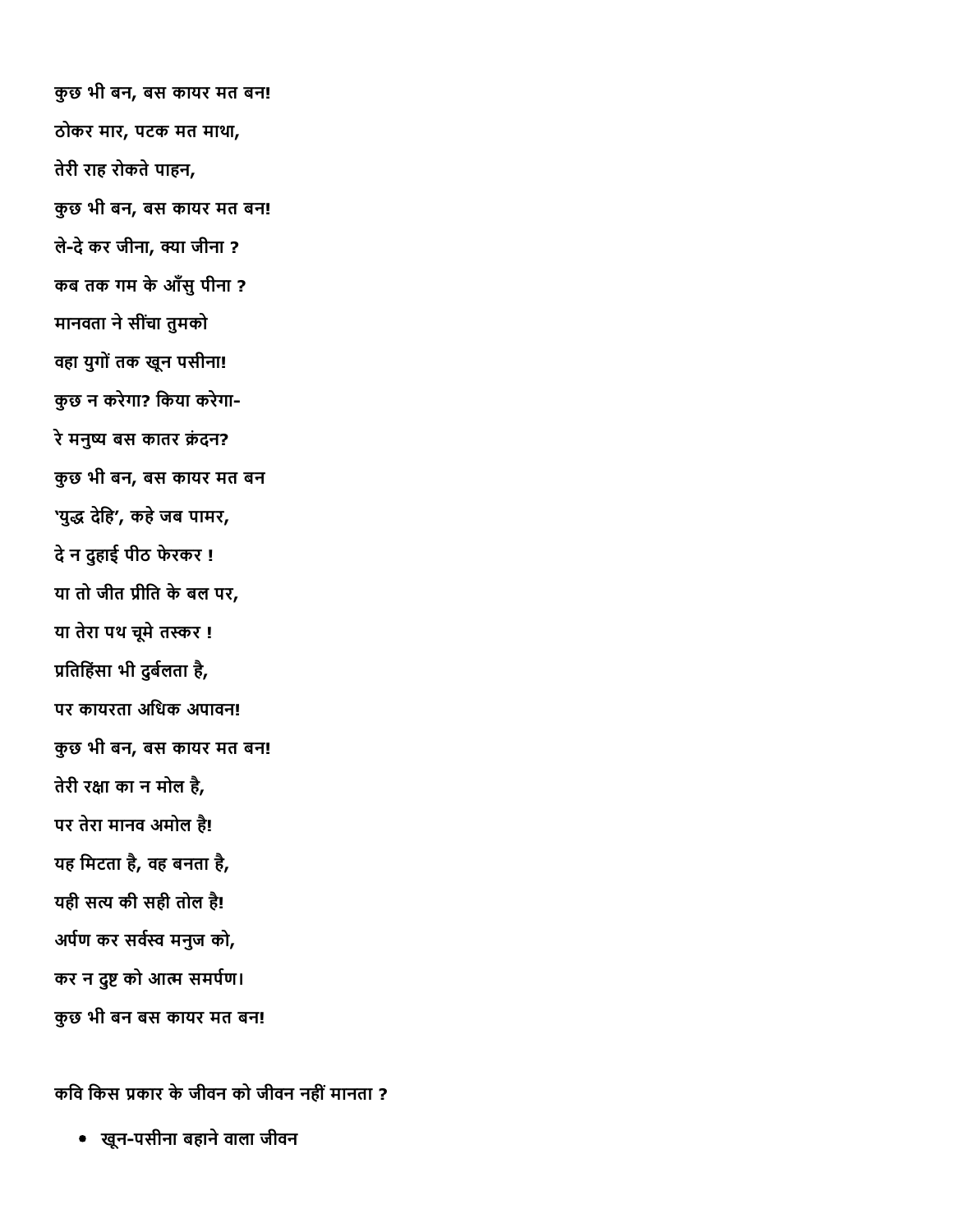कुछ भी बन, बस कायर मत बन!

ठोकर मार, पटक मत माथा,

तेरी राह रोकते पाहन,

कुछ भी बन, बस कायर मत बन!

ले-दे कर जीना, क्या जीना ?

कब तक गम के आँसु पीना ?

मानवता ने सींचा तुमको

वहा युगों तक खून पसीना!

कुछ न करेगा? किया करेगा-

रे मनुष्य बस कातर क्रंदन?

कुछ भी बन, बस कायर मत बन

'युद्ध देहि', कहे जब पामर,

दे न दुहाई पीठ फेरकर !

या तो जीत प्रीति के बल पर,

या तेरा पथ चूमे तस्कर !

प्रतिहिंसा भी दुर्बलता है,

पर कायरता अधिक अपावन!

कुछ भी बन, बस कायर मत बन!

तेरी रक्षा का न मोल है,

पर तेरा मानव अमोल है!

यह मिटता है, वह बनता है,

यही सत्य की सही तोल है!

अर्पण कर सर्वस्व मनुज को,

कर न दुष्ट को आत्म समर्पण।

कुछ भी बन बस कायर मत बन!

कवि किस प्रकार के जीवन को जीवन नहीं मानता ?

- खून-पसीना बहाने वाला जीवन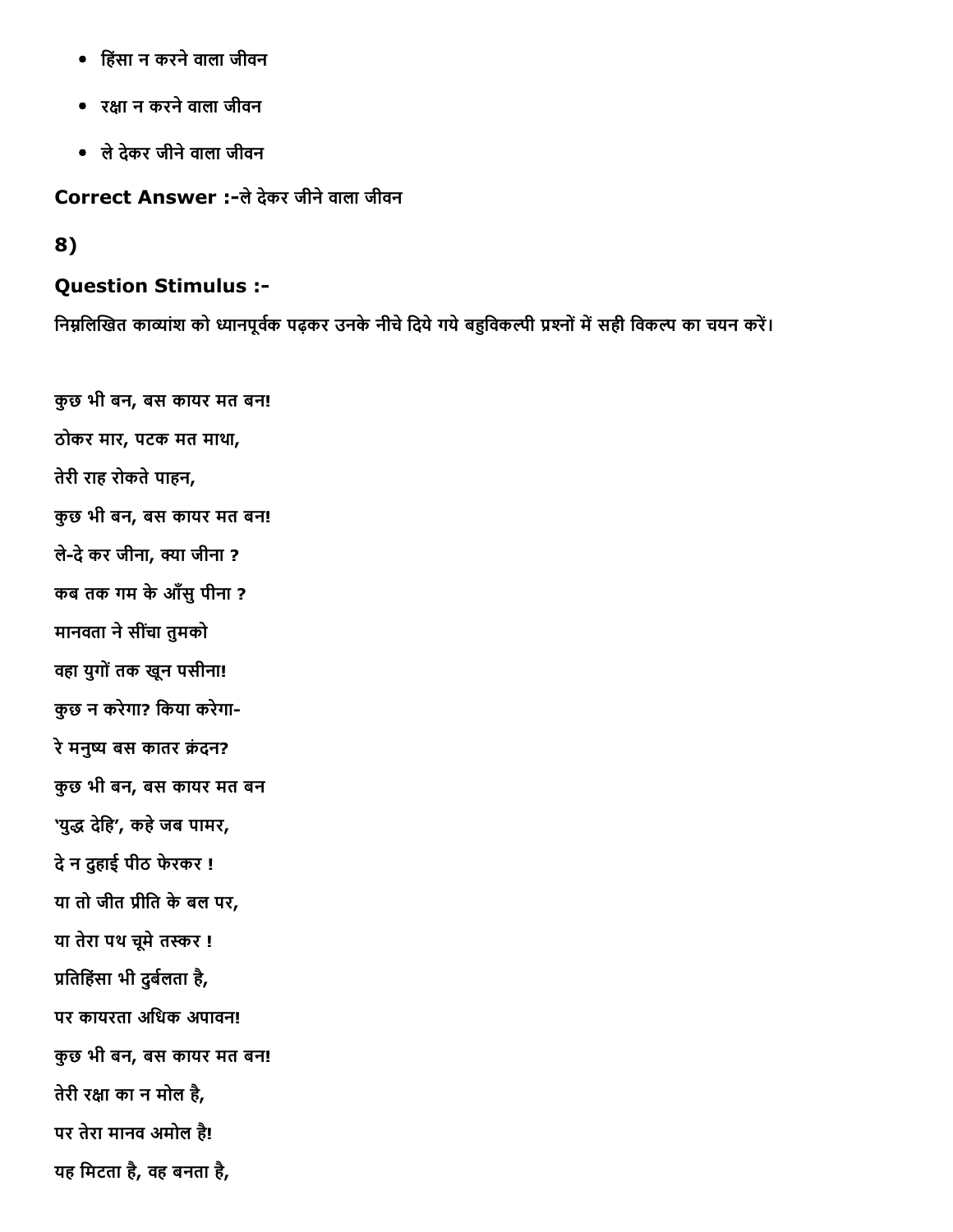- हिंसा न करने वाला जीवन
- रक्षा न करने वाला जीवन
- ले देकर जीने वाला जीवन

**Correct Answer :-**ले देकर जीने वाला जीवन

**8)**

**Question Stimulus :-**

निम्नलिखित काव्यांश को ध्यानपूर्वक पढ़कर उनके नीचे दिये गये बहुविकल्पी प्रश्नों में सही विकल्प का चयन करें।

कुछ भी बन, बस कायर मत बन!

ठोकर मार, पटक मत माथा,

तेरी राह रोकते पाहन,

कुछ भी बन, बस कायर मत बन!

ले-दे कर जीना, क्या जीना ?

कब तक गम के आँसु पीना ?

मानवता ने सींचा तुमको

वहा युगों तक खून पसीना!

कुछ न करेगा? किया करेगा-

रे मनुष्य बस कातर क्रंदन?

कुछ भी बन, बस कायर मत बन

'युद्ध देहि', कहे जब पामर,

दे न दुहाई पीठ फेरकर !

या तो जीत प्रीति के बल पर,

या तेरा पथ चूमे तस्कर !

प्रतिहिंसा भी दुर्बलता है,

पर कायरता अधिक अपावन!

कुछ भी बन, बस कायर मत बन!

तेरी रक्षा का न मोल है,

पर तेरा मानव अमोल है!

यह मिटता है, वह बनता है,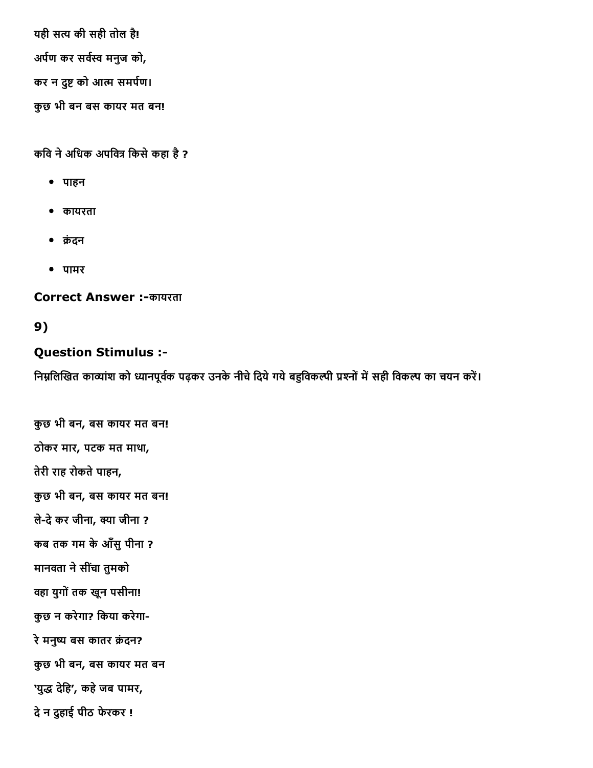यही सत्य की सही तोल है!

अर्पण कर सर्वस्व मनुज को,

कर न दुष्ट को आत्म समर्पण।

कुछ भी बन बस कायर मत बन!

कवि ने अधिक अपवित्र किसे कहा है ?

- पाहन
- कायरता
- क्रंदन
- पामर

**Correct Answer :-**कायरता

**9)**

**Question Stimulus :-**

निम्नलिखित काव्यांश को ध्यानपूर्वक पढ़कर उनके नीचे दिये गये बहुविकल्पी प्रश्नों में सही विकल्प का चयन करें।

कुछ भी बन, बस कायर मत बन!

ठोकर मार, पटक मत माथा,

तेरी राह रोकते पाहन,

कुछ भी बन, बस कायर मत बन!

ले-दे कर जीना, क्या जीना ?

कब तक गम के आँसु पीना ?

मानवता ने सींचा तुमको

वहा युगों तक खून पसीना!

कुछ न करेगा? किया करेगा-

रे मनुष्य बस कातर क्रंदन?

कुछ भी बन, बस कायर मत बन

'युद्ध देहि', कहे जब पामर,

दे न दुहाई पीठ फेरकर !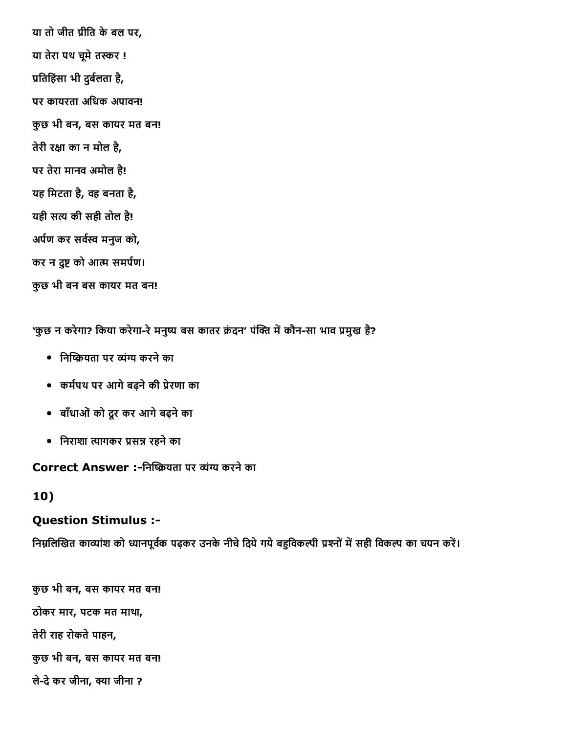या तो जीत प्रीति के बल पर,

या तेरा पथ चूमे तस्कर !

प्रतिहिंसा भी दुर्बलता है,

पर कायरता अधिक अपावन!

कुछ भी बन, बस कायर मत बन!

तेरी रक्षा का न मोल है,

पर तेरा मानव अमोल है!

यह मिटता है, वह बनता है,

यही सत्य की सही तोल है!

अर्पण कर सर्वस्व मनुज को,

कर न दुष्ट को आत्म समर्पण।

कुछ भी बन बस कायर मत बन!

'कुछ न करेगा? किया करेगा-रे मनुष्य बस कातर क्रंदन' पंक्ति में कौन-सा भाव प्रमुख है?

- निष्क्रियता पर व्यंग्य करने का
- कर्मपथ पर आगे बढ़ने की प्रेरणा का
- बाँधाओं को दूर कर आगे बढ़ने का
- निराशा त्यागकर प्रसन्न रहने का

**Correct Answer :-**निष्क्रियता पर व्यंग्य करने का

## 10)

### Question Stimulus :-

निम्नलिखित काव्यांश को ध्यानपूर्वक पढ़कर उनके नीचे दिये गये बहुविकल्पी प्रश्नों में सही विकल्प का चयन करें।

कुछ भी बन, बस कायर मत बन!

ठोकर मार, पटक मत माथा,

तेरी राह रोकते पाहन,

कुछ भी बन, बस कायर मत बन!

ले-दे कर जीना, क्या जीना ?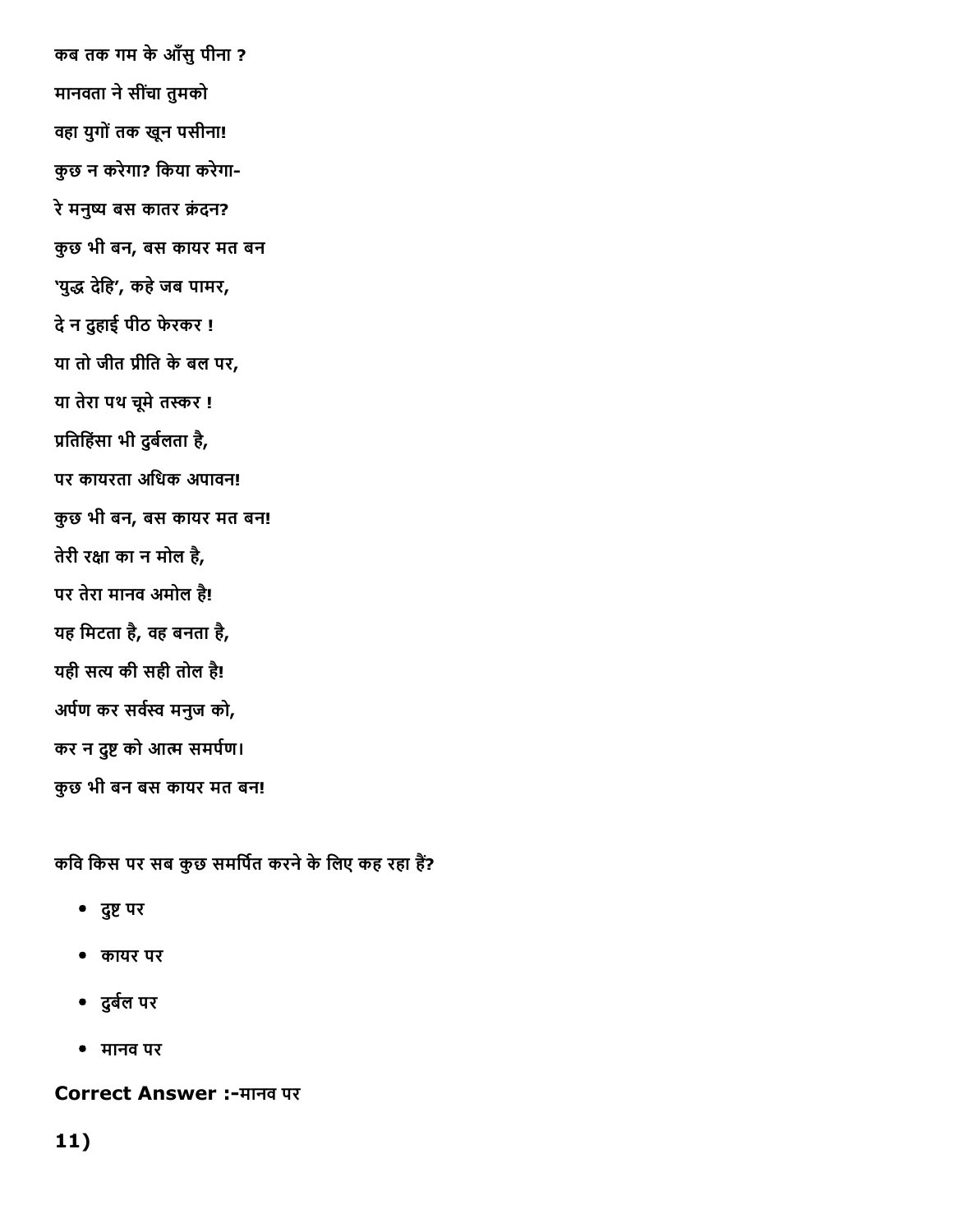कब तक गम के आँसु पीना ?

मानवता ने सींचा तुमको

वहा युगों तक खून पसीना!

कुछ न करेगा? किया करेगा-

रे मनुष्य बस कातर क्रंदन?

कुछ भी बन, बस कायर मत बन

'युद्ध देहि', कहे जब पामर,

दे न दुहाई पीठ फेरकर !

या तो जीत प्रीति के बल पर,

या तेरा पथ चूमे तस्कर !

प्रतिहिंसा भी दुर्बलता है,

पर कायरता अधिक अपावन!

कुछ भी बन, बस कायर मत बन!

तेरी रक्षा का न मोल है,

पर तेरा मानव अमोल है!

यह मिटता है, वह बनता है,

यही सत्य की सही तोल है!

अर्पण कर सर्वस्व मनुज को,

कर न दुष्ट को आत्म समर्पण।

कुछ भी बन बस कायर मत बन!

कवि किस पर सब कुछ समर्पित करने के लिए कह रहा हैं?

- दुष्ट पर
- कायर पर
- दुर्बल पर
- मानव पर

**Correct Answer :-**मानव पर

**11)**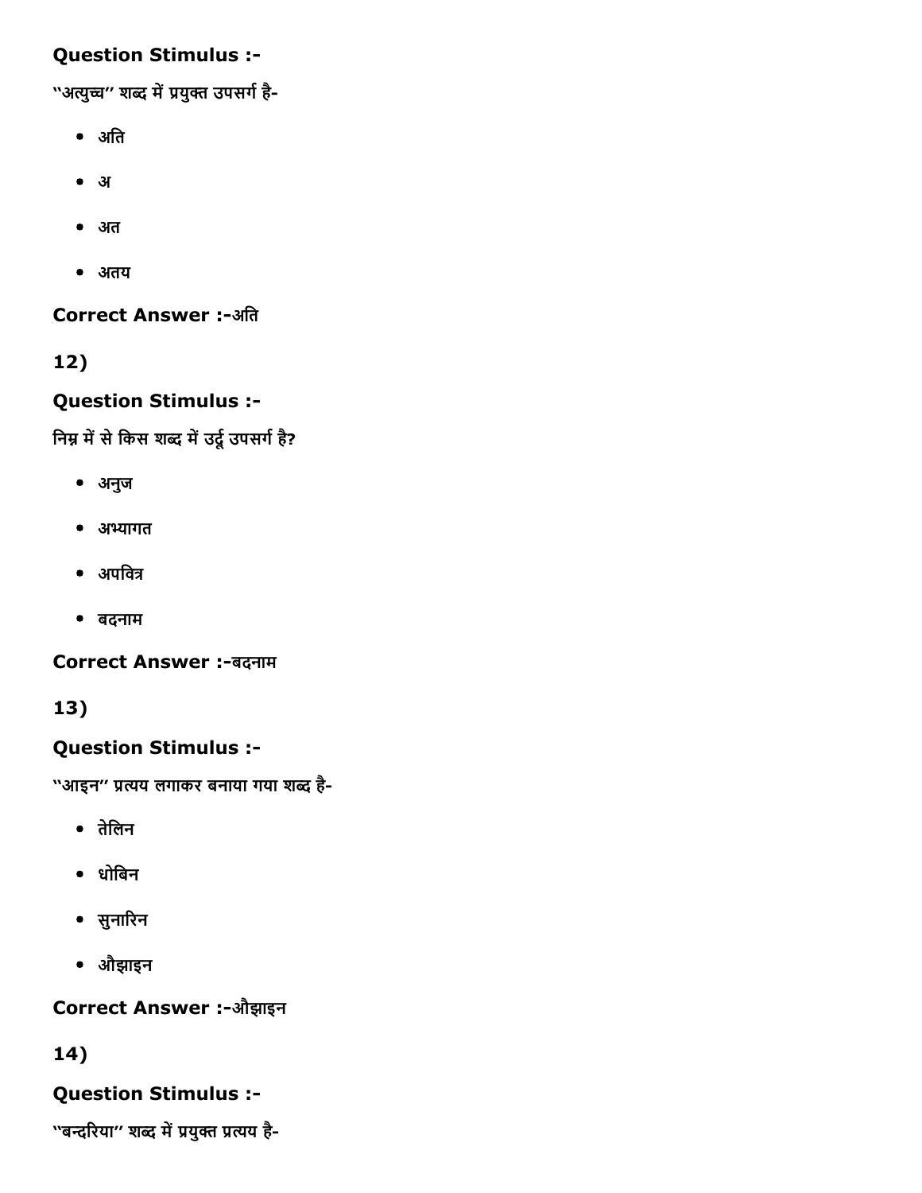**Question Stimulus :-**

"अत्युच्च" शब्द में प्रयुक्त उपसर्ग है-

- अति
- अ
- अत
- अतय

**Correct Answer :-**अति

**12)**

**Question Stimulus :-**

निम्न में से किस शब्द में उर्दू उपसर्ग है?

- अनुज
- अभ्यागत
- अपवित्र
- बदनाम

**Correct Answer :-**बदनाम

**13)**

**Question Stimulus :-**

"आइन" प्रत्यय लगाकर बनाया गया शब्द है-

- तेलिन
- धोबिन
- सुनारिन
- औझाइन

**Correct Answer :-**औझाइन

**14)**

**Question Stimulus :-**

"बन्दरिया" शब्द में प्रयुक्त प्रत्यय है-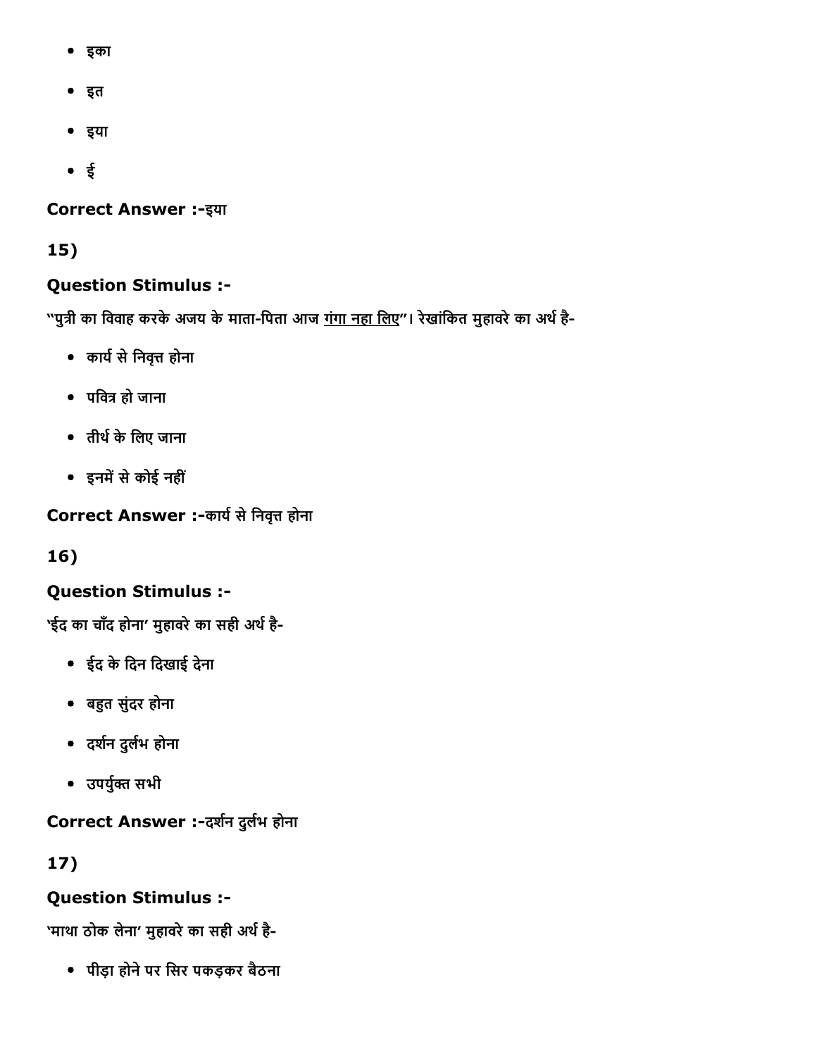- इका
- इत
- इया
- ई

**Correct Answer :-**इया

**15)**

**Question Stimulus :-**

"पुत्री का विवाह करके अजय के माता-पिता आज <u>गंगा नहा लिए</u>"। रेखांकित मुहावरे का अर्थ है-

- कार्य से निवृत्त होना
- पवित्र हो जाना
- तीर्थ के लिए जाना
- इनमें से कोई नहीं

**Correct Answer :-**कार्य से निवृत्त होना

**16)**

**Question Stimulus :-**

'ईद का चाँद होना' मुहावरे का सही अर्थ है-

- ईद के दिन दिखाई देना
- बहुत सुंदर होना
- दर्शन दुर्लभ होना
- उपर्युक्त सभी

**Correct Answer :-**दर्शन दुर्लभ होना

**17)**

**Question Stimulus :-**

'माथा ठोक लेना' मुहावरे का सही अर्थ है-

- पीड़ा होने पर सिर पकड़कर बैठना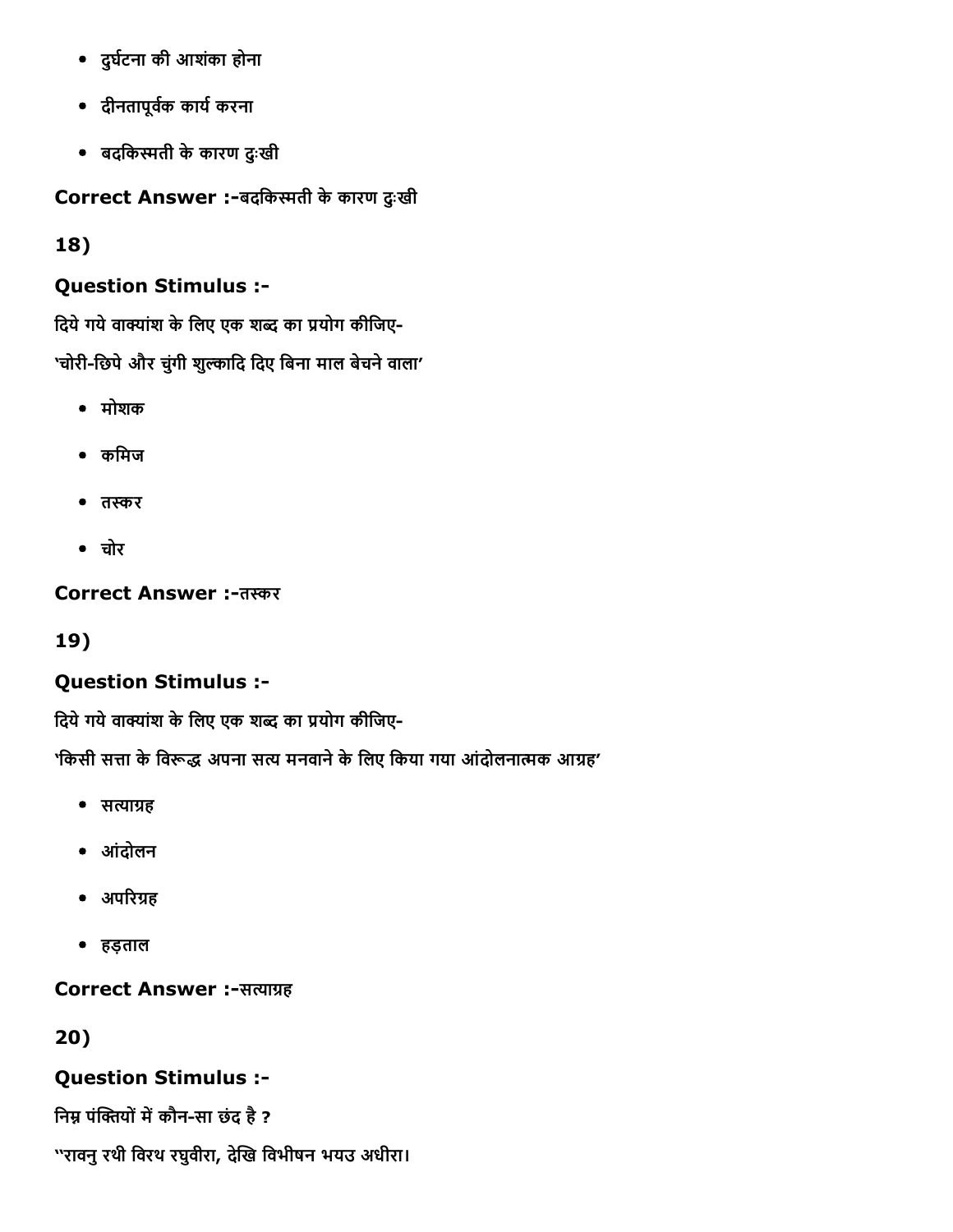- दुर्घटना की आशंका होना
- दीनतापूर्वक कार्य करना
- बदकिस्मती के कारण दुःखी

**Correct Answer :-**बदकिस्मती के कारण दुःखी

**18)**

**Question Stimulus :-**

दिये गये वाक्यांश के लिए एक शब्द का प्रयोग कीजिए-

'चोरी-छिपे और चुंगी शुल्कादि दिए बिना माल बेचने वाला'

- मोशक
- कमिज
- तस्कर
- चोर

**Correct Answer :-**तस्कर

**19)**

**Question Stimulus :-**

दिये गये वाक्यांश के लिए एक शब्द का प्रयोग कीजिए-

'किसी सत्ता के विरूद्ध अपना सत्य मनवाने के लिए किया गया आंदोलनात्मक आग्रह'

- सत्याग्रह
- आंदोलन
- अपरिग्रह
- हड़ताल

**Correct Answer :-**सत्याग्रह

**20)**

**Question Stimulus :-**

निम्न पंक्तियों में कौन-सा छंद है ?

"रावनु रथी विरथ रघुवीरा, देखि विभीषन भयउ अधीरा।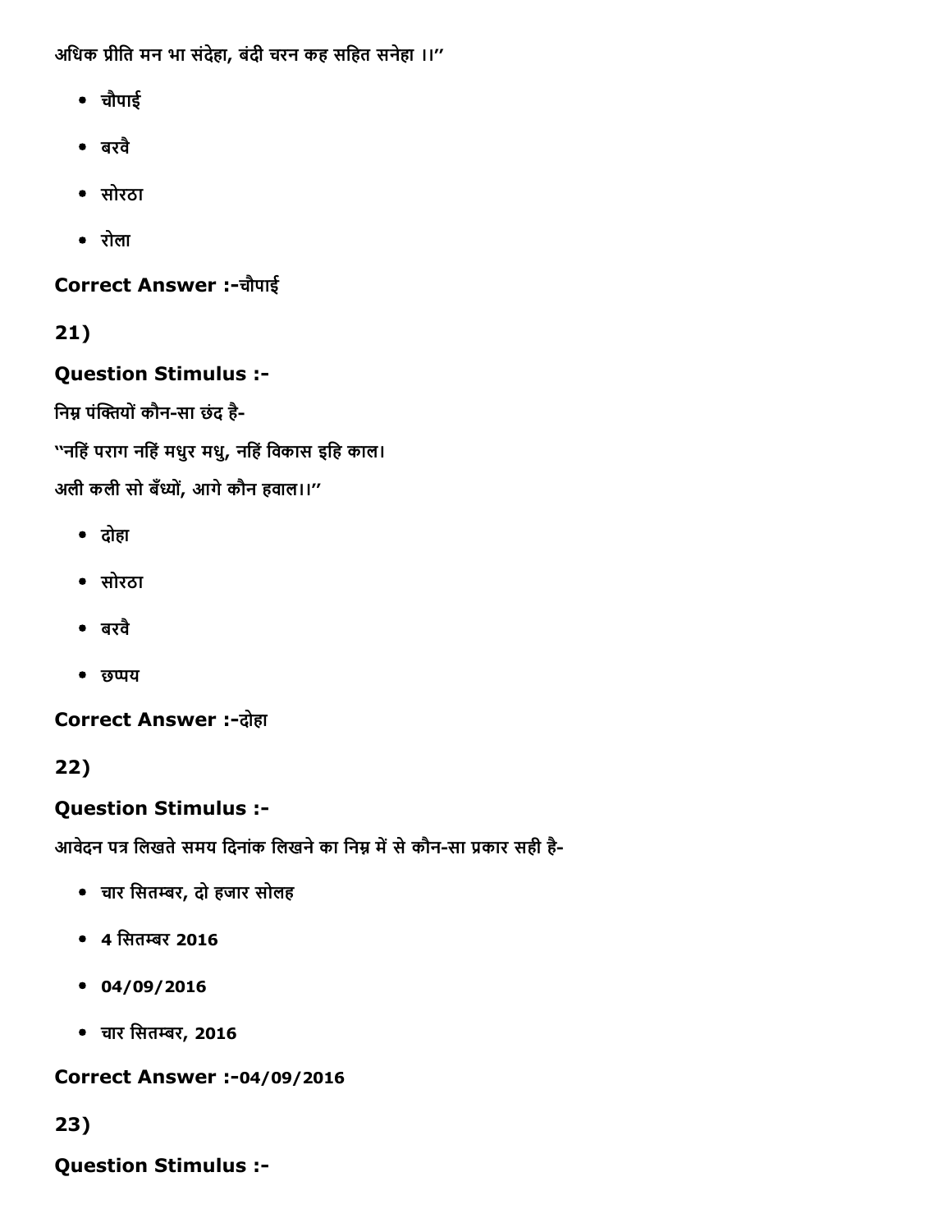अधिक प्रीति मन भा संदेहा, बंदी चरन कह सहित सनेहा ।।''

- चौपाई
- बरवै
- सोरठा
- रोला

**Correct Answer :-**चौपाई

**21)**

**Question Stimulus :-**

निम्न पंक्तियों कौन-सा छंद है-

''नहिं पराग नहिं मधुर मधु, नहिं विकास इहि काल।

अली कली सो बँध्यों, आगे कौन हवाल।।''

- दोहा
- सोरठा
- बरवै
- छप्पय

**Correct Answer :-**दोहा

**22)**

**Question Stimulus :-**

आवेदन पत्र लिखते समय दिनांक लिखने का निम्न में से कौन-सा प्रकार सही है-

- चार सितम्बर, दो हजार सोलह
- 4 सितम्बर 2016
- 04/09/2016
- चार सितम्बर, 2016

**Correct Answer :-**04/09/2016

**23)**

**Question Stimulus :-**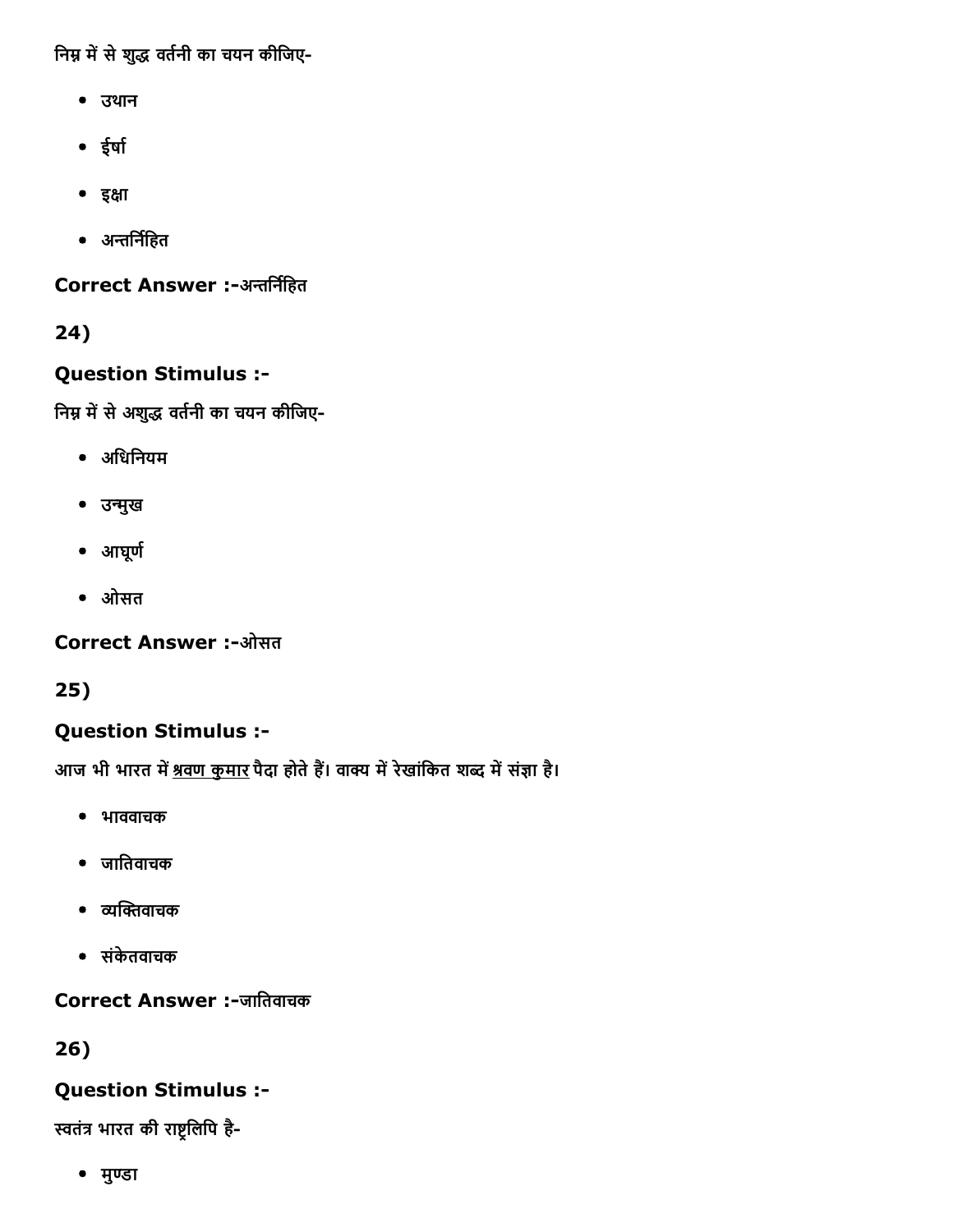निम्न में से शुद्ध वर्तनी का चयन कीजिए-

- उथान
- ईर्षा
- इक्षा
- अन्तर्निहित

**Correct Answer :-**अन्तर्निहित

**24)**

**Question Stimulus :-**

निम्न में से अशुद्ध वर्तनी का चयन कीजिए-

- अधिनियम
- उन्मुख
- आघूर्ण
- ओसत

**Correct Answer :-**ओसत

**25)**

**Question Stimulus :-**

आज भी भारत में <u>श्रवण कुमार</u> पैदा होते हैं। वाक्य में रेखांकित शब्द में संज्ञा है।

- भाववाचक
- जातिवाचक
- व्यक्तिवाचक
- संकेतवाचक

**Correct Answer :-**जातिवाचक

**26)**

**Question Stimulus :-**

स्वतंत्र भारत की राष्ट्रलिपि है-

- मुण्डा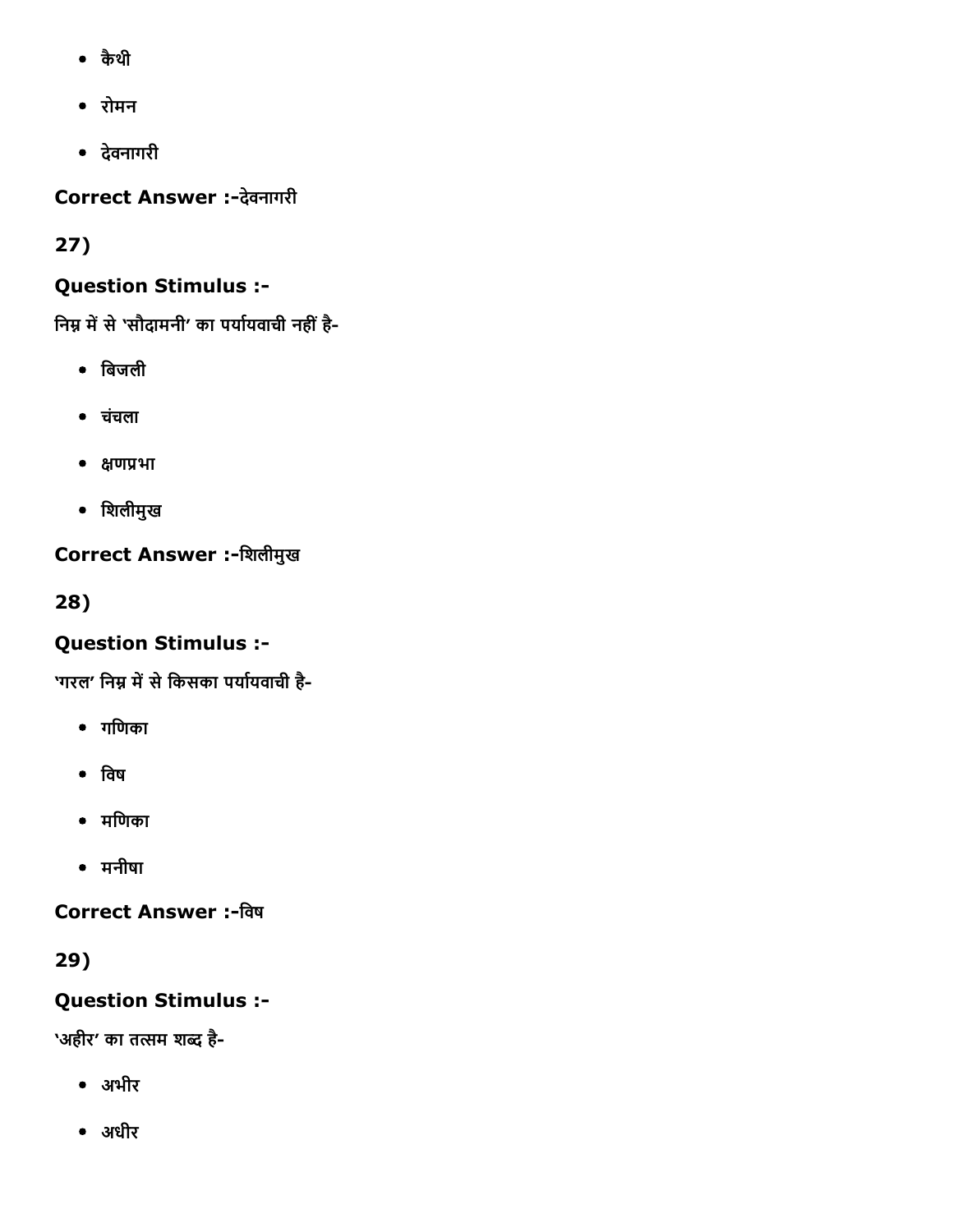- कैथी
- रोमन
- देवनागरी

**Correct Answer :-**देवनागरी

**27)**

**Question Stimulus :-**

निम्न में से 'सौदामनी' का पर्यायवाची नहीं है-

- बिजली
- चंचला
- क्षणप्रभा
- शिलीमुख

**Correct Answer :-**शिलीमुख

**28)**

**Question Stimulus :-**

'गरल' निम्न में से किसका पर्यायवाची है-

- गणिका
- विष
- मणिका
- मनीषा

**Correct Answer :-**विष

**29)**

**Question Stimulus :-**

'अहीर' का तत्सम शब्द है-

- अभीर
- अधीर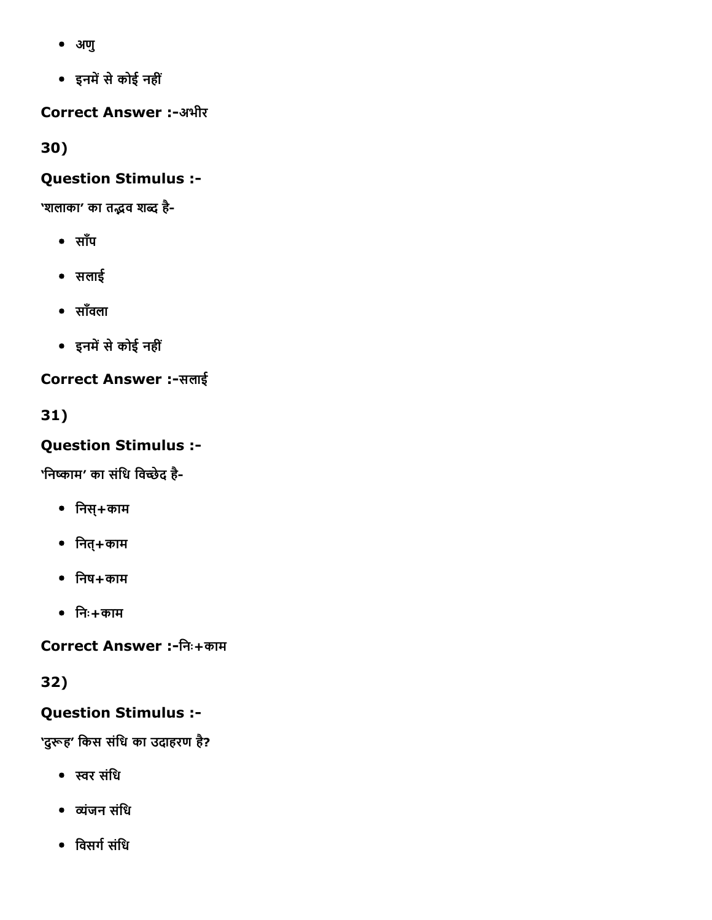- अणु
- इनमें से कोई नहीं

**Correct Answer :-**अभीर

**30)**

**Question Stimulus :-**

'शलाका' का तद्भव शब्द है-

- साँप
- सलाई
- साँवला
- इनमें से कोई नहीं

**Correct Answer :-**सलाई

**31)**

**Question Stimulus :-**

'निष्काम' का संधि विच्छेद है-

- निस्+काम
- नित्+काम
- निष+काम
- निः+काम

**Correct Answer :-**निः+काम

**32)**

**Question Stimulus :-**

'दुरूह' किस संधि का उदाहरण है?

- स्वर संधि
- व्यंजन संधि
- विसर्ग संधि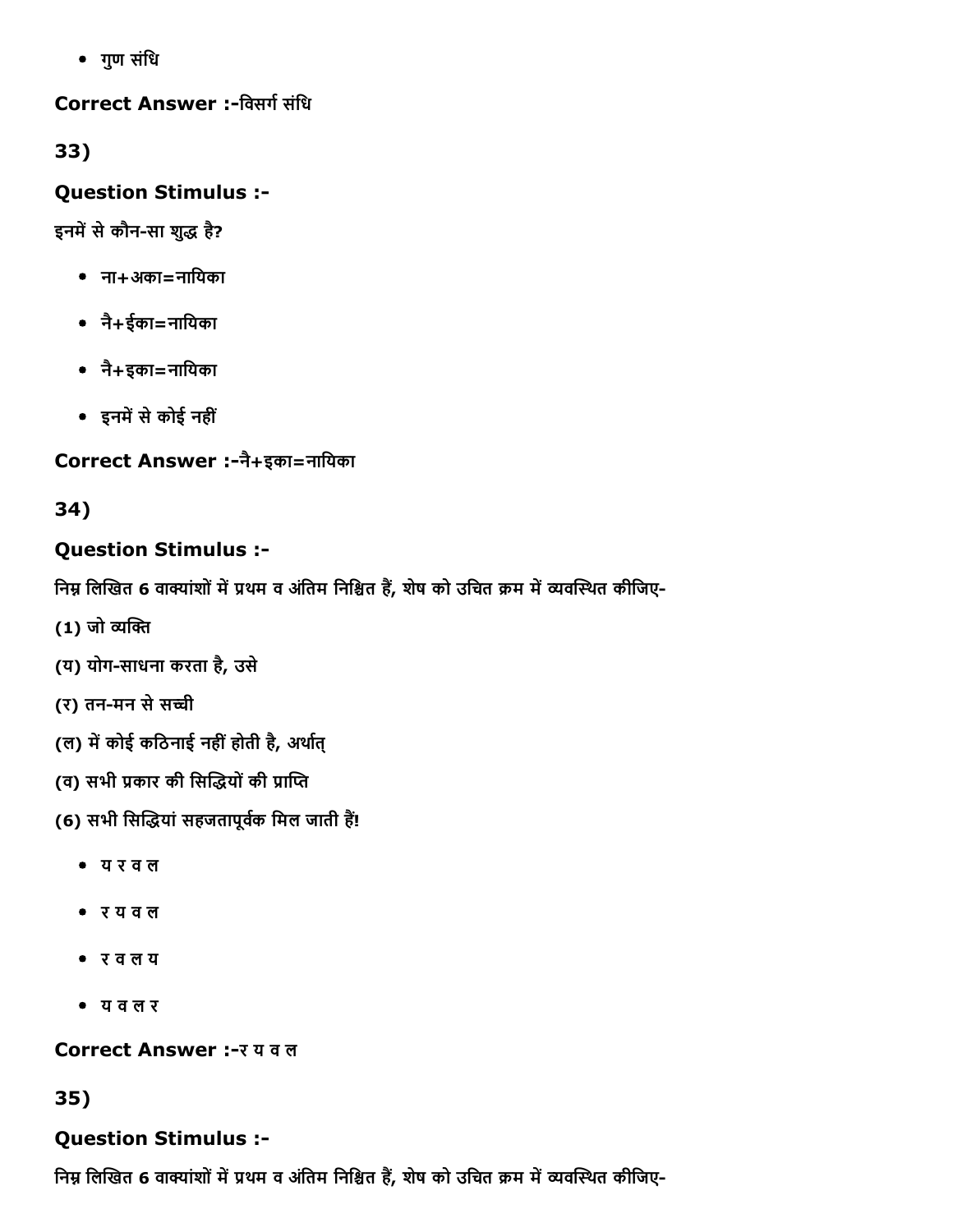- गुण संधि

**Correct Answer :-**विसर्ग संधि

**33)**

**Question Stimulus :-**

इनमें से कौन-सा शुद्ध है?

- ना+अका=नायिका
- नै+ईका=नायिका
- नै+इका=नायिका
- इनमें से कोई नहीं

**Correct Answer :-**नै+इका=नायिका

**34)**

**Question Stimulus :-**

निम्न लिखित 6 वाक्यांशों में प्रथम व अंतिम निश्चित हैं, शेष को उचित क्रम में व्यवस्थित कीजिए-

(1) जो व्यक्ति

(य) योग-साधना करता है, उसे

(र) तन-मन से सच्ची

(ल) में कोई कठिनाई नहीं होती है, अर्थात्

(व) सभी प्रकार की सिद्धियों की प्राप्ति

(6) सभी सिद्धियां सहजतापूर्वक मिल जाती हैं!

- य र व ल
- र य व ल
- र व ल य
- य व ल र

**Correct Answer :-**र य व ल

**35)**

**Question Stimulus :-**

निम्न लिखित 6 वाक्यांशों में प्रथम व अंतिम निश्चित हैं, शेष को उचित क्रम में व्यवस्थित कीजिए-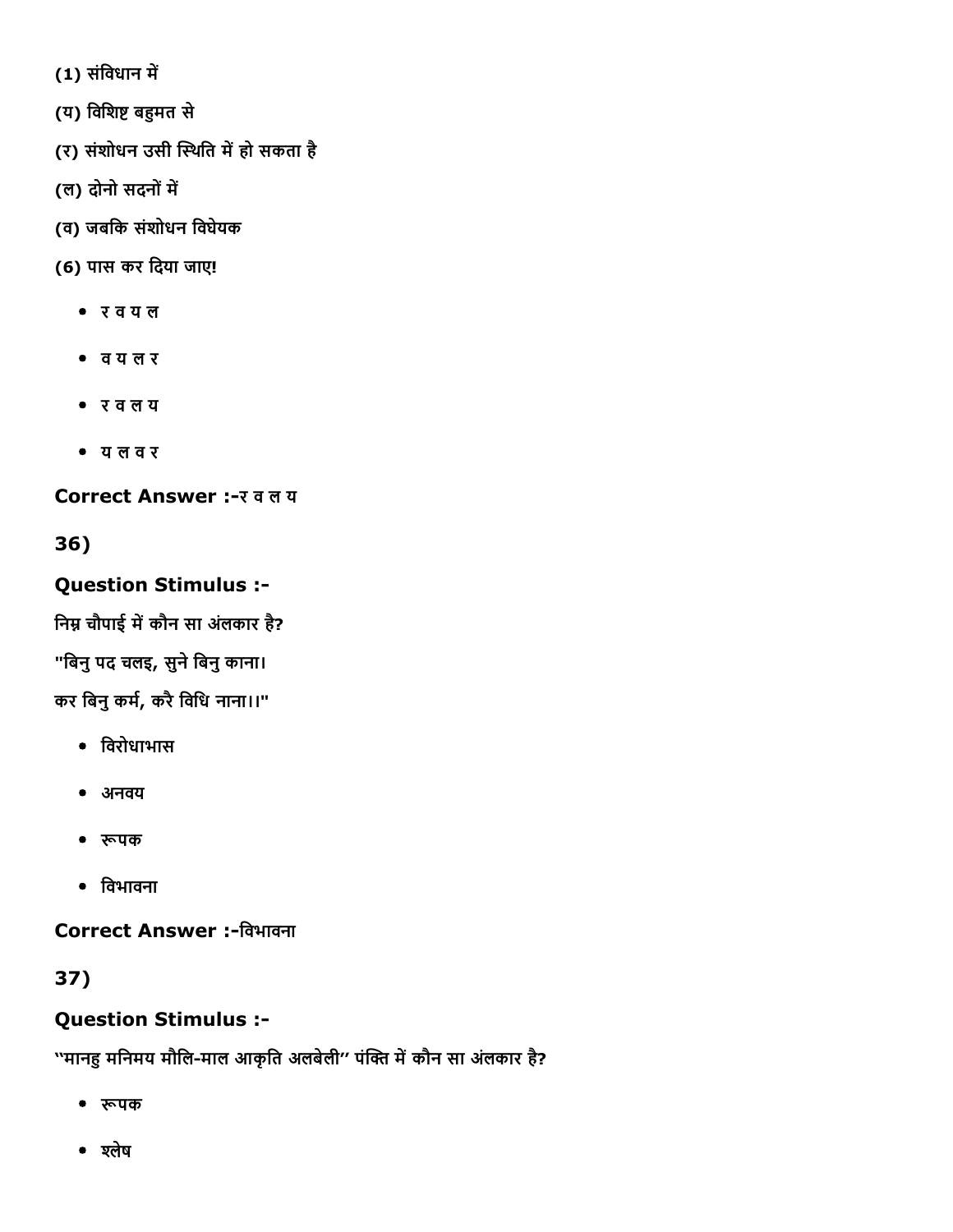(1) संविधान में

(य) विशिष्ट बहुमत से

(र) संशोधन उसी स्थिति में हो सकता है

(ल) दोनो सदनों में

(व) जबकि संशोधन विधेयक

(6) पास कर दिया जाए!

- र व य ल
- व य ल र
- र व ल य
- य ल व र

**Correct Answer :-**र व ल य

**36)**

**Question Stimulus :-**

निम्न चौपाई में कौन सा अंलकार है?

"बिनु पद चलइ, सुने बिनु काना।

कर बिनु कर्म, करै विधि नाना।।"

- विरोधाभास
- अनवय
- रूपक
- विभावना

**Correct Answer :-**विभावना

**37)**

**Question Stimulus :-**

"मानहु मनिमय मौलि-माल आकृति अलबेली" पंक्ति में कौन सा अंलकार है?

- रूपक
- श्लेष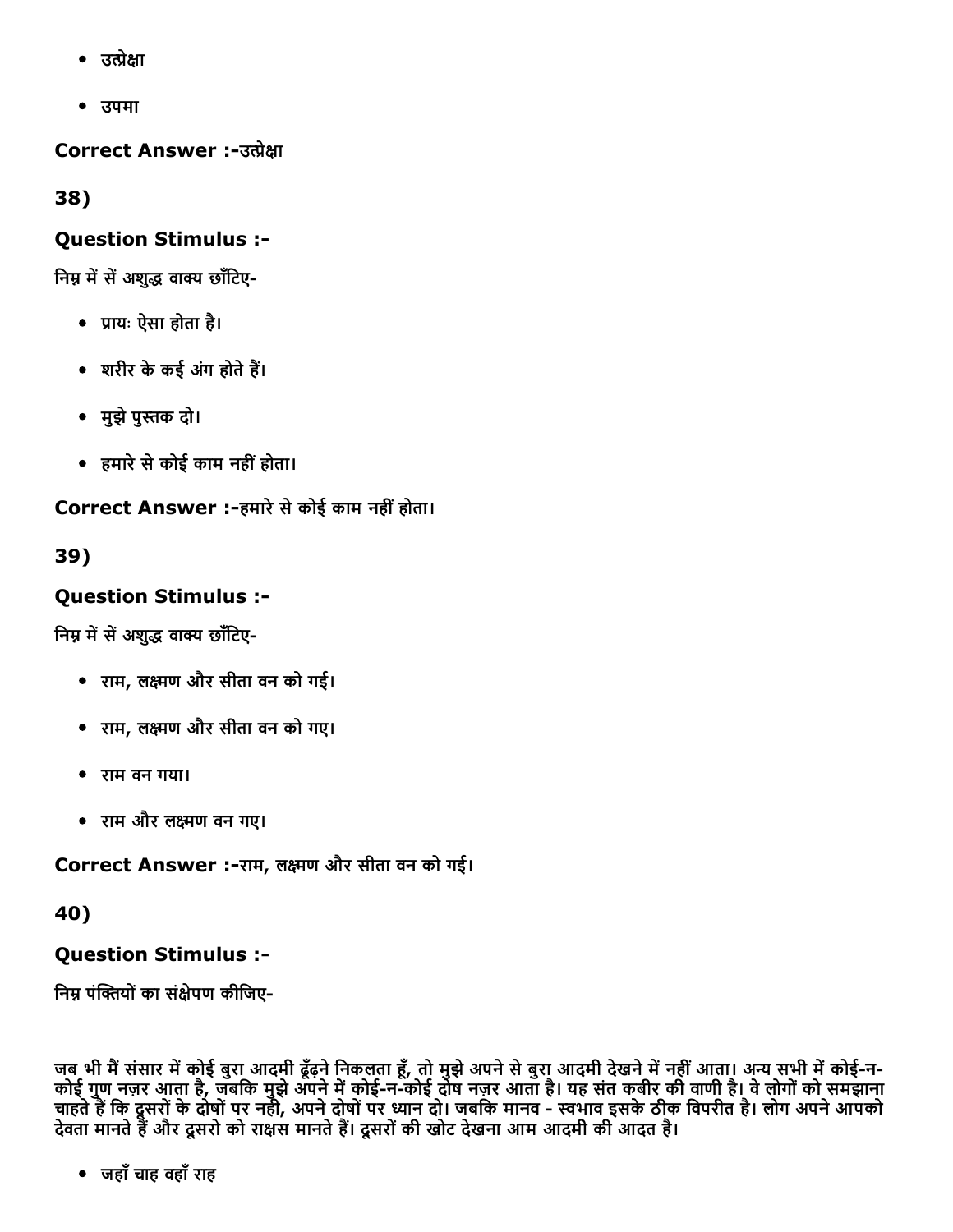- उत्प्रेक्षा
- उपमा

**Correct Answer :-**उत्प्रेक्षा

**38)**

**Question Stimulus :-**

निम्न में सें अशुद्ध वाक्य छाँटिए-

- प्रायः ऐसा होता है।
- शरीर के कई अंग होते हैं।
- मुझे पुस्तक दो।
- हमारे से कोई काम नहीं होता।

**Correct Answer :-**हमारे से कोई काम नहीं होता।

**39)**

**Question Stimulus :-**

निम्न में सें अशुद्ध वाक्य छाँटिए-

- राम, लक्ष्मण और सीता वन को गई।
- राम, लक्ष्मण और सीता वन को गए।
- राम वन गया।
- राम और लक्ष्मण वन गए।

**Correct Answer :-**राम, लक्ष्मण और सीता वन को गई।

**40)**

**Question Stimulus :-**

निम्न पंक्तियों का संक्षेपण कीजिए-

जब भी मैं संसार में कोई बुरा आदमी ढूँढ़ने निकलता हूँ, तो मुझे अपने से बुरा आदमी देखने में नहीं आता। अन्य सभी में कोई-न-कोई गुण नज़र आता है, जबकि मुझे अपने में कोई-न-कोई दोष नज़र आता है। यह संत कबीर की वाणी है। वे लोगों को समझाना चाहते हैं कि दूसरों के दोषों पर नहीं, अपने दोषों पर ध्यान दो। जबकि मानव - स्वभाव इसके ठीक विपरीत है। लोग अपने आपको देवता मानते हैं और दूसरो को राक्षस मानते हैं। दूसरों की खोट देखना आम आदमी की आदत है।

- जहाँ चाह वहाँ राह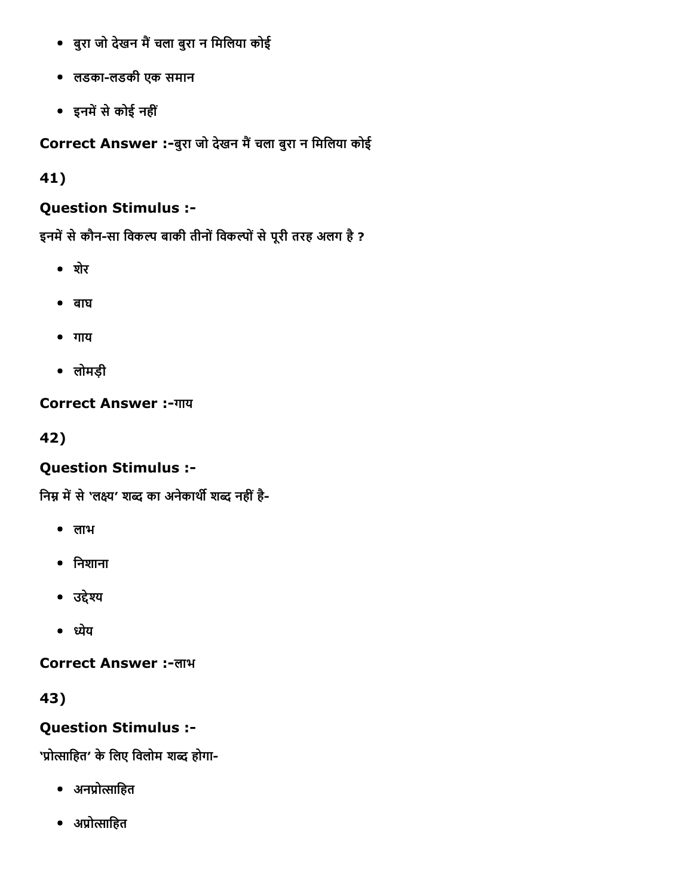- बुरा जो देखन मैं चला बुरा न मिलिया कोई
- लडका-लडकी एक समान
- इनमें से कोई नहीं

**Correct Answer :-**बुरा जो देखन मैं चला बुरा न मिलिया कोई

**41)**

**Question Stimulus :-**

इनमें से कौन-सा विकल्प बाकी तीनों विकल्पों से पूरी तरह अलग है ?

- शेर
- बाघ
- गाय
- लोमड़ी

**Correct Answer :-**गाय

**42)**

**Question Stimulus :-**

निम्न में से 'लक्ष्य' शब्द का अनेकार्थी शब्द नहीं है-

- लाभ
- निशाना
- उद्देश्य
- ध्येय

**Correct Answer :-**लाभ

**43)**

**Question Stimulus :-**

'प्रोत्साहित' के लिए विलोम शब्द होगा-

- अनप्रोत्साहित
- अप्रोत्साहित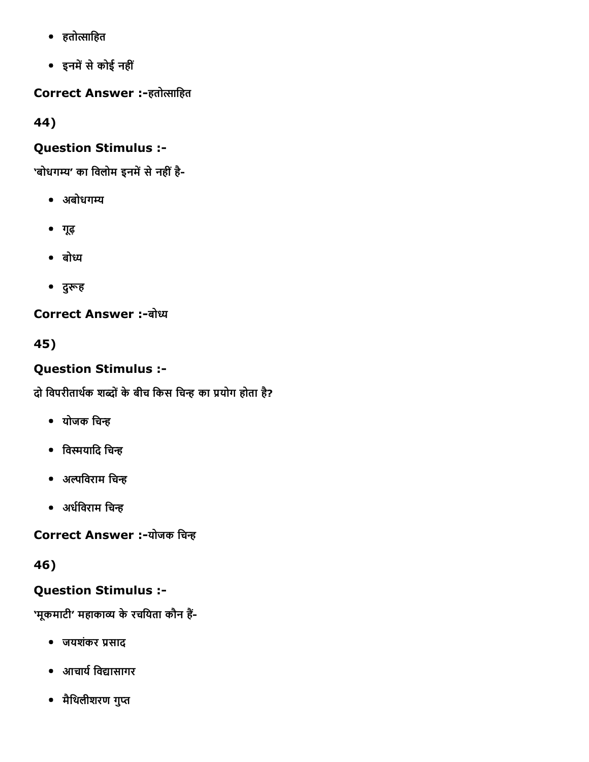- हतोत्साहित
- इनमें से कोई नहीं

**Correct Answer :-**हतोत्साहित

**44)**

**Question Stimulus :-**

'बोधगम्य' का विलोम इनमें से नहीं है-

- अबोधगम्य
- गूढ़
- बोध्य
- दुरूह

**Correct Answer :-**बोध्य

**45)**

**Question Stimulus :-**

दो विपरीतार्थक शब्दों के बीच किस चिन्ह का प्रयोग होता है?

- योजक चिन्ह
- विस्मयादि चिन्ह
- अल्पविराम चिन्ह
- अर्धविराम चिन्ह

**Correct Answer :-**योजक चिन्ह

**46)**

**Question Stimulus :-**

'मूकमाटी' महाकाव्य के रचयिता कौन हैं-

- जयशंकर प्रसाद
- आचार्य विद्यासागर
- मैथिलीशरण गुप्त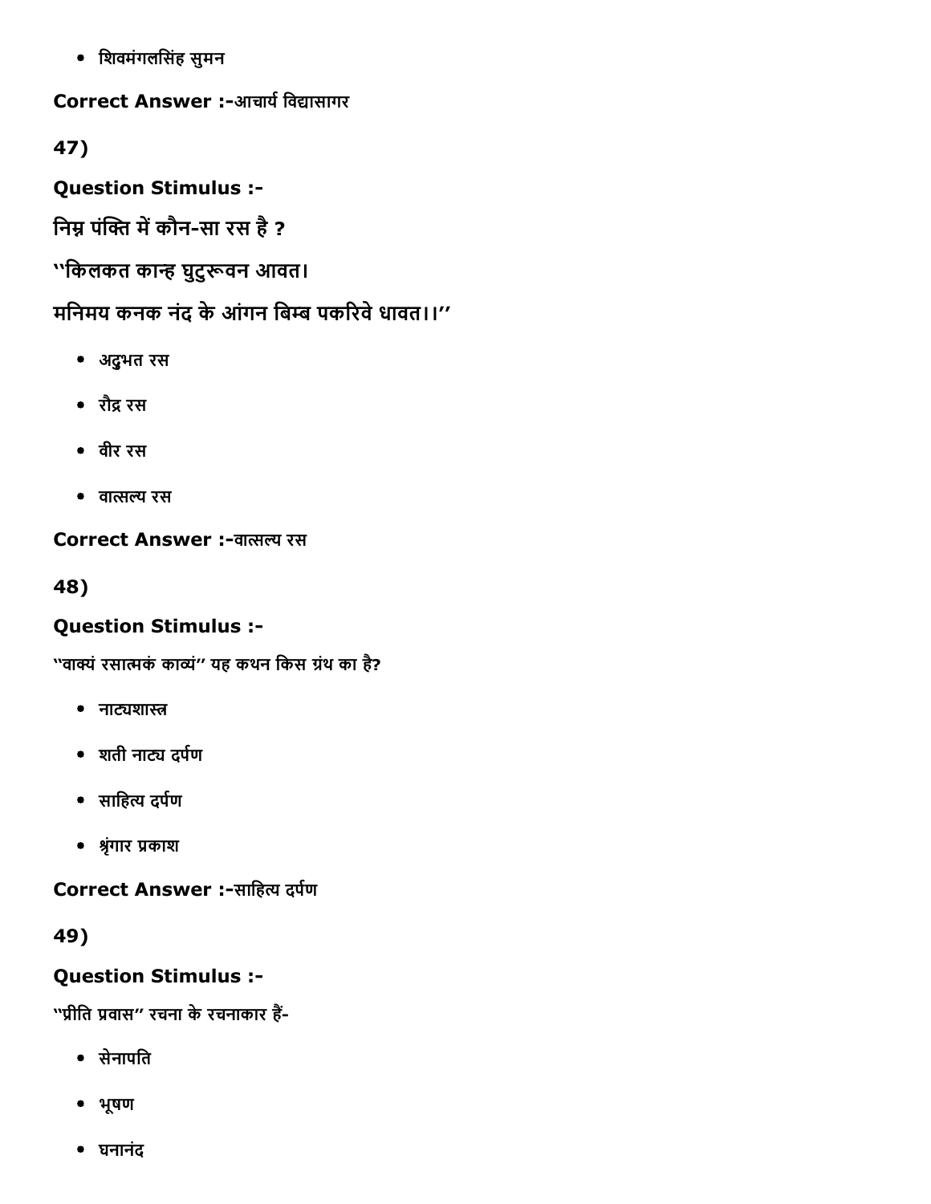- शिवमंगलसिंह सुमन

**Correct Answer :-**आचार्य विद्यासागर

**47)**

**Question Stimulus :-**

**निम्न पंक्ति में कौन-सा रस है ?**

**''किलकत कान्ह घुटुरूवन आवत।**

**मनिमय कनक नंद के आंगन बिम्ब पकरिवे धावत।।''**

- अद्‌भुत रस
- रौद्र रस
- वीर रस
- वात्सल्य रस

**Correct Answer :-**वात्सल्य रस

**48)**

**Question Stimulus :-**

''वाक्यं रसात्मकं काव्यं'' यह कथन किस ग्रंथ का है?

- नाट्यशास्त्र
- शती नाट्य दर्पण
- साहित्य दर्पण
- श्रृंगार प्रकाश

**Correct Answer :-**साहित्य दर्पण

**49)**

**Question Stimulus :-**

''प्रीति प्रवास'' रचना के रचनाकार हैं-

- सेनापति
- भूषण
- घनानंद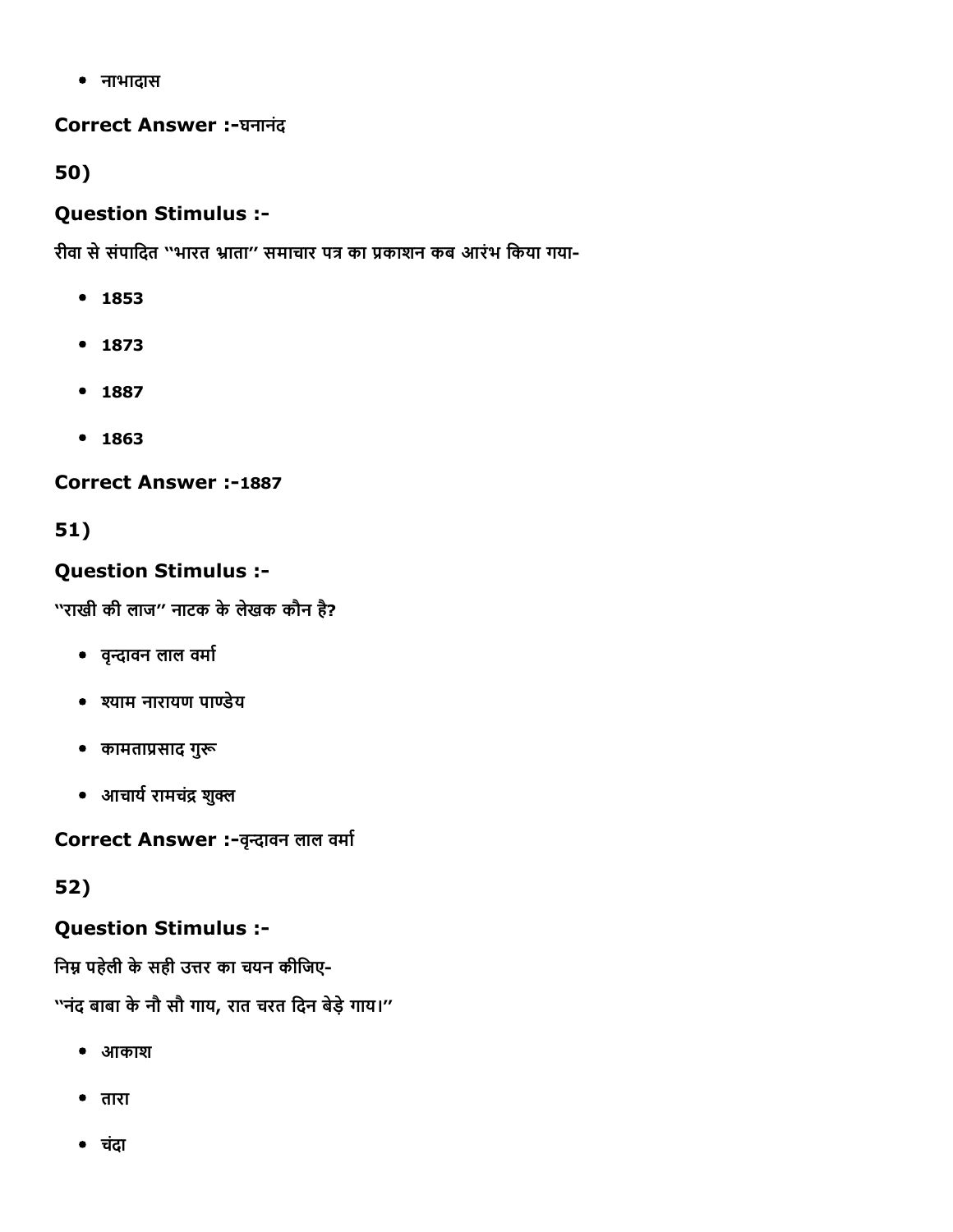- नाभादास

**Correct Answer :-**घनानंद

**50)**

**Question Stimulus :-**

रीवा से संपादित "भारत भ्राता" समाचार पत्र का प्रकाशन कब आरंभ किया गया-

- 1853
- 1873
- 1887
- 1863

**Correct Answer :-**1887

**51)**

**Question Stimulus :-**

"राखी की लाज" नाटक के लेखक कौन है?

- वृन्दावन लाल वर्मा
- श्याम नारायण पाण्डेय
- कामताप्रसाद गुरू
- आचार्य रामचंद्र शुक्ल

**Correct Answer :-**वृन्दावन लाल वर्मा

**52)**

**Question Stimulus :-**

निम्न पहेली के सही उत्तर का चयन कीजिए-

"नंद बाबा के नौ सौ गाय, रात चरत दिन बेड़े गाय।"

- आकाश
- तारा
- चंदा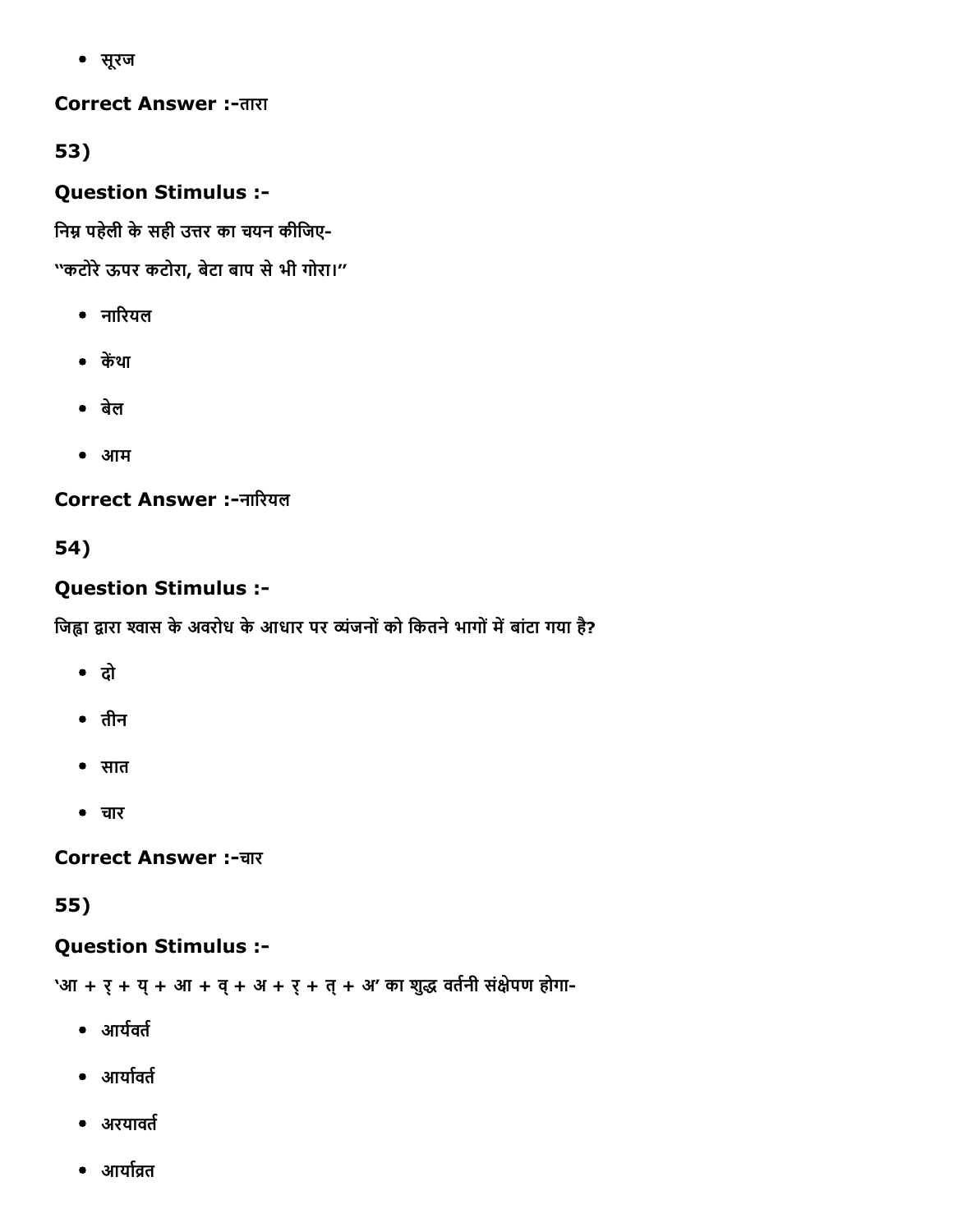- सूरज

**Correct Answer :-**तारा

**53)**

**Question Stimulus :-**

निम्न पहेली के सही उत्तर का चयन कीजिए-

"कटोरे ऊपर कटोरा, बेटा बाप से भी गोरा।"

- नारियल
- केंथा
- बेल
- आम

**Correct Answer :-**नारियल

**54)**

**Question Stimulus :-**

जिह्वा द्वारा श्वास के अवरोध के आधार पर व्यंजनों को कितने भागों में बांटा गया है?

- दो
- तीन
- सात
- चार

**Correct Answer :-**चार

**55)**

**Question Stimulus :-**

'आ + र् + य् + आ + व् + अ + र् + त् + अ' का शुद्ध वर्तनी संक्षेपण होगा-

- आर्यवर्त
- आर्यावर्त
- अरयावर्त
- आर्याव्रत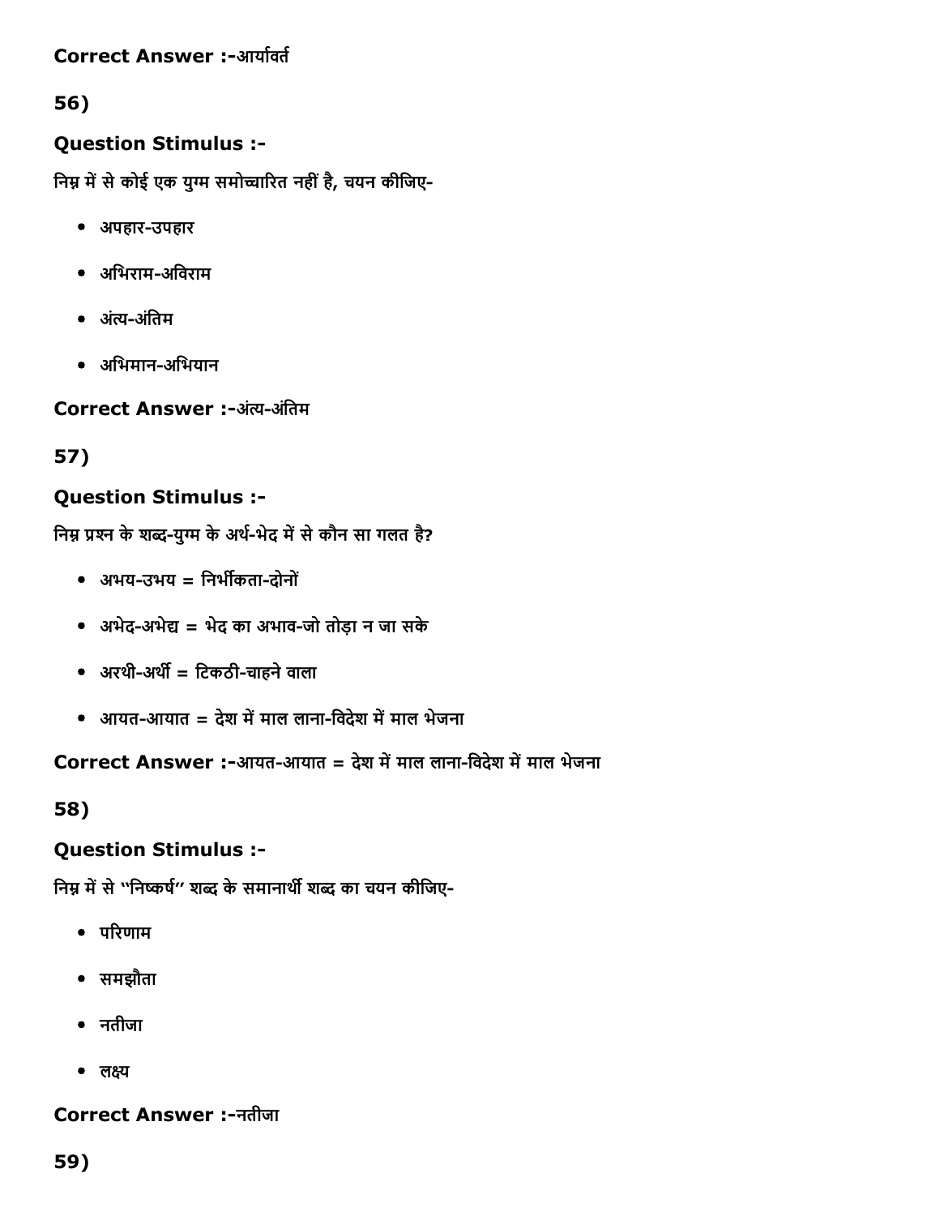**Correct Answer :-**आर्यावर्त

**56)**

**Question Stimulus :-**

निम्न में से कोई एक युग्म समोच्चारित नहीं है, चयन कीजिए-

- अपहार-उपहार
- अभिराम-अविराम
- अंत्य-अंतिम
- अभिमान-अभियान

**Correct Answer :-**अंत्य-अंतिम

**57)**

**Question Stimulus :-**

निम्न प्रश्न के शब्द-युग्म के अर्थ-भेद में से कौन सा गलत है?

- अभय-उभय = निर्भीकता-दोनों
- अभेद-अभेद्य = भेद का अभाव-जो तोड़ा न जा सके
- अरथी-अर्थी = टिकठी-चाहने वाला
- आयत-आयात = देश में माल लाना-विदेश में माल भेजना

**Correct Answer :-**आयत-आयात = देश में माल लाना-विदेश में माल भेजना

**58)**

**Question Stimulus :-**

निम्न में से "निष्कर्ष" शब्द के समानार्थी शब्द का चयन कीजिए-

- परिणाम
- समझौता
- नतीजा
- लक्ष्य

**Correct Answer :-**नतीजा

**59)**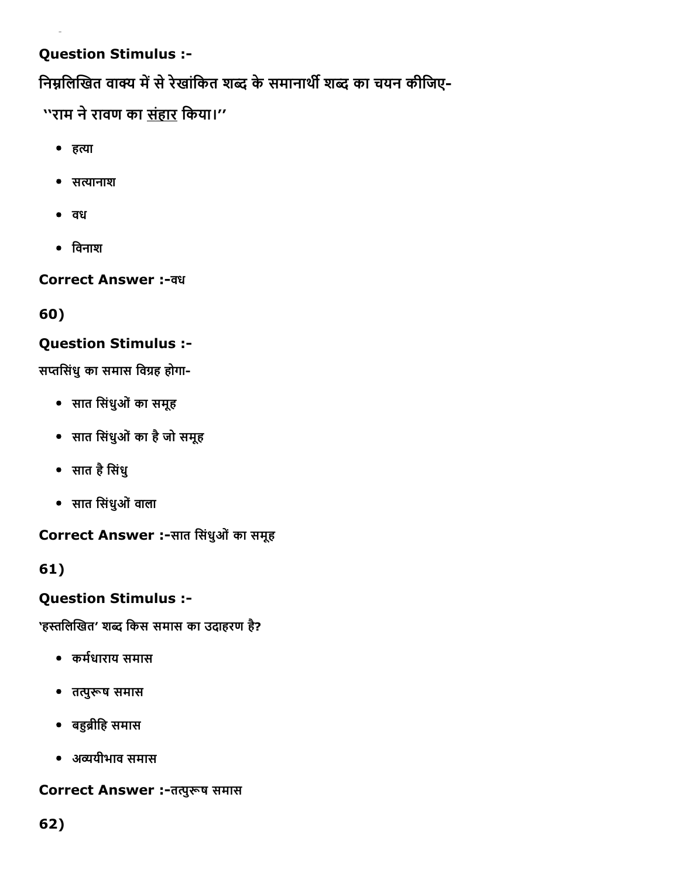**Question Stimulus :-**

निम्नलिखित वाक्य में से रेखांकित शब्द के समानार्थी शब्द का चयन कीजिए-

''राम ने रावण का <u>संहार</u> किया।''

- हत्या
- सत्यानाश
- वध
- विनाश

**Correct Answer :-**वध

**60)**

**Question Stimulus :-**

सप्तसिंधु का समास विग्रह होगा-

- सात सिंधुओं का समूह
- सात सिंधुओं का है जो समूह
- सात है सिंधु
- सात सिंधुओं वाला

**Correct Answer :-**सात सिंधुओं का समूह

**61)**

**Question Stimulus :-**

'हस्तलिखित' शब्द किस समास का उदाहरण है?

- कर्मधाराय समास
- तत्पुरूष समास
- बहुब्रीहि समास
- अव्ययीभाव समास

**Correct Answer :-**तत्पुरूष समास

**62)**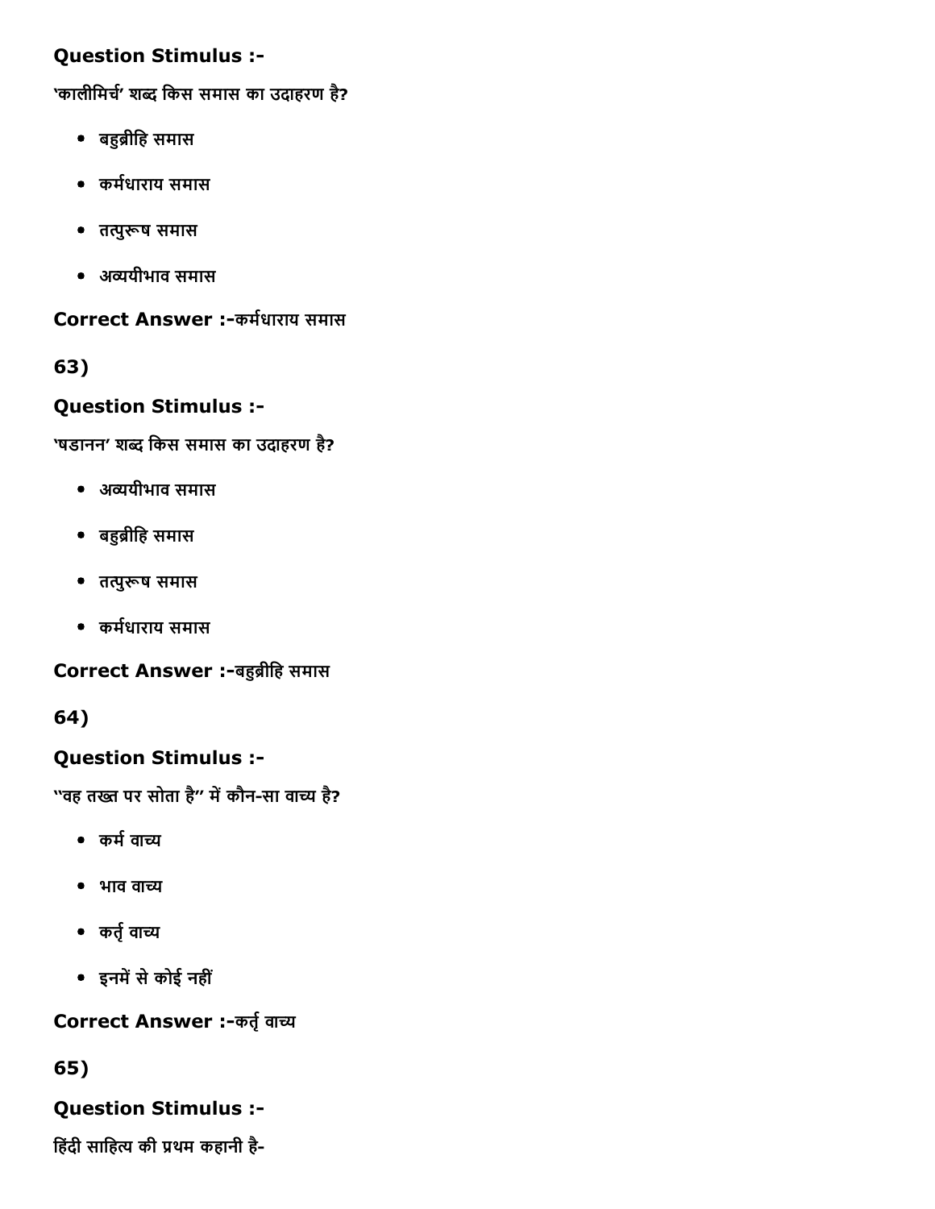**Question Stimulus :-**

'कालीमिर्च' शब्द किस समास का उदाहरण है?

- बहुब्रीहि समास
- कर्मधाराय समास
- तत्पुरूष समास
- अव्ययीभाव समास

**Correct Answer :-**कर्मधाराय समास

**63)**

**Question Stimulus :-**

'षडानन' शब्द किस समास का उदाहरण है?

- अव्ययीभाव समास
- बहुब्रीहि समास
- तत्पुरूष समास
- कर्मधाराय समास

**Correct Answer :-**बहुब्रीहि समास

**64)**

**Question Stimulus :-**

"वह तख्त पर सोता है" में कौन-सा वाच्य है?

- कर्म वाच्य
- भाव वाच्य
- कर्तृ वाच्य
- इनमें से कोई नहीं

**Correct Answer :-**कर्तृ वाच्य

**65)**

**Question Stimulus :-**

हिंदी साहित्य की प्रथम कहानी है-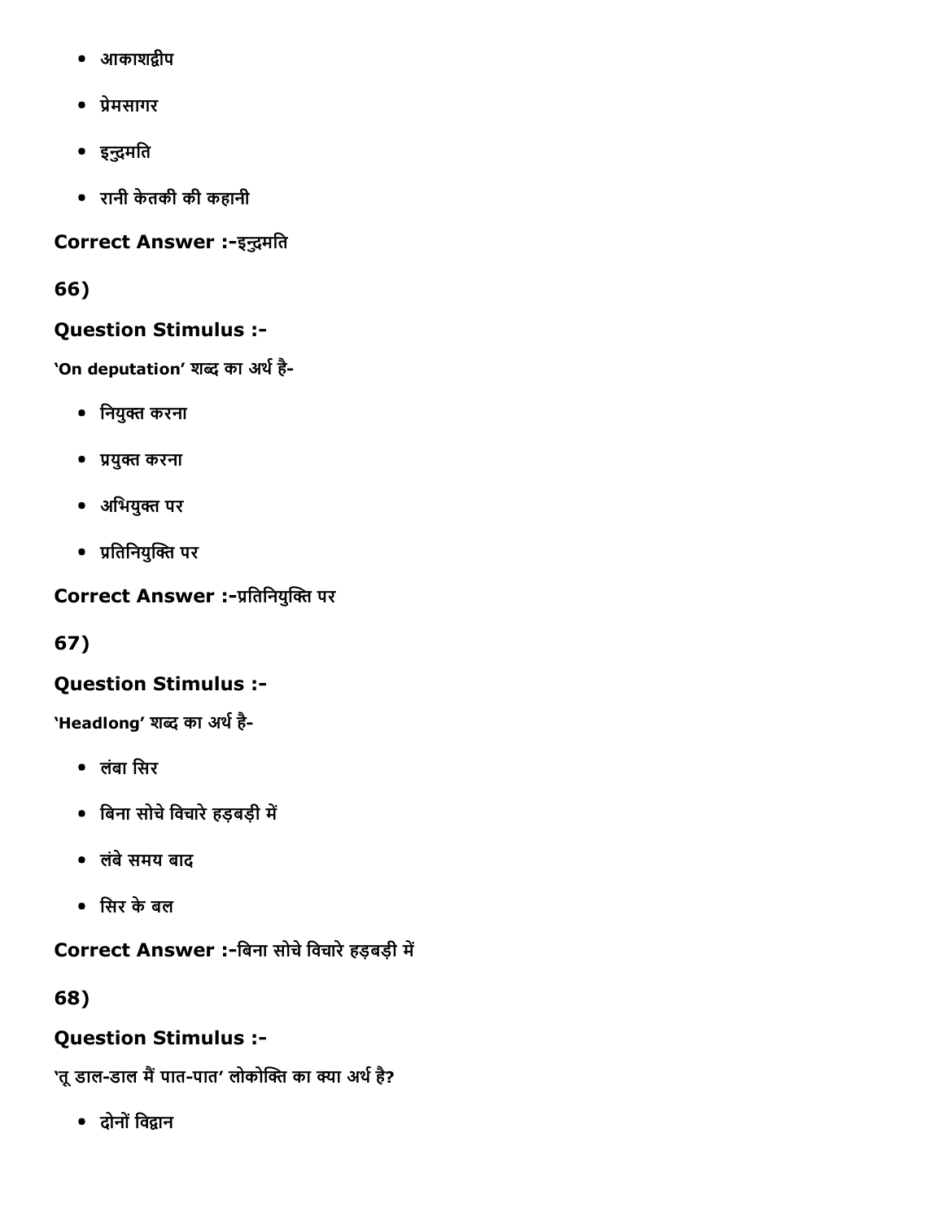- आकाशद्वीप
- प्रेमसागर
- इन्दुमति
- रानी केतकी की कहानी

**Correct Answer :-**इन्दुमति

**66)**

**Question Stimulus :-**

**'On deputation' शब्द का अर्थ है-**

- नियुक्त करना
- प्रयुक्त करना
- अभियुक्त पर
- प्रतिनियुक्ति पर

**Correct Answer :-**प्रतिनियुक्ति पर

**67)**

**Question Stimulus :-**

**'Headlong' शब्द का अर्थ है-**

- लंबा सिर
- बिना सोचे विचारे हड़बड़ी में
- लंबे समय बाद
- सिर के बल

**Correct Answer :-**बिना सोचे विचारे हड़बड़ी में

**68)**

**Question Stimulus :-**

**'तू डाल-डाल मैं पात-पात' लोकोक्ति का क्या अर्थ है?**

- दोनों विद्वान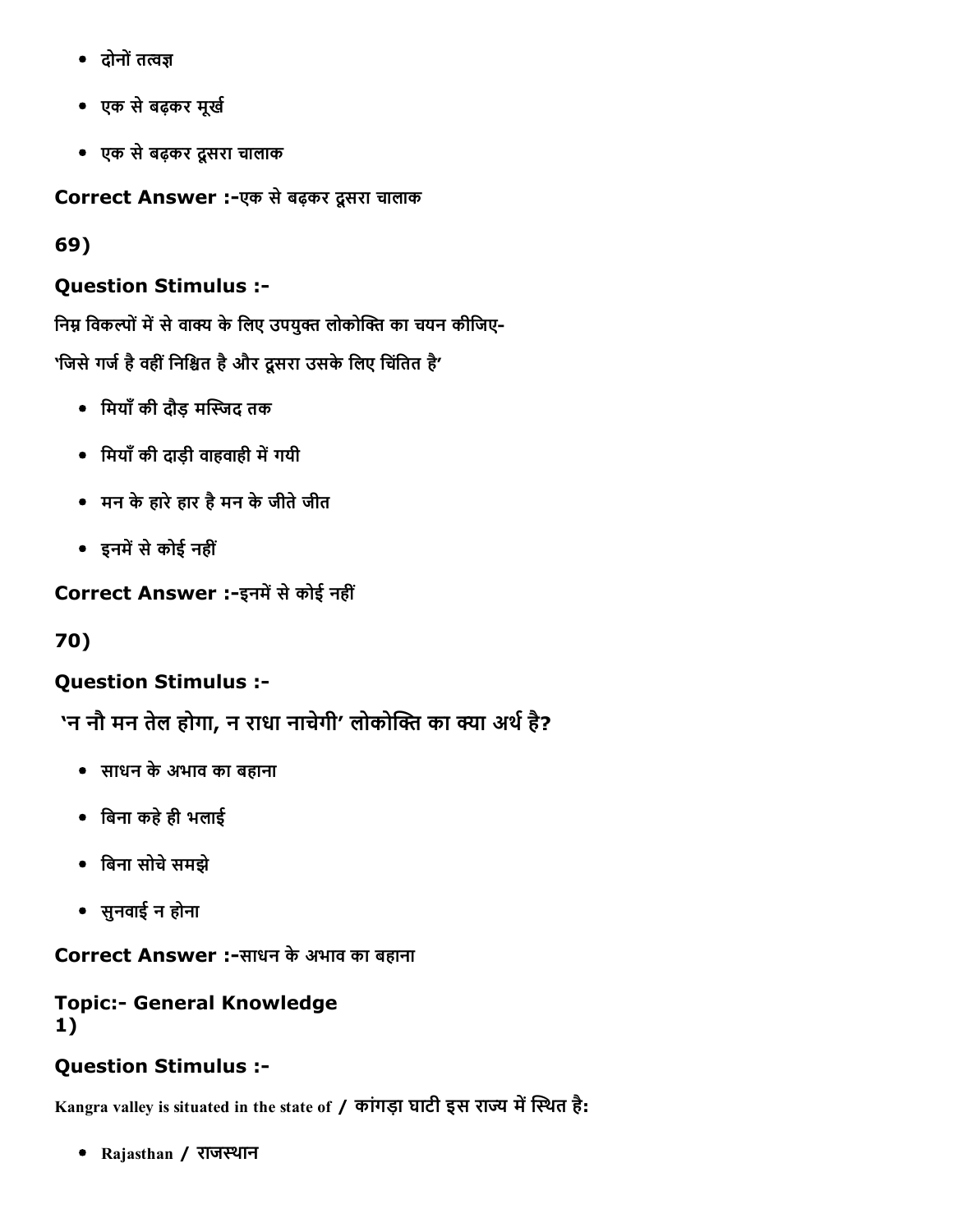- दोनों तत्वज्ञ
- एक से बढ़कर मूर्ख
- एक से बढ़कर दूसरा चालाक

**Correct Answer :-**एक से बढ़कर दूसरा चालाक

**69)**

**Question Stimulus :-**

निम्न विकल्पों में से वाक्य के लिए उपयुक्त लोकोक्ति का चयन कीजिए-

'जिसे गर्ज है वहीं निश्चित है और दूसरा उसके लिए चिंतित है'

- मियाँ की दौड़ मस्जिद तक
- मियाँ की दाड़ी वाहवाही में गयी
- मन के हारे हार है मन के जीते जीत
- इनमें से कोई नहीं

**Correct Answer :-**इनमें से कोई नहीं

**70)**

**Question Stimulus :-**

'न नौ मन तेल होगा, न राधा नाचेगी' लोकोक्ति का क्या अर्थ है?

- साधन के अभाव का बहाना
- बिना कहे ही भलाई
- बिना सोचे समझे
- सुनवाई न होना

**Correct Answer :-**साधन के अभाव का बहाना

**Topic:- General Knowledge**
**1)**

**Question Stimulus :-**

Kangra valley is situated in the state of / कांगड़ा घाटी इस राज्य में स्थित है:

- Rajasthan / राजस्थान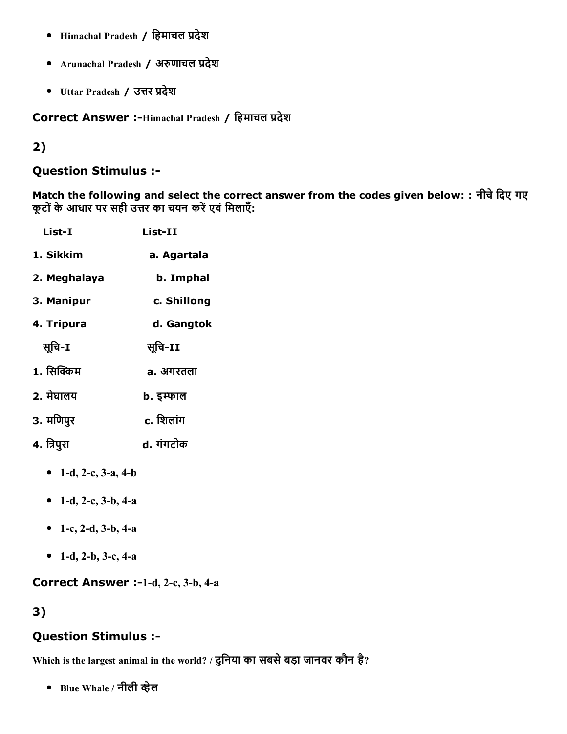- Himachal Pradesh / हिमाचल प्रदेश
- Arunachal Pradesh / अरुणाचल प्रदेश
- Uttar Pradesh / उत्तर प्रदेश

**Correct Answer :-**Himachal Pradesh / हिमाचल प्रदेश

## 2)

### Question Stimulus :-

**Match the following and select the correct answer from the codes given below: : नीचे दिए गए कूटों के आधार पर सही उत्तर का चयन करें एवं मिलाएँ:**

| List-I | List-II |
|---|---|
| 1. Sikkim | a. Agartala |
| 2. Meghalaya | b. Imphal |
| 3. Manipur | c. Shillong |
| 4. Tripura | d. Gangtok |

| सूचि-I | सूचि-II |
|---|---|
| 1. सिक्किम | a. अगरतला |
| 2. मेघालय | b. इम्फाल |
| 3. मणिपुर | c. शिलांग |
| 4. त्रिपुरा | d. गंगटोक |

- 1-d, 2-c, 3-a, 4-b
- 1-d, 2-c, 3-b, 4-a
- 1-c, 2-d, 3-b, 4-a
- 1-d, 2-b, 3-c, 4-a

**Correct Answer :-**1-d, 2-c, 3-b, 4-a

## 3)

### Question Stimulus :-

Which is the largest animal in the world? / दुनिया का सबसे बड़ा जानवर कौन है?

- Blue Whale / नीली व्हेल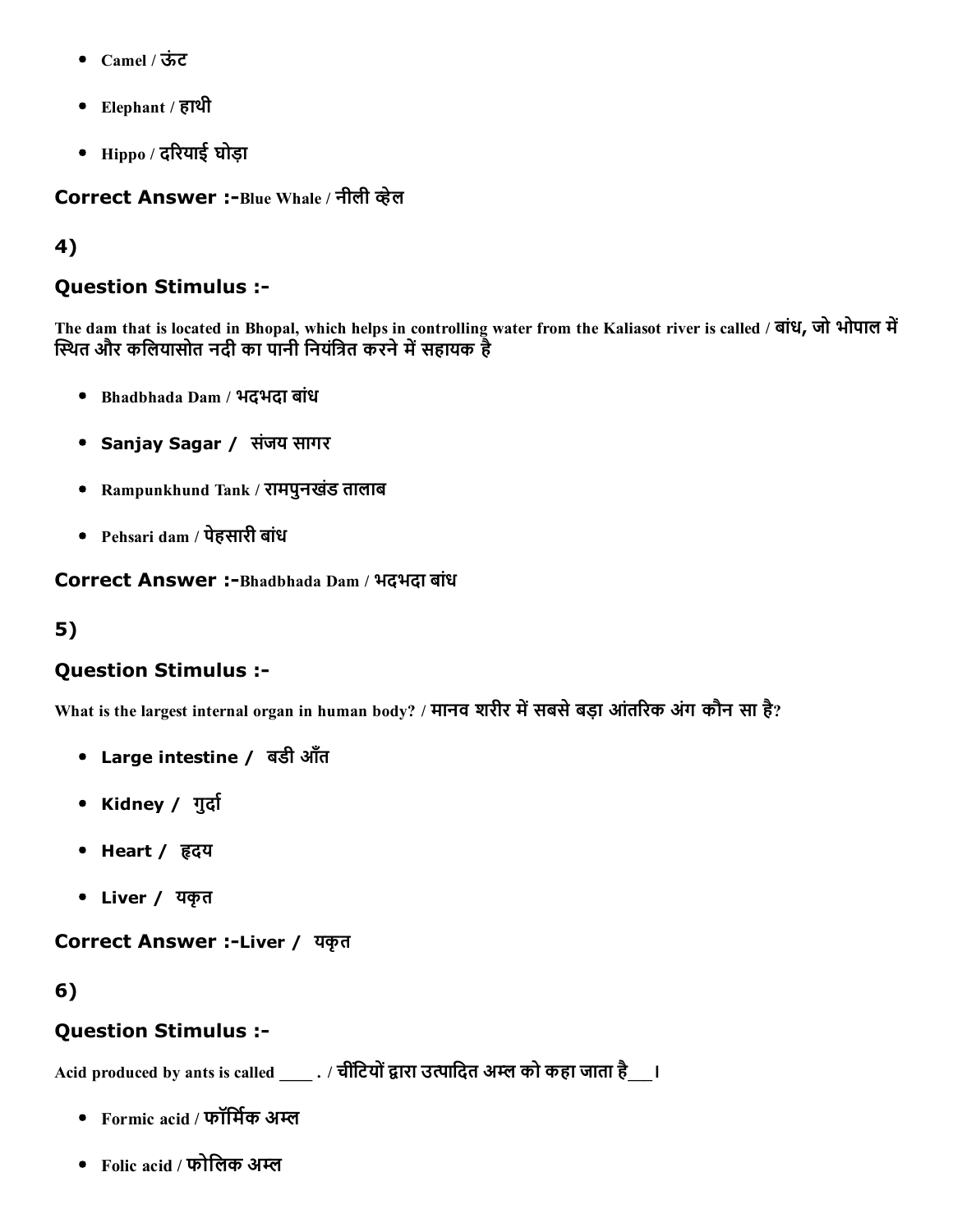- Camel / ऊंट
- Elephant / हाथी
- Hippo / दरियाई घोड़ा

**Correct Answer :-**Blue Whale / नीली व्हेल

**4)**

**Question Stimulus :-**

The dam that is located in Bhopal, which helps in controlling water from the Kaliasot river is called / बांध, जो भोपाल में स्थित और कलियासोत नदी का पानी नियंत्रित करने में सहायक है

- Bhadbhada Dam / भदभदा बांध
- Sanjay Sagar / संजय सागर
- Rampunkhund Tank / रामपुनखंड तालाब
- Pehsari dam / पेहसारी बांध

**Correct Answer :-**Bhadbhada Dam / भदभदा बांध

**5)**

**Question Stimulus :-**

What is the largest internal organ in human body? / मानव शरीर में सबसे बड़ा आंतरिक अंग कौन सा है?

- Large intestine / बडी आँत
- Kidney / गुर्दा
- Heart / हृदय
- Liver / यकृत

**Correct Answer :-**Liver / यकृत

**6)**

**Question Stimulus :-**

Acid produced by ants is called ____ . / चींटियों द्वारा उत्पादित अम्ल को कहा जाता है___।

- Formic acid / फॉर्मिक अम्ल
- Folic acid / फोलिक अम्ल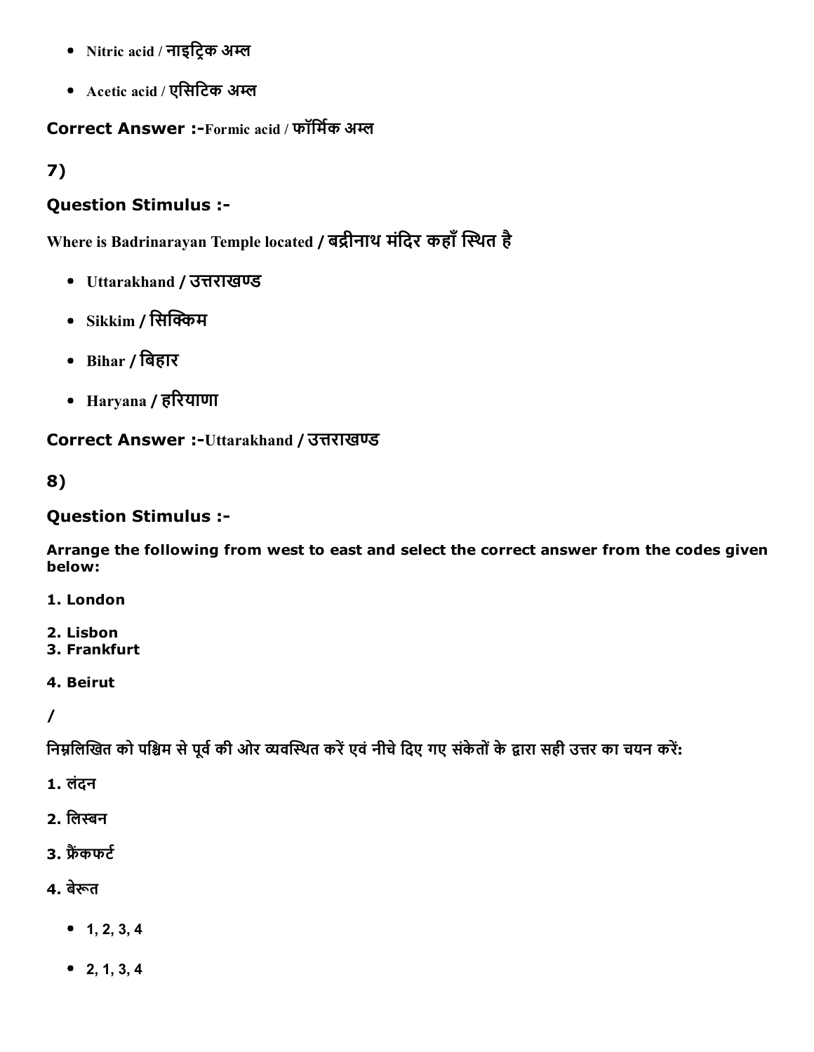- Nitric acid / नाइट्रिक अम्ल
- Acetic acid / एसिटिक अम्ल

**Correct Answer :-**Formic acid / फॉर्मिक अम्ल

## 7)

### Question Stimulus :-

Where is Badrinarayan Temple located / **बद्रीनाथ मंदिर कहाँ स्थित है**

- Uttarakhand / उत्तराखण्ड
- Sikkim / सिक्किम
- Bihar / बिहार
- Haryana / हरियाणा

**Correct Answer :-**Uttarakhand / उत्तराखण्ड

## 8)

### Question Stimulus :-

**Arrange the following from west to east and select the correct answer from the codes given below:**

**1. London**

**2. Lisbon**
**3. Frankfurt**

**4. Beirut**

**/**

**निम्नलिखित को पश्चिम से पूर्व की ओर व्यवस्थित करें एवं नीचे दिए गए संकेतों के द्वारा सही उत्तर का चयन करें:**

**1. लंदन**

**2. लिस्बन**

**3. फ्रैंकफर्ट**

**4. बेरूत**

- **1, 2, 3, 4**
- **2, 1, 3, 4**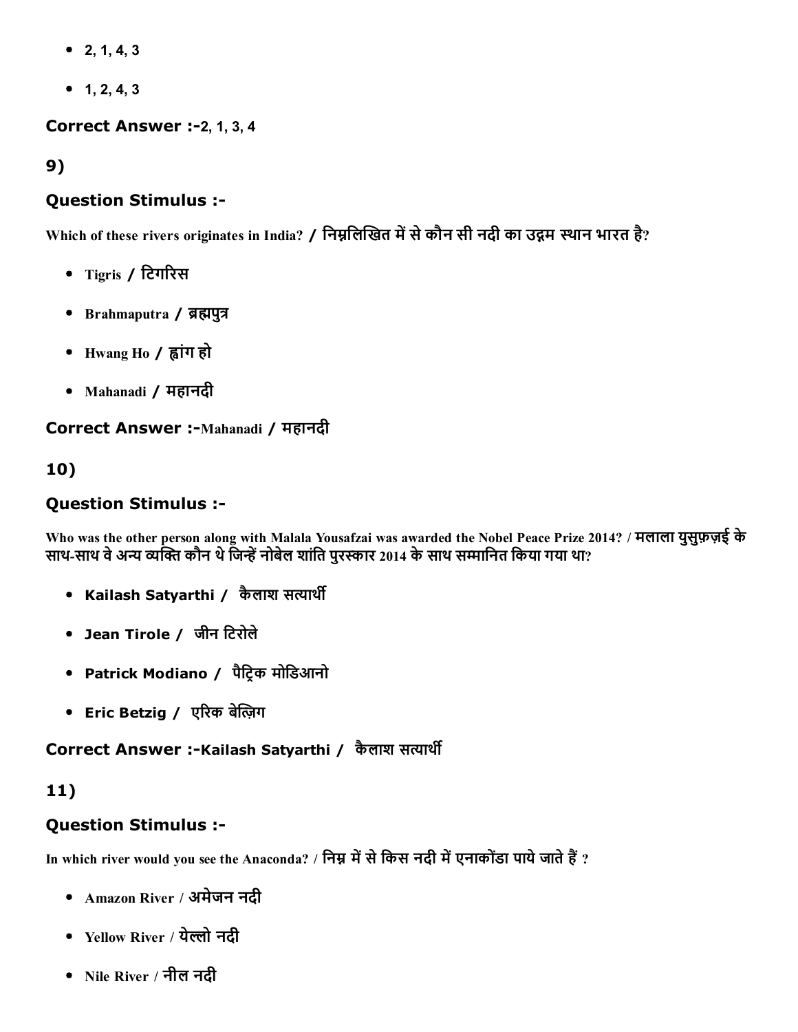- 2, 1, 4, 3
- 1, 2, 4, 3

**Correct Answer :-**2, 1, 3, 4

## 9)

### Question Stimulus :-

Which of these rivers originates in India? / निम्नलिखित में से कौन सी नदी का उद्गम स्थान भारत है?

- Tigris / टिगरिस
- Brahmaputra / ब्रह्मपुत्र
- Hwang Ho / ह्वांग हो
- Mahanadi / महानदी

**Correct Answer :-**Mahanadi / महानदी

## 10)

### Question Stimulus :-

Who was the other person along with Malala Yousafzai was awarded the Nobel Peace Prize 2014? / मलाला युसुफ़ज़ई के साथ-साथ वे अन्य व्यक्ति कौन थे जिन्हें नोबेल शांति पुरस्कार 2014 के साथ सम्मानित किया गया था?

- Kailash Satyarthi / कैलाश सत्यार्थी
- Jean Tirole / जीन टिरोले
- Patrick Modiano / पैट्रिक मोडिआनो
- Eric Betzig / एरिक बेत्ज़िग

**Correct Answer :-**Kailash Satyarthi / कैलाश सत्यार्थी

## 11)

### Question Stimulus :-

In which river would you see the Anaconda? / निम्न में से किस नदी में एनाकोंडा पाये जाते हैं ?

- Amazon River / अमेजन नदी
- Yellow River / येल्लो नदी
- Nile River / नील नदी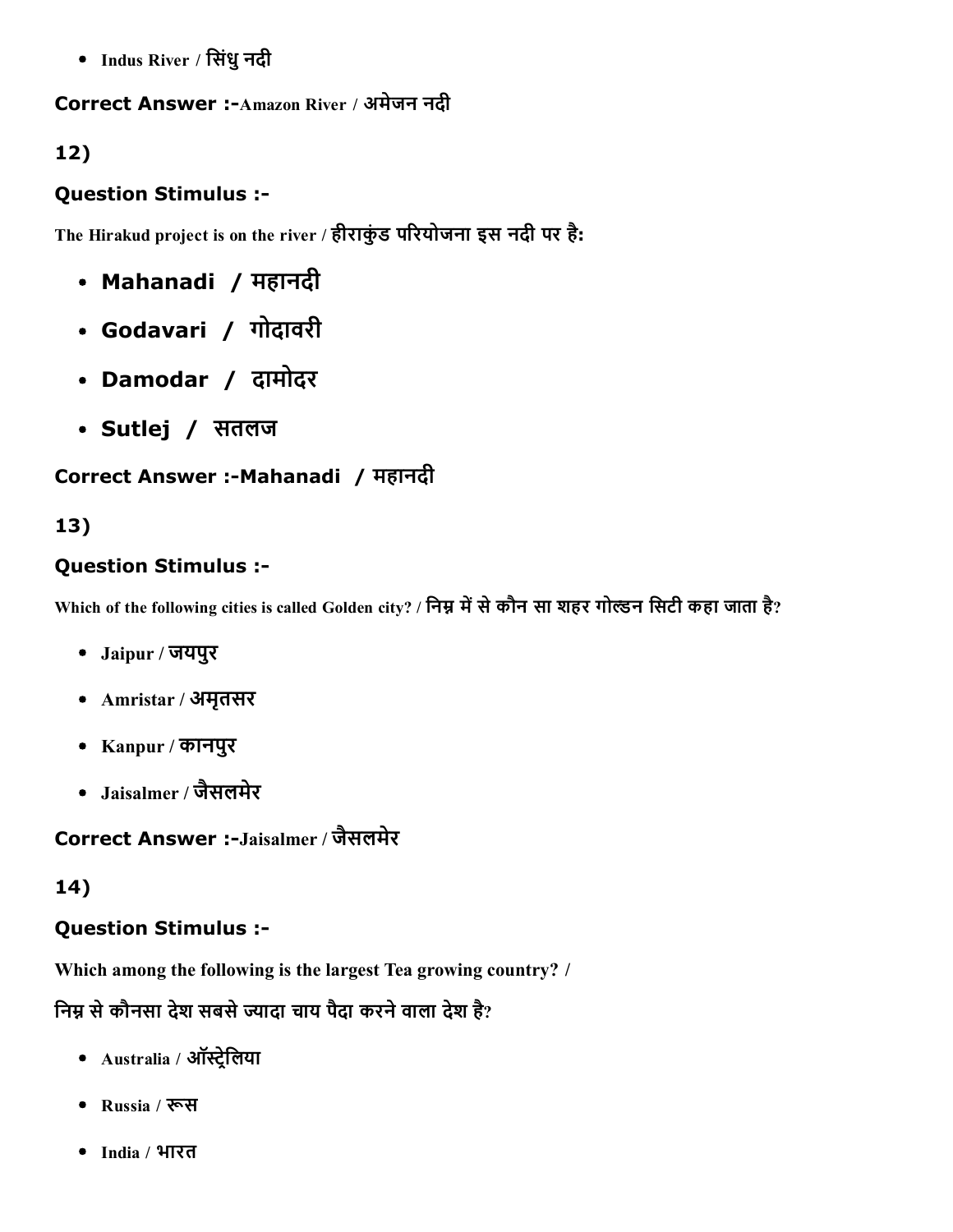- Indus River / सिंधु नदी

**Correct Answer :-**Amazon River / अमेजन नदी

**12)**

**Question Stimulus :-**

The Hirakud project is on the river / हीराकुंड परियोजना इस नदी पर है:

- **Mahanadi / महानदी**
- **Godavari / गोदावरी**
- **Damodar / दामोदर**
- **Sutlej / सतलज**

**Correct Answer :-Mahanadi / महानदी**

**13)**

**Question Stimulus :-**

Which of the following cities is called Golden city? / निम्न में से कौन सा शहर गोल्डन सिटी कहा जाता है?

- Jaipur / जयपुर
- Amristar / अमृतसर
- Kanpur / कानपुर
- Jaisalmer / जैसलमेर

**Correct Answer :-**Jaisalmer / जैसलमेर

**14)**

**Question Stimulus :-**

Which among the following is the largest Tea growing country? /

निम्न से कौनसा देश सबसे ज्यादा चाय पैदा करने वाला देश है?

- Australia / ऑस्ट्रेलिया
- Russia / रूस
- India / भारत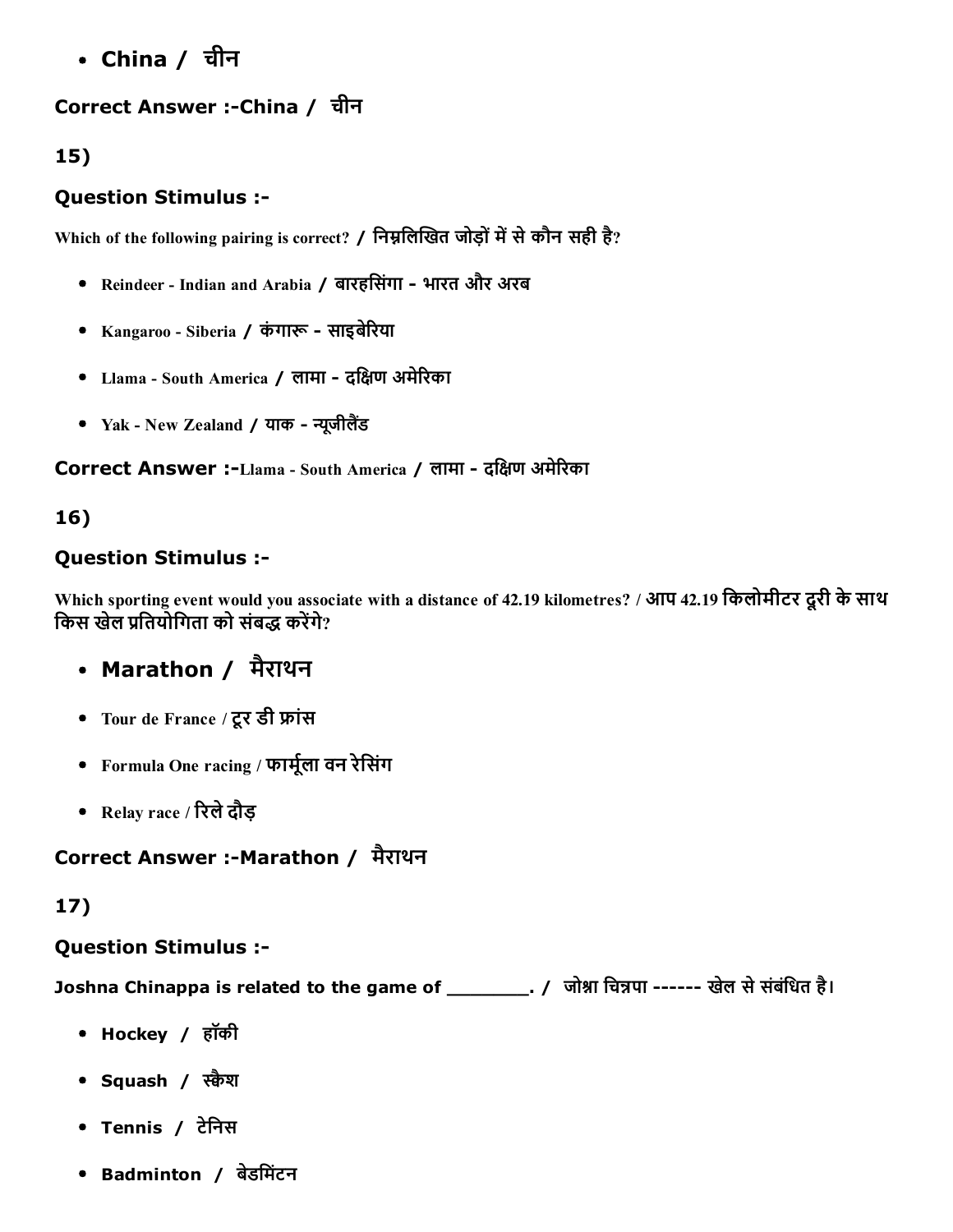- China / चीन

**Correct Answer :-China / चीन**

**15)**

### Question Stimulus :-

Which of the following pairing is correct? / निम्नलिखित जोड़ों में से कौन सही है?

- Reindeer - Indian and Arabia / बारहसिंगा - भारत और अरब
- Kangaroo - Siberia / कंगारू - साइबेरिया
- Llama - South America / लामा - दक्षिण अमेरिका
- Yak - New Zealand / याक - न्यूजीलैंड

**Correct Answer :-**Llama - South America / लामा - दक्षिण अमेरिका

**16)**

### Question Stimulus :-

Which sporting event would you associate with a distance of 42.19 kilometres? / आप 42.19 किलोमीटर दूरी के साथ किस खेल प्रतियोगिता को संबद्ध करेंगे?

- Marathon / मैराथन
- Tour de France / टूर डी फ्रांस
- Formula One racing / फार्मूला वन रेसिंग
- Relay race / रिले दौड़

**Correct Answer :-Marathon / मैराथन**

**17)**

### Question Stimulus :-

Joshna Chinappa is related to the game of ________. / जोश्ना चिन्नपा ------ खेल से संबंधित है।

- Hockey / हॉकी
- Squash / स्क्वैश
- Tennis / टेनिस
- Badminton / बेडमिंटन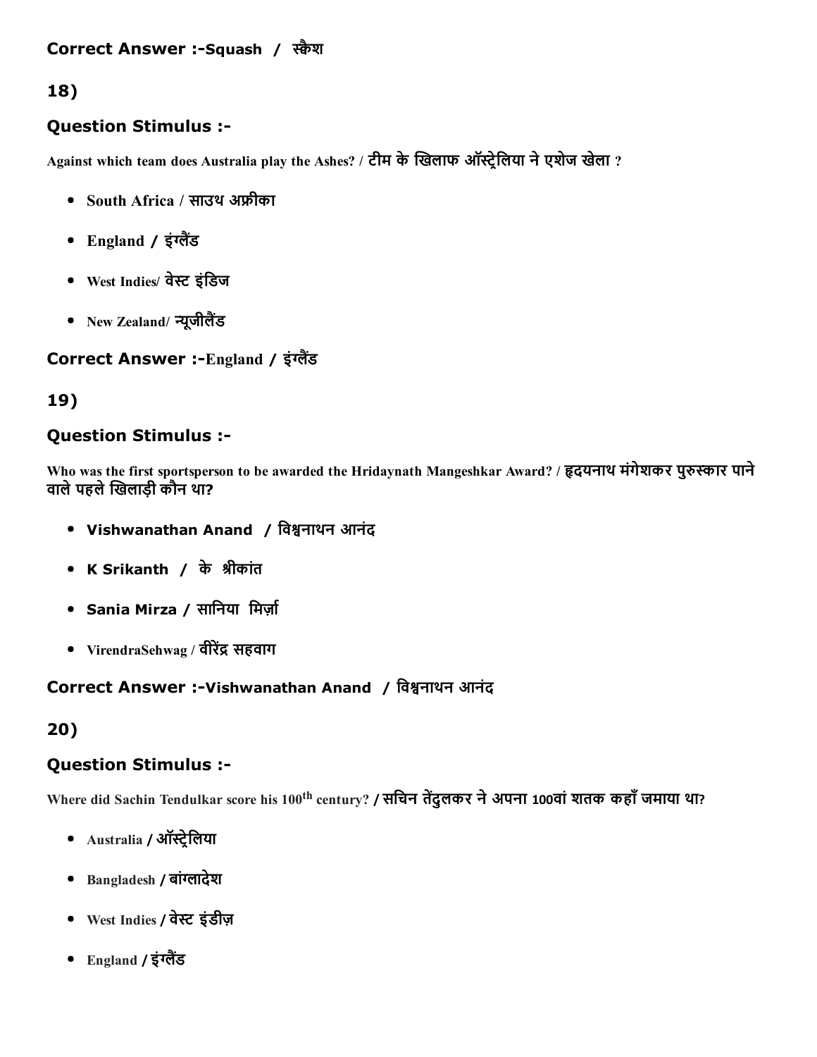**Correct Answer :-Squash / स्क्वैश**

## 18)

### Question Stimulus :-

Against which team does Australia play the Ashes? / टीम के खिलाफ ऑस्ट्रेलिया ने एशेज खेला ?

- South Africa / साउथ अफ्रीका
- England / इंग्लैंड
- West Indies/ वेस्ट इंडिज
- New Zealand/ न्यूजीलैंड

**Correct Answer :-England / इंग्लैंड**

## 19)

### Question Stimulus :-

Who was the first sportsperson to be awarded the Hridaynath Mangeshkar Award? / हृदयनाथ मंगेशकर पुरुस्कार पाने वाले पहले खिलाड़ी कौन था?

- Vishwanathan Anand / विश्वनाथन आनंद
- K Srikanth / के श्रीकांत
- Sania Mirza / सानिया मिर्ज़ा
- VirendraSehwag / वीरेंद्र सहवाग

**Correct Answer :-Vishwanathan Anand / विश्वनाथन आनंद**

## 20)

### Question Stimulus :-

Where did Sachin Tendulkar score his 100th century? / सचिन तेंदुलकर ने अपना 100वां शतक कहाँ जमाया था?

- Australia / ऑस्ट्रेलिया
- Bangladesh / बांग्लादेश
- West Indies / वेस्ट इंडीज़
- England / इंग्लैंड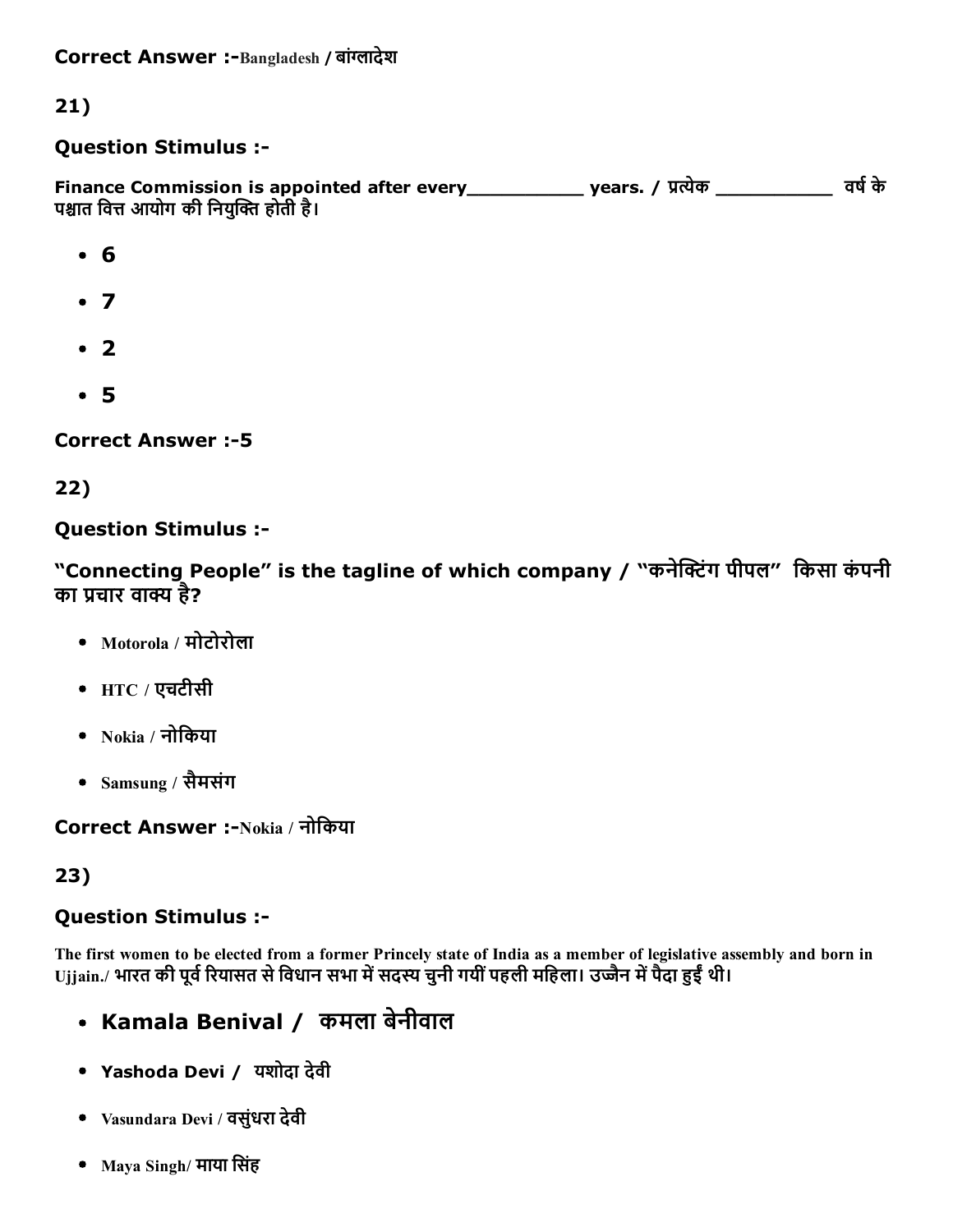**Correct Answer :-**Bangladesh / बांग्लादेश

**21)**

**Question Stimulus :-**

**Finance Commission is appointed after every___________ years. / प्रत्येक ___________ वर्ष के पश्चात वित्त आयोग की नियुक्ति होती है।**

- 6
- 7
- 2
- 5

**Correct Answer :-5**

**22)**

**Question Stimulus :-**

**"Connecting People" is the tagline of which company / "कनेक्टिंग पीपल" किसा कंपनी का प्रचार वाक्य है?**

- Motorola / मोटोरोला
- HTC / एचटीसी
- Nokia / नोकिया
- Samsung / सैमसंग

**Correct Answer :-**Nokia / नोकिया

**23)**

**Question Stimulus :-**

**The first women to be elected from a former Princely state of India as a member of legislative assembly and born in Ujjain./ भारत की पूर्व रियासत से विधान सभा में सदस्य चुनी गयीं पहली महिला। उज्जैन में पैदा हुईं थी।**

- Kamala Benival / कमला बेनीवाल
- Yashoda Devi / यशोदा देवी
- Vasundara Devi / वसुंधरा देवी
- Maya Singh/ माया सिंह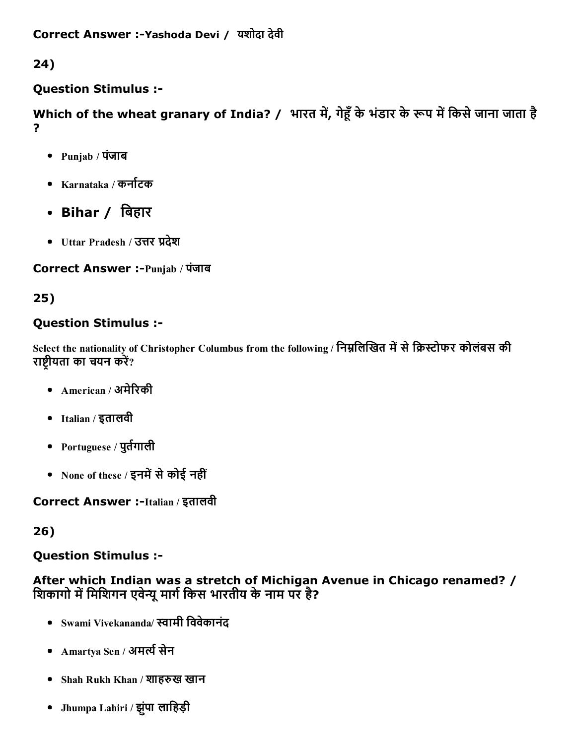**Correct Answer :-Yashoda Devi /  यशोदा देवी**

**24)**

**Question Stimulus :-**

**Which of the wheat granary of India? /  भारत में, गेहूँ के भंडार के रूप में किसे जाना जाता है ?**

- Punjab / पंजाब
- Karnataka / कर्नाटक
- **Bihar /  बिहार**
- Uttar Pradesh / उत्तर प्रदेश

**Correct Answer :-Punjab / पंजाब**

**25)**

**Question Stimulus :-**

Select the nationality of Christopher Columbus from the following / निम्नलिखित में से क्रिस्टोफर कोलंबस की राष्ट्रीयता का चयन करें?

- American / अमेरिकी
- Italian / इतालवी
- Portuguese / पुर्तगाली
- None of these / इनमें से कोई नहीं

**Correct Answer :-Italian / इतालवी**

**26)**

**Question Stimulus :-**

**After which Indian was a stretch of Michigan Avenue in Chicago renamed? / शिकागो में मिशिगन एवेन्यू मार्ग किस भारतीय के नाम पर है?**

- Swami Vivekananda/ स्वामी विवेकानंद
- Amartya Sen / अमर्त्य सेन
- Shah Rukh Khan / शाहरुख खान
- Jhumpa Lahiri / झुंपा लाहिड़ी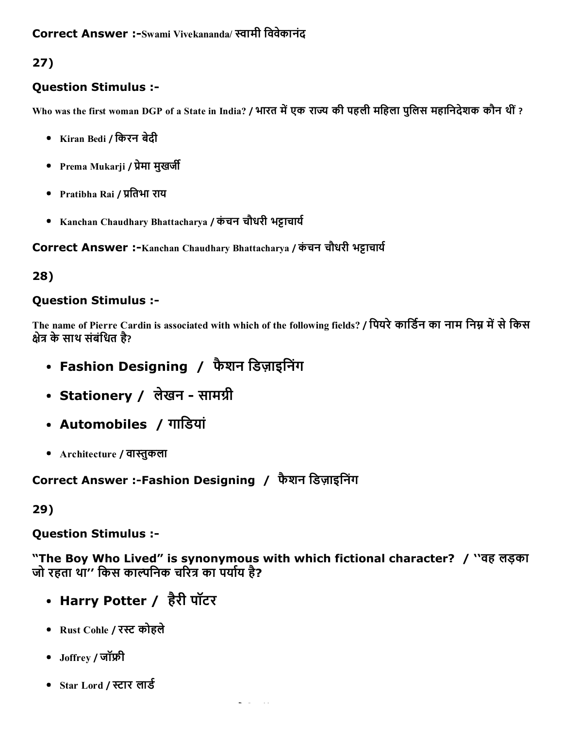**Correct Answer :-**Swami Vivekananda/ स्वामी विवेकानंद

**27)**

**Question Stimulus :-**

Who was the first woman DGP of a State in India? / भारत में एक राज्य की पहली महिला पुलिस महानिदेशक कौन थीं ?

- Kiran Bedi / किरन बेदी
- Prema Mukarji / प्रेमा मुखर्जी
- Pratibha Rai / प्रतिभा राय
- Kanchan Chaudhary Bhattacharya / कंचन चौधरी भट्टाचार्य

**Correct Answer :-**Kanchan Chaudhary Bhattacharya / कंचन चौधरी भट्टाचार्य

**28)**

**Question Stimulus :-**

The name of Pierre Cardin is associated with which of the following fields? / पियरे कार्डिन का नाम निम्न में से किस क्षेत्र के साथ संबंधित है?

- **Fashion Designing / फैशन डिज़ाइनिंग**
- **Stationery / लेखन - सामग्री**
- **Automobiles / गाडियां**
- Architecture / वास्तुकला

**Correct Answer :-Fashion Designing / फैशन डिज़ाइनिंग**

**29)**

**Question Stimulus :-**

**"The Boy Who Lived" is synonymous with which fictional character? / ''वह लड़का जो रहता था'' किस काल्पनिक चरित्र का पर्याय है?**

- **Harry Potter / हैरी पॉटर**
- Rust Cohle / रस्ट कोहले
- Joffrey / जॉफ्री
- Star Lord / स्टार लार्ड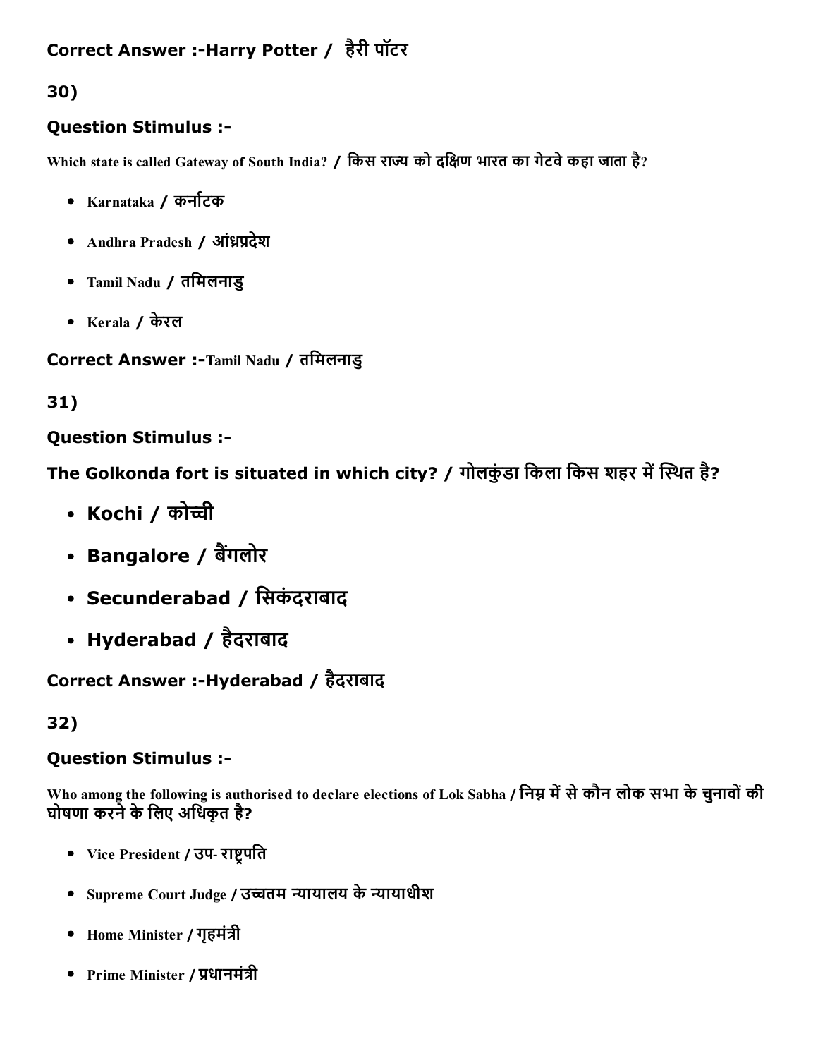**Correct Answer :-Harry Potter / हैरी पॉटर**

**30)**

**Question Stimulus :-**

Which state is called Gateway of South India? / किस राज्य को दक्षिण भारत का गेटवे कहा जाता है?

- Karnataka / कर्नाटक
- Andhra Pradesh / आंध्रप्रदेश
- Tamil Nadu / तमिलनाडु
- Kerala / केरल

**Correct Answer :-**Tamil Nadu / तमिलनाडु

**31)**

**Question Stimulus :-**

**The Golkonda fort is situated in which city? / गोलकुंडा किला किस शहर में स्थित है?**

- **Kochi / कोच्ची**
- **Bangalore / बैंगलोर**
- **Secunderabad / सिकंदराबाद**
- **Hyderabad / हैदराबाद**

**Correct Answer :-Hyderabad / हैदराबाद**

**32)**

**Question Stimulus :-**

Who among the following is authorised to declare elections of Lok Sabha / निम्न में से कौन लोक सभा के चुनावों की घोषणा करने के लिए अधिकृत है?

- Vice President / उप- राष्ट्रपति
- Supreme Court Judge / उच्चतम न्यायालय के न्यायाधीश
- Home Minister / गृहमंत्री
- Prime Minister / प्रधानमंत्री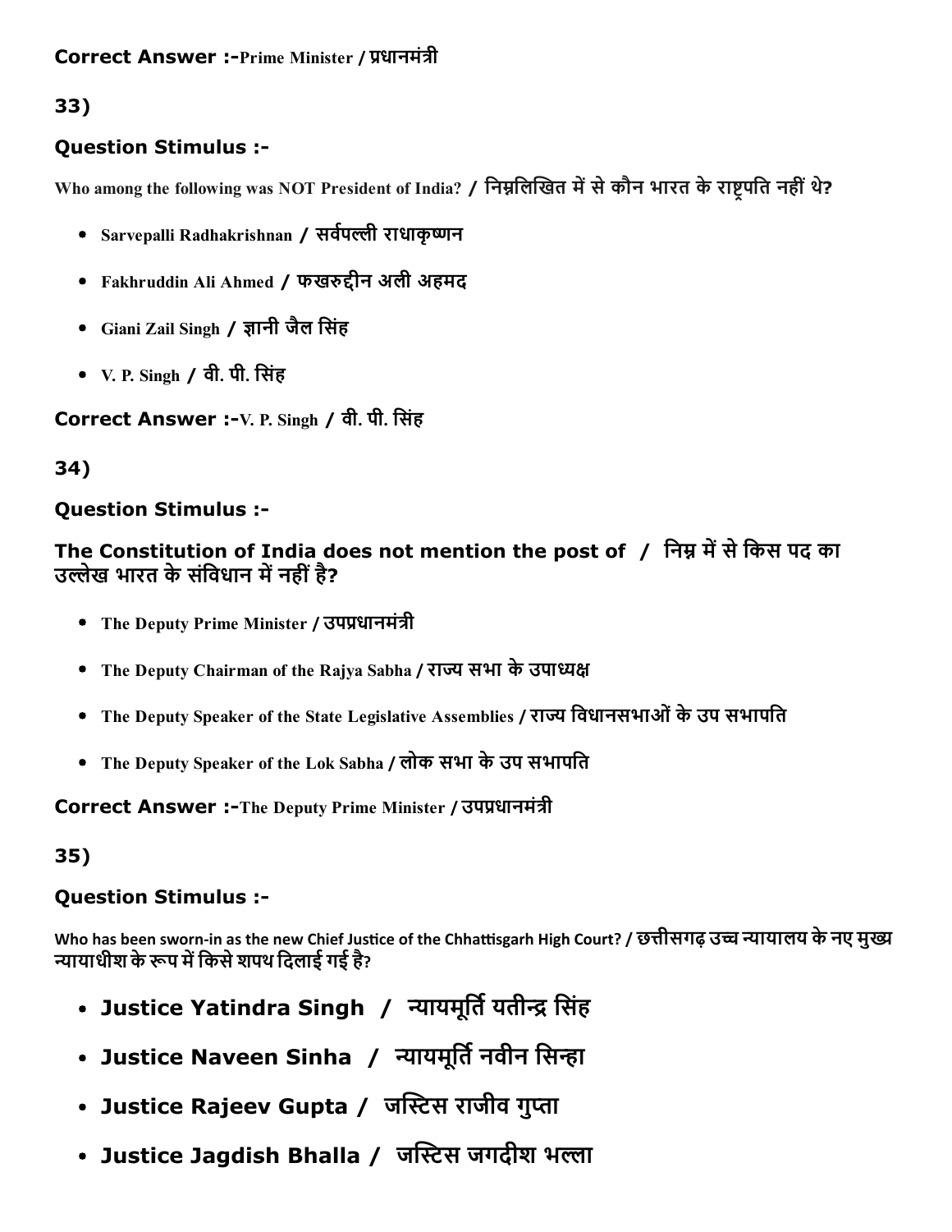**Correct Answer :-**Prime Minister / प्रधानमंत्री

**33)**

**Question Stimulus :-**

Who among the following was NOT President of India? / निम्नलिखित में से कौन भारत के राष्ट्रपति नहीं थे?

- Sarvepalli Radhakrishnan / सर्वपल्ली राधाकृष्णन
- Fakhruddin Ali Ahmed / फखरुद्दीन अली अहमद
- Giani Zail Singh / ज्ञानी जैल सिंह
- V. P. Singh / वी. पी. सिंह

**Correct Answer :-**V. P. Singh / वी. पी. सिंह

**34)**

**Question Stimulus :-**

**The Constitution of India does not mention the post of / निम्न में से किस पद का उल्लेख भारत के संविधान में नहीं है?**

- The Deputy Prime Minister / उपप्रधानमंत्री
- The Deputy Chairman of the Rajya Sabha / राज्य सभा के उपाध्यक्ष
- The Deputy Speaker of the State Legislative Assemblies / राज्य विधानसभाओं के उप सभापति
- The Deputy Speaker of the Lok Sabha / लोक सभा के उप सभापति

**Correct Answer :-**The Deputy Prime Minister / उपप्रधानमंत्री

**35)**

**Question Stimulus :-**

Who has been sworn-in as the new Chief Justice of the Chhattisgarh High Court? / छत्तीसगढ़ उच्च न्यायालय के नए मुख्य न्यायाधीश के रूप में किसे शपथ दिलाई गई है?

- **Justice Yatindra Singh / न्यायमूर्ति यतीन्द्र सिंह**
- **Justice Naveen Sinha / न्यायमूर्ति नवीन सिन्हा**
- **Justice Rajeev Gupta / जस्टिस राजीव गुप्ता**
- **Justice Jagdish Bhalla / जस्टिस जगदीश भल्ला**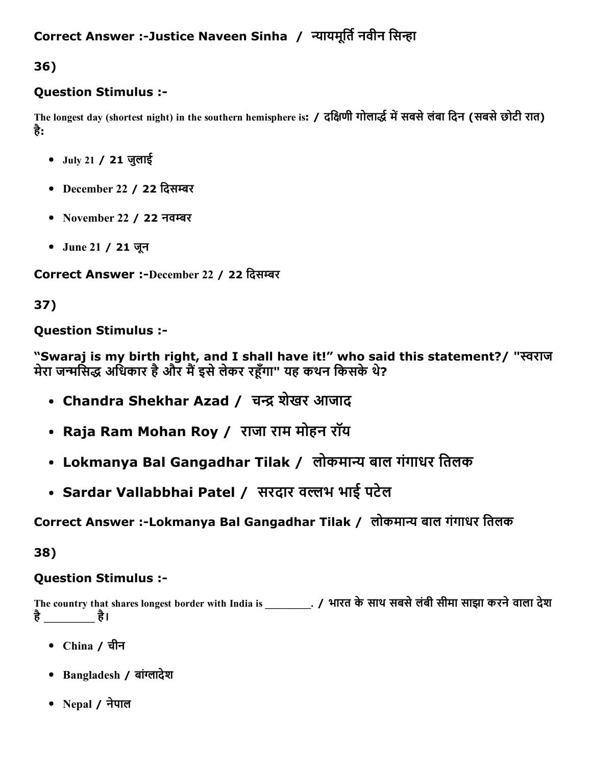Correct Answer :-Justice Naveen Sinha / न्यायमूर्ति नवीन सिन्हा

36)

**Question Stimulus :-**

The longest day (shortest night) in the southern hemisphere is: / दक्षिणी गोलार्द्ध में सबसे लंबा दिन (सबसे छोटी रात) है:

- July 21 / 21 जुलाई
- December 22 / 22 दिसम्बर
- November 22 / 22 नवम्बर
- June 21 / 21 जून

**Correct Answer :-**December 22 / 22 दिसम्बर

37)

**Question Stimulus :-**

**"Swaraj is my birth right, and I shall have it!" who said this statement?/ "स्वराज मेरा जन्मसिद्ध अधिकार है और मैं इसे लेकर रहूँगा" यह कथन किसके थे?**

- **Chandra Shekhar Azad / चन्द्र शेखर आजाद**
- **Raja Ram Mohan Roy / राजा राम मोहन रॉय**
- **Lokmanya Bal Gangadhar Tilak / लोकमान्य बाल गंगाधर तिलक**
- **Sardar Vallabbhai Patel / सरदार वल्लभ भाई पटेल**

**Correct Answer :-Lokmanya Bal Gangadhar Tilak / लोकमान्य बाल गंगाधर तिलक**

38)

**Question Stimulus :-**

The country that shares longest border with India is ________. / भारत के साथ सबसे लंबी सीमा साझा करने वाला देश है ________ है।

- China / चीन
- Bangladesh / बांग्लादेश
- Nepal / नेपाल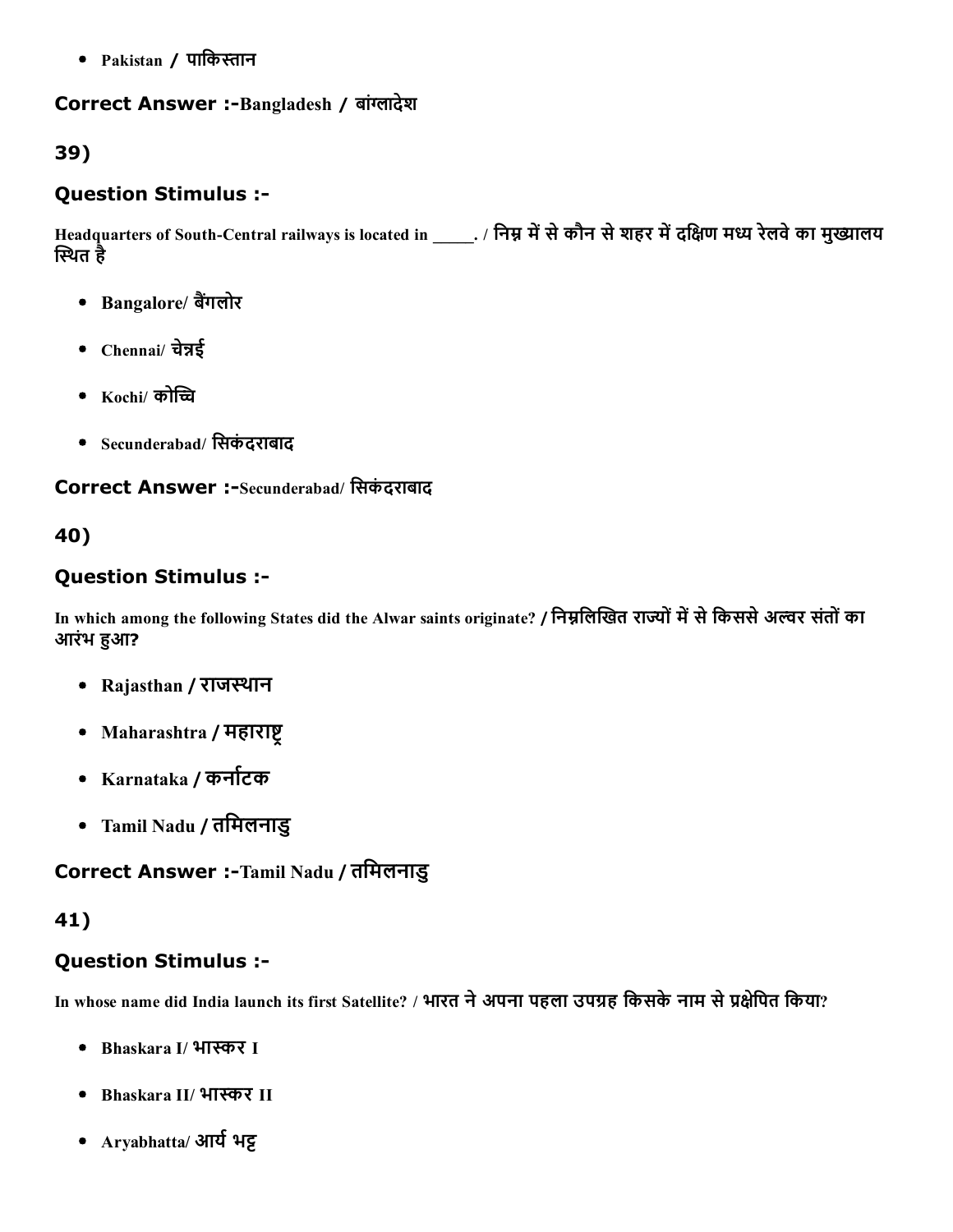- Pakistan / पाकिस्तान

**Correct Answer :-**Bangladesh / बांग्लादेश

## 39)

### Question Stimulus :-

Headquarters of South-Central railways is located in _____. / निम्न में से कौन से शहर में दक्षिण मध्य रेलवे का मुख्यालय स्थित है

- Bangalore/ बैंगलोर
- Chennai/ चेन्नई
- Kochi/ कोच्चि
- Secunderabad/ सिकंदराबाद

**Correct Answer :-**Secunderabad/ सिकंदराबाद

## 40)

### Question Stimulus :-

In which among the following States did the Alwar saints originate? / निम्नलिखित राज्यों में से किससे अल्वर संतों का आरंभ हुआ?

- Rajasthan / राजस्थान
- Maharashtra / महाराष्ट्र
- Karnataka / कर्नाटक
- Tamil Nadu / तमिलनाडु

**Correct Answer :-**Tamil Nadu / तमिलनाडु

## 41)

### Question Stimulus :-

In whose name did India launch its first Satellite? / भारत ने अपना पहला उपग्रह किसके नाम से प्रक्षेपित किया?

- Bhaskara I/ भास्कर I
- Bhaskara II/ भास्कर II
- Aryabhatta/ आर्य भट्ट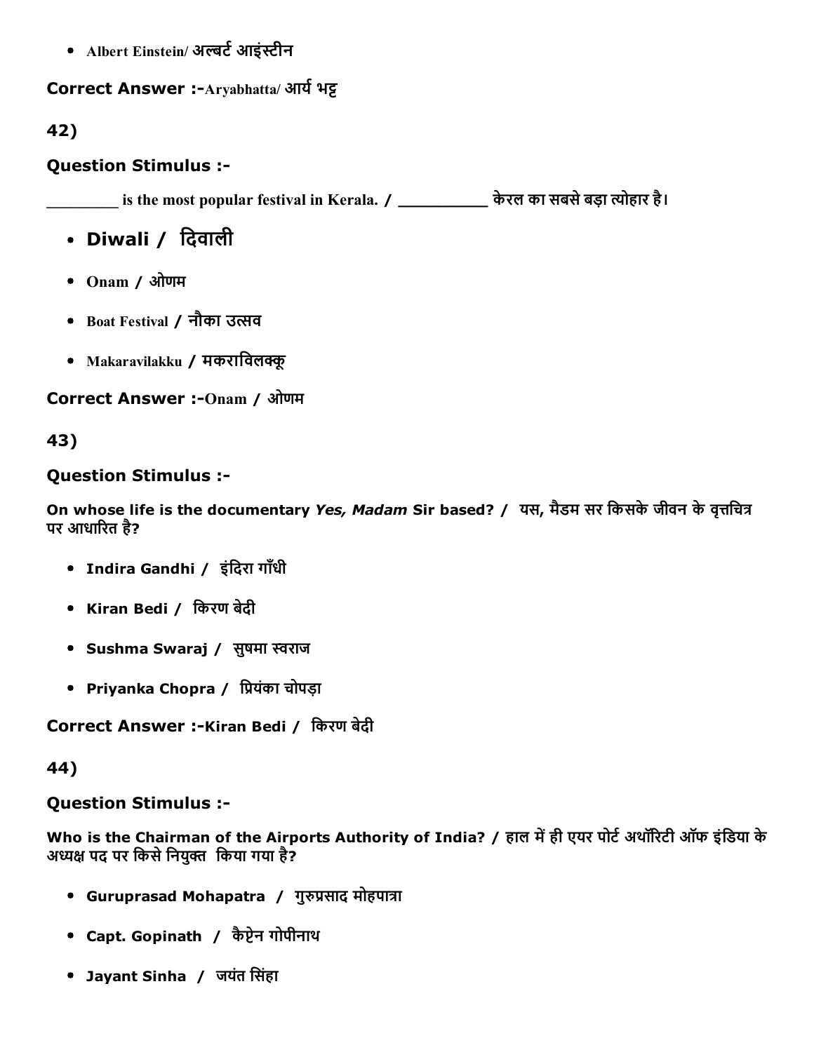- Albert Einstein/ अल्बर्ट आइंस्टीन

**Correct Answer :-**Aryabhatta/ आर्य भट्ट

42)

**Question Stimulus :-**

_________ is the most popular festival in Kerala. / __________ केरल का सबसे बड़ा त्योहार है।

- Diwali / दिवाली
- Onam / ओणम
- Boat Festival / नौका उत्सव
- Makaravilakku / मकराविलक्कू

**Correct Answer :-**Onam / ओणम

43)

**Question Stimulus :-**

On whose life is the documentary *Yes, Madam* Sir based? / यस, मैडम सर किसके जीवन के वृत्तचित्र पर आधारित है?

- Indira Gandhi / इंदिरा गाँधी
- Kiran Bedi / किरण बेदी
- Sushma Swaraj / सुषमा स्वराज
- Priyanka Chopra / प्रियंका चोपड़ा

**Correct Answer :-**Kiran Bedi / किरण बेदी

44)

**Question Stimulus :-**

Who is the Chairman of the Airports Authority of India? / हाल में ही एयर पोर्ट अथॉरिटी ऑफ इंडिया के अध्यक्ष पद पर किसे नियुक्त किया गया है?

- Guruprasad Mohapatra / गुरुप्रसाद मोहपात्रा
- Capt. Gopinath / कैप्टेन गोपीनाथ
- Jayant Sinha / जयंत सिंहा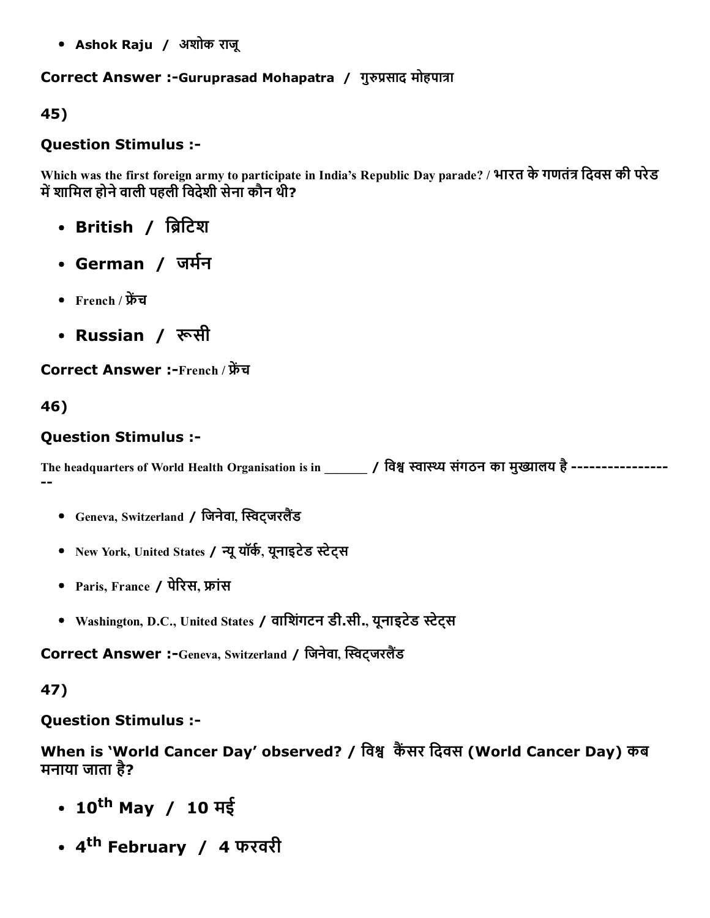- **Ashok Raju / अशोक राजू**

**Correct Answer :-**Guruprasad Mohapatra / गुरुप्रसाद मोहपात्रा

**45)**

**Question Stimulus :-**

Which was the first foreign army to participate in India's Republic Day parade? / भारत के गणतंत्र दिवस की परेड में शामिल होने वाली पहली विदेशी सेना कौन थी?

- **British / ब्रिटिश**
- **German / जर्मन**
- French / फ्रेंच
- **Russian / रूसी**

**Correct Answer :-**French / फ्रेंच

**46)**

**Question Stimulus :-**

The headquarters of World Health Organisation is in _______ / विश्व स्वास्थ्य संगठन का मुख्यालय है ------------------

- Geneva, Switzerland / जिनेवा, स्विट्जरलैंड
- New York, United States / न्यू यॉर्क, यूनाइटेड स्टेट्स
- Paris, France / पेरिस, फ्रांस
- Washington, D.C., United States / वाशिंगटन डी.सी., यूनाइटेड स्टेट्स

**Correct Answer :-**Geneva, Switzerland / जिनेवा, स्विट्जरलैंड

**47)**

**Question Stimulus :-**

**When is 'World Cancer Day' observed? / विश्व कैंसर दिवस (World Cancer Day) कब मनाया जाता है?**

- **10th May / 10 मई**
- **4th February / 4 फरवरी**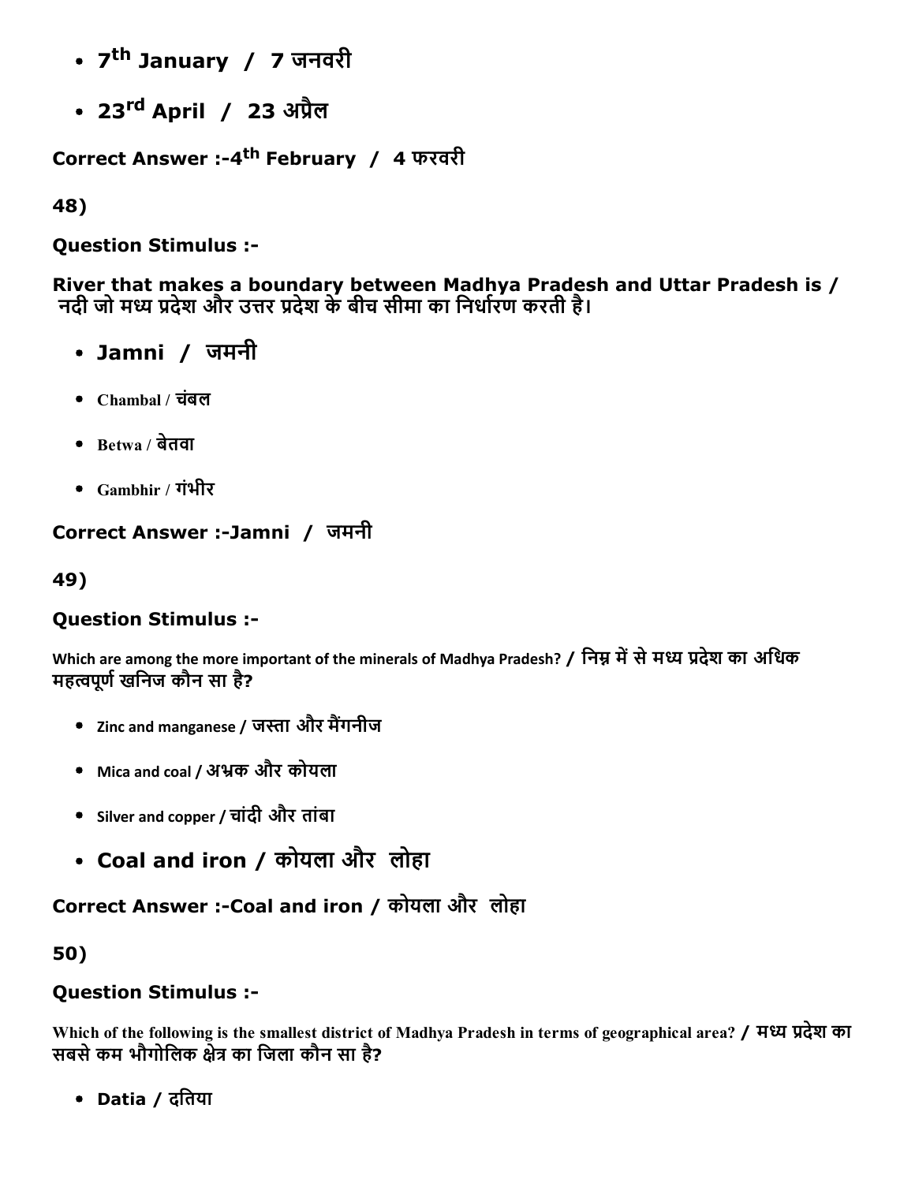- $7^{th}$ January / 7 जनवरी
- $23^{rd}$ April / 23 अप्रैल

**Correct Answer :-$4^{th}$ February / 4 फरवरी**

**48)**

**Question Stimulus :-**

**River that makes a boundary between Madhya Pradesh and Uttar Pradesh is / नदी जो मध्य प्रदेश और उत्तर प्रदेश के बीच सीमा का निर्धारण करती है।**

- **Jamni / जमनी**
- Chambal / चंबल
- Betwa / बेतवा
- Gambhir / गंभीर

**Correct Answer :-Jamni / जमनी**

**49)**

**Question Stimulus :-**

**Which are among the more important of the minerals of Madhya Pradesh? / निम्न में से मध्य प्रदेश का अधिक महत्वपूर्ण खनिज कौन सा है?**

- Zinc and manganese / जस्ता और मैंगनीज
- Mica and coal / अभ्रक और कोयला
- Silver and copper / चांदी और तांबा
- **Coal and iron / कोयला और लोहा**

**Correct Answer :-Coal and iron / कोयला और लोहा**

**50)**

**Question Stimulus :-**

**Which of the following is the smallest district of Madhya Pradesh in terms of geographical area? / मध्य प्रदेश का सबसे कम भौगोलिक क्षेत्र का जिला कौन सा है?**

- **Datia / दतिया**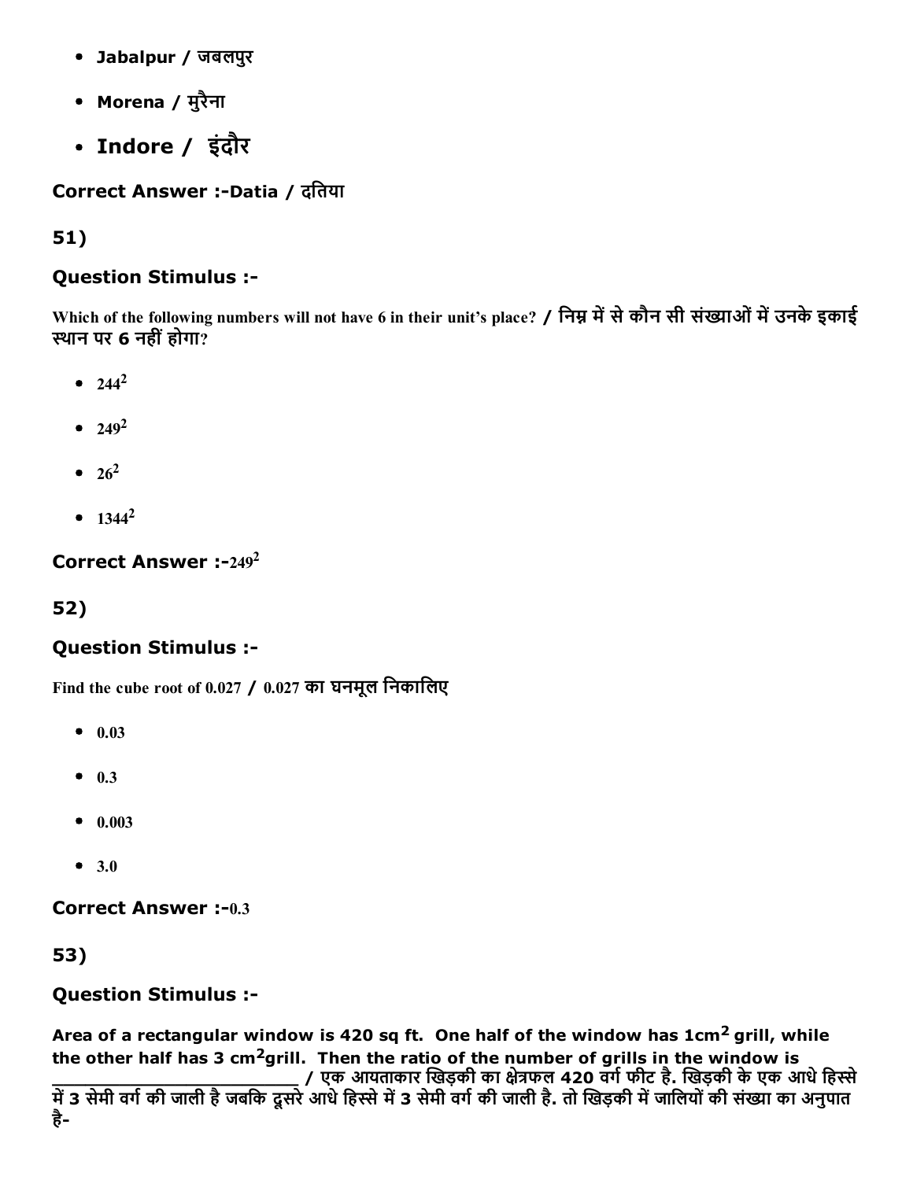- Jabalpur / जबलपुर
- Morena / मुरैना
- Indore / इंदौर

**Correct Answer :-Datia / दतिया**

**51)**

**Question Stimulus :-**

Which of the following numbers will not have 6 in their unit's place? / निम्न में से कौन सी संख्याओं में उनके इकाई स्थान पर 6 नहीं होगा?

- $244^2$
- $249^2$
- $26^2$
- $1344^2$

**Correct Answer :-**$249^2$

**52)**

**Question Stimulus :-**

Find the cube root of 0.027 / 0.027 का घनमूल निकालिए

- 0.03
- 0.3
- 0.003
- 3.0

**Correct Answer :-**0.3

**53)**

**Question Stimulus :-**

**Area of a rectangular window is 420 sq ft. One half of the window has 1cm$^2$ grill, while the other half has 3 cm$^2$grill. Then the ratio of the number of grills in the window is \_\_\_\_\_\_\_\_\_\_\_\_\_\_\_\_\_\_\_\_\_\_\_\_ / एक आयताकार खिड़की का क्षेत्रफल 420 वर्ग फीट है. खिड़की के एक आधे हिस्से में 3 सेमी वर्ग की जाली है जबकि दूसरे आधे हिस्से में 3 सेमी वर्ग की जाली है. तो खिड़की में जालियों की संख्या का अनुपात है-**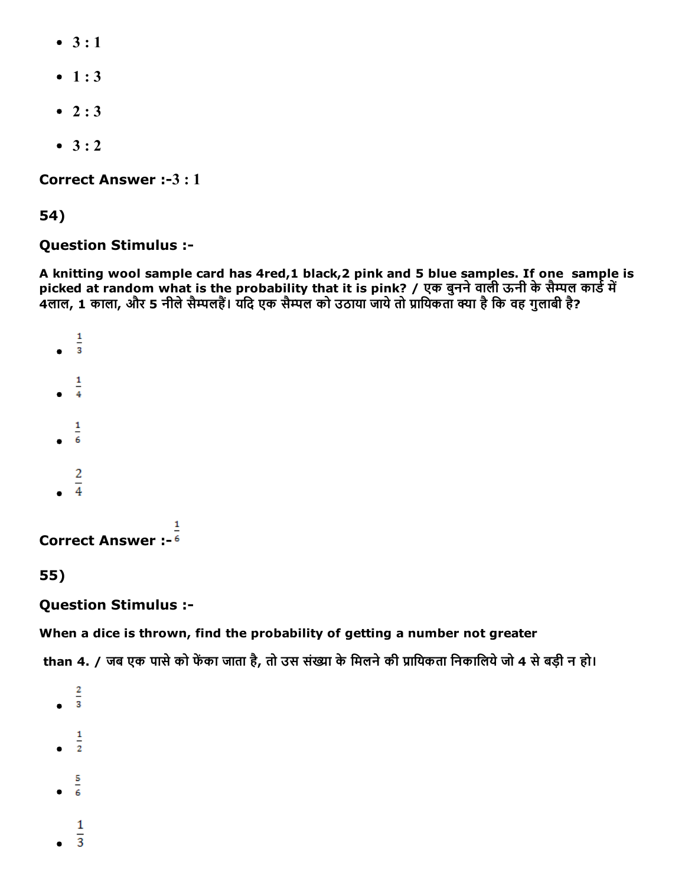- 3 : 1
- 1 : 3
- 2 : 3
- 3 : 2

**Correct Answer :-3 : 1**

**54)**

**Question Stimulus :-**

**A knitting wool sample card has 4red,1 black,2 pink and 5 blue samples. If one sample is picked at random what is the probability that it is pink? / एक बुनने वाली ऊनी के सैम्पल कार्ड में 4लाल, 1 काला, और 5 नीले सैम्पलहैं। यदि एक सैम्पल को उठाया जाये तो प्रायिकता क्या है कि वह गुलाबी है?**

- $\frac{1}{3}$
- $\frac{1}{4}$
- $\frac{1}{6}$
- $\frac{2}{4}$

**Correct Answer :-** $\frac{1}{6}$

**55)**

**Question Stimulus :-**

**When a dice is thrown, find the probability of getting a number not greater than 4. / जब एक पासे को फेंका जाता है, तो उस संख्या के मिलने की प्रायिकता निकालिये जो 4 से बड़ी न हो।**

- $\frac{2}{3}$
- $\frac{1}{2}$
- $\frac{5}{6}$
- $\frac{1}{3}$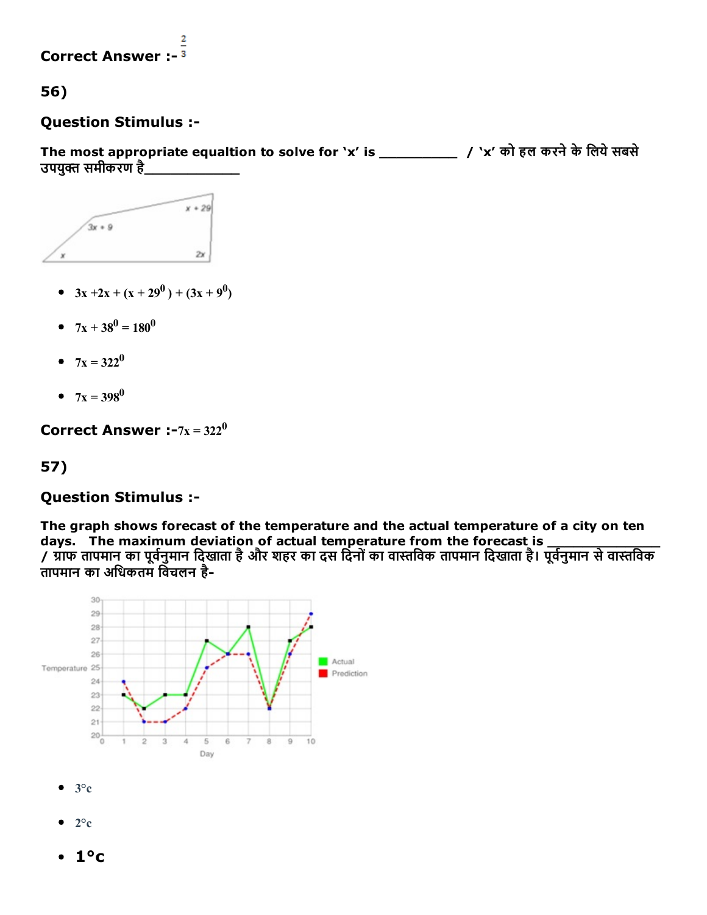**Correct Answer :-** $\frac{2}{3}$

### 56)

### Question Stimulus :-

**The most appropriate equaltion to solve for 'x' is ___________ / 'x' को हल करने के लिये सबसे उपयुक्त समीकरण है_____________**

- $3x + 2x + (x + 29^0) + (3x + 9^0)$
- $7x + 38^0 = 180^0$
- $7x = 322^0$
- $7x = 398^0$

**Correct Answer :-** $7x = 322^0$

### 57)

### Question Stimulus :-

**The graph shows forecast of the temperature and the actual temperature of a city on ten days. The maximum deviation of actual temperature from the forecast is _______________ / ग्राफ तापमान का पूर्वनुमान दिखाता है और शहर का दस दिनों का वास्तविक तापमान दिखाता है। पूर्वनुमान से वास्तविक तापमान का अधिकतम विचलन है-**

- 3°c
- 2°c
- 1°c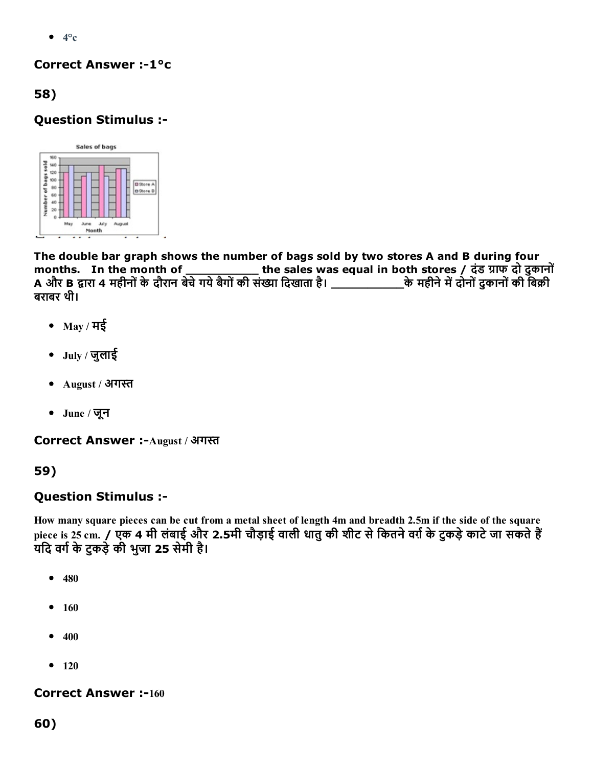- 4°c

**Correct Answer :-1°c**

**58)**

### Question Stimulus :-

**The double bar graph shows the number of bags sold by two stores A and B during four months. In the month of ___________ the sales was equal in both stores / दंड ग्राफ दो दुकानों A और B द्वारा 4 महीनों के दौरान बेचे गये बैगों की संख्या दिखाता है। ___________के महीने में दोनों दुकानों की बिक्री बराबर थी।**

- May / मई
- July / जुलाई
- August / अगस्त
- June / जून

**Correct Answer :-August / अगस्त**

**59)**

### Question Stimulus :-

How many square pieces can be cut from a metal sheet of length 4m and breadth 2.5m if the side of the square piece is 25 cm. / एक 4 मी लंबाई और 2.5मी चौड़ाई वाली धातु की शीट से कितने वर्ग के टुकड़े काटे जा सकते हैं यदि वर्ग के टुकड़े की भुजा 25 सेमी है।

- 480
- 160
- 400
- 120

**Correct Answer :-160**

**60)**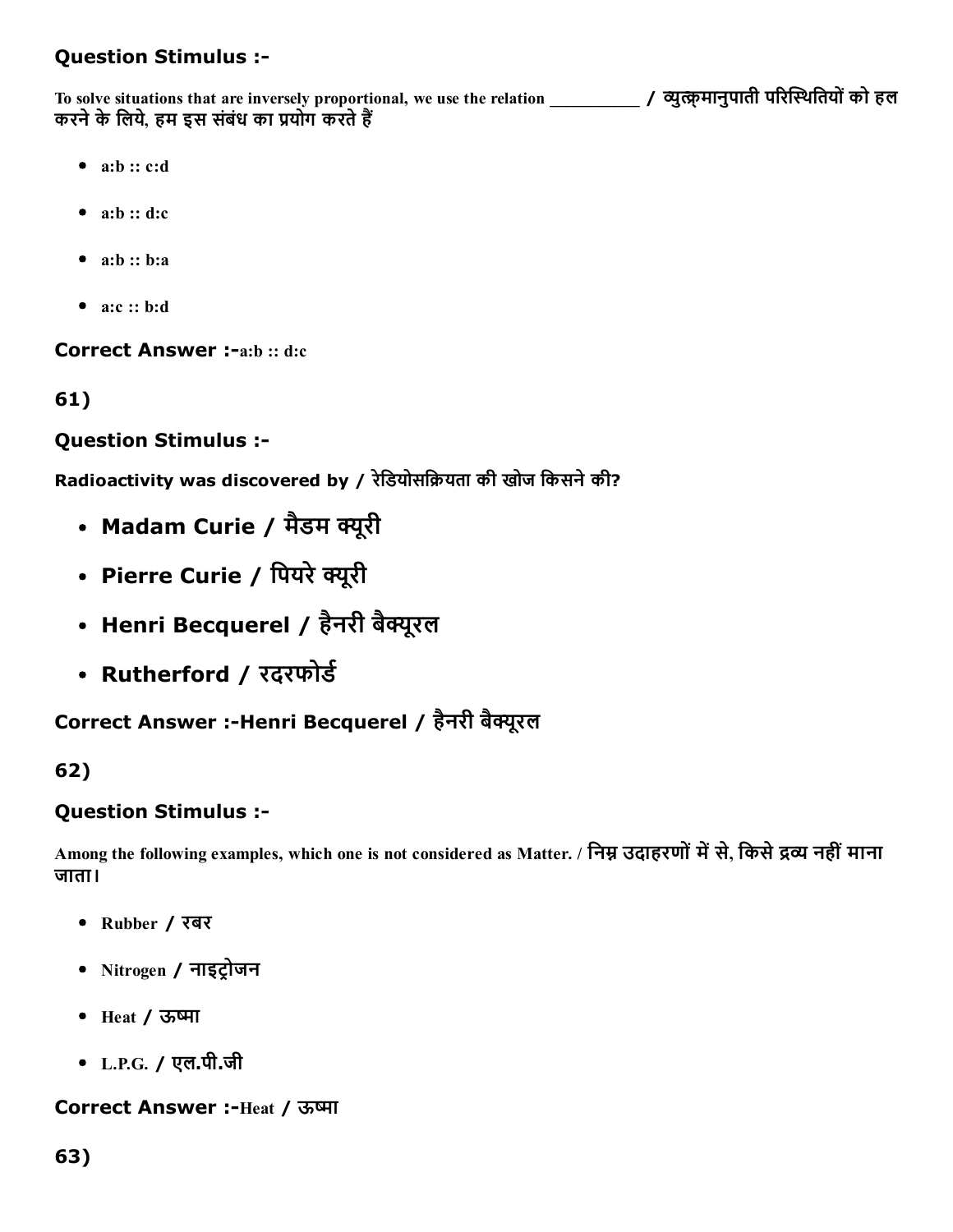### Question Stimulus :-

To solve situations that are inversely proportional, we use the relation __________ / व्युत्क्रमानुपाती परिस्थितियों को हल करने के लिये, हम इस संबंध का प्रयोग करते हैं

- a:b :: c:d
- a:b :: d:c
- a:b :: b:a
- a:c :: b:d

**Correct Answer :-**a:b :: d:c

**61)**

### Question Stimulus :-

**Radioactivity was discovered by / रेडियोसक्रियता की खोज किसने की?**

- **Madam Curie / मैडम क्यूरी**
- **Pierre Curie / पियरे क्यूरी**
- **Henri Becquerel / हैनरी बैक्यूरल**
- **Rutherford / रदरफोर्ड**

**Correct Answer :-Henri Becquerel / हैनरी बैक्यूरल**

**62)**

### Question Stimulus :-

Among the following examples, which one is not considered as Matter. / निम्न उदाहरणों में से, किसे द्रव्य नहीं माना जाता।

- Rubber / रबर
- Nitrogen / नाइट्रोजन
- Heat / ऊष्मा
- L.P.G. / एल.पी.जी

**Correct Answer :-**Heat / ऊष्मा

**63)**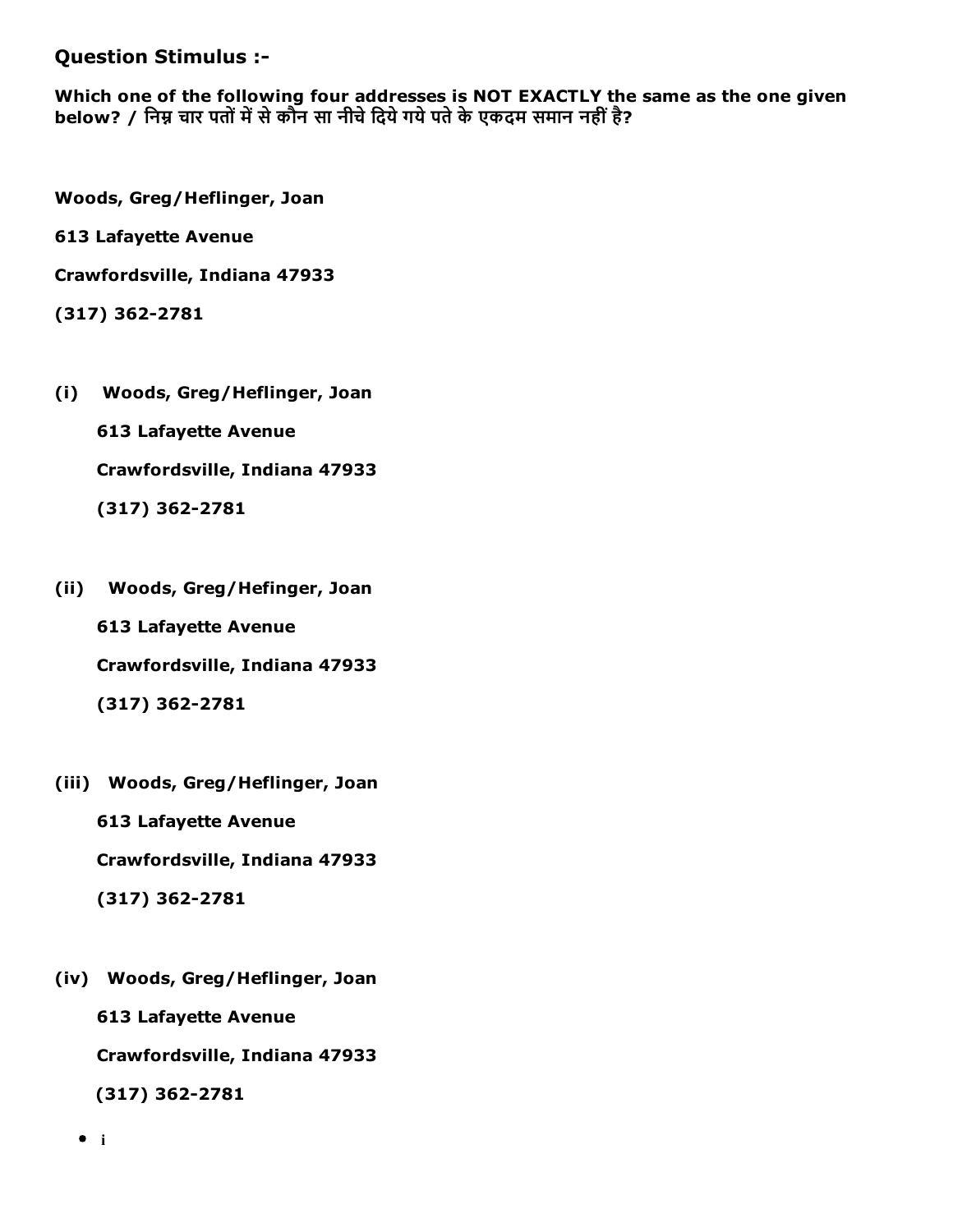## Question Stimulus :-

**Which one of the following four addresses is NOT EXACTLY the same as the one given below? / निम्न चार पतों में से कौन सा नीचे दिये गये पते के एकदम समान नहीं है?**

**Woods, Greg/Heflinger, Joan**

**613 Lafayette Avenue**

**Crawfordsville, Indiana 47933**

**(317) 362-2781**

**(i)** **Woods, Greg/Heflinger, Joan**

**613 Lafayette Avenue**

**Crawfordsville, Indiana 47933**

**(317) 362-2781**

**(ii)** **Woods, Greg/Hefinger, Joan**

**613 Lafayette Avenue**

**Crawfordsville, Indiana 47933**

**(317) 362-2781**

**(iii)** **Woods, Greg/Heflinger, Joan**

**613 Lafayette Avenue**

**Crawfordsville, Indiana 47933**

**(317) 362-2781**

**(iv)** **Woods, Greg/Heflinger, Joan**

**613 Lafayette Avenue**

**Crawfordsville, Indiana 47933**

**(317) 362-2781**

- i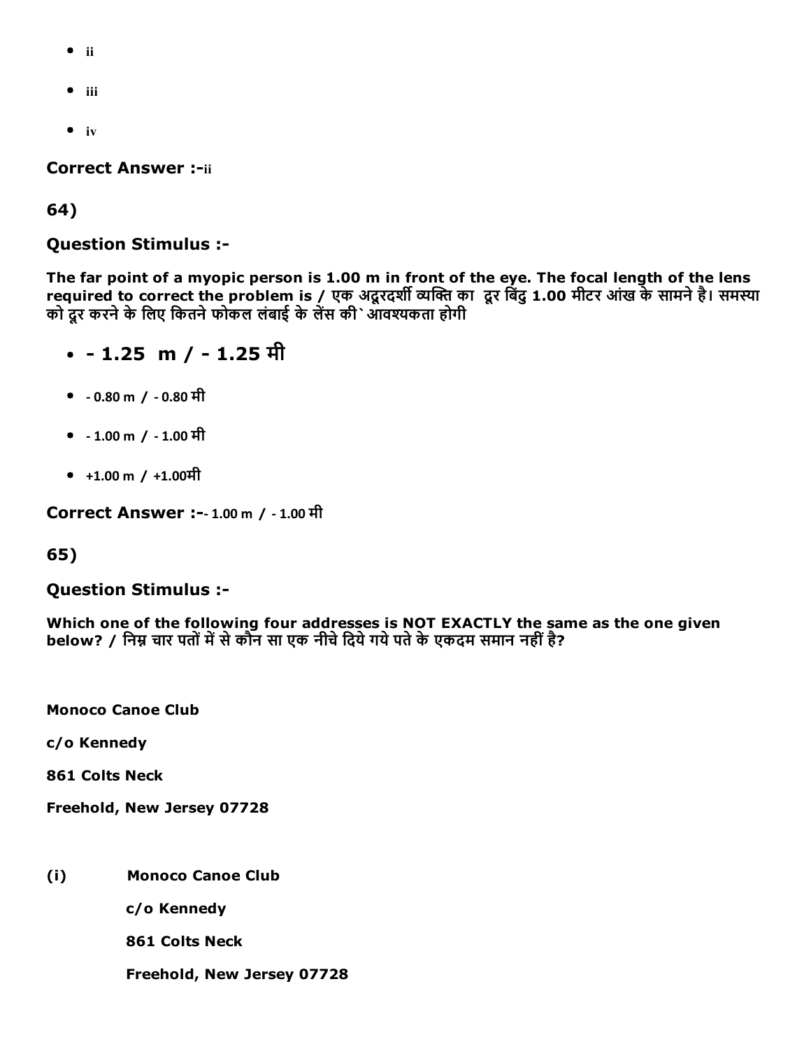- ii
- iii
- iv

**Correct Answer :-**ii

## 64)

### Question Stimulus :-

**The far point of a myopic person is 1.00 m in front of the eye. The focal length of the lens required to correct the problem is / एक अदूरदर्शी व्यक्ति का  दूर बिंदु 1.00 मीटर आंख के सामने है। समस्या को दूर करने के लिए कितने फोकल लंबाई के लेंस की` आवश्यकता होगी**

- **- 1.25  m / - 1.25 मी**
- - 0.80 m  /  - 0.80 मी
- - 1.00 m  /  - 1.00 मी
- +1.00 m  /  +1.00मी

**Correct Answer :-**- 1.00 m  /  - 1.00 मी

## 65)

### Question Stimulus :-

**Which one of the following four addresses is NOT EXACTLY the same as the one given below? / निम्न चार पतों में से कौन सा एक नीचे दिये गये पते के एकदम समान नहीं है?**

**Monoco Canoe Club**

**c/o Kennedy**

**861 Colts Neck**

**Freehold, New Jersey 07728**

**(i)** **Monoco Canoe Club**

**c/o Kennedy**

**861 Colts Neck**

**Freehold, New Jersey 07728**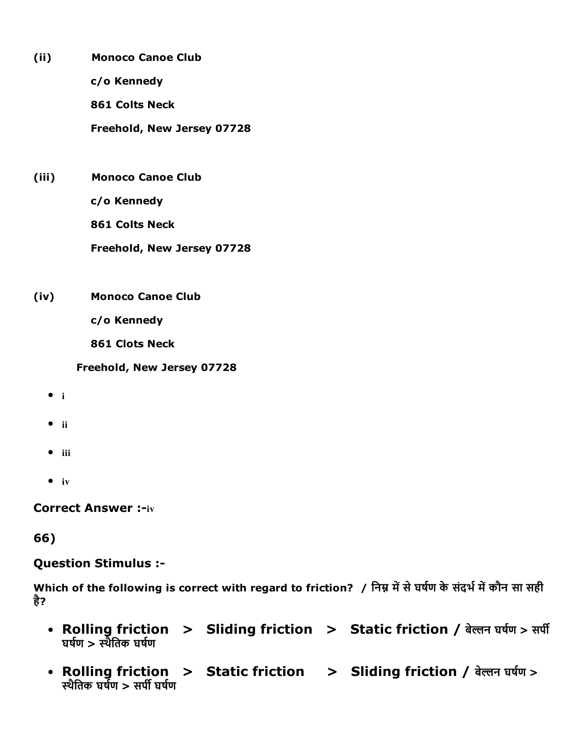**(ii)** **Monoco Canoe Club**

**c/o Kennedy**

**861 Colts Neck**

**Freehold, New Jersey 07728**

**(iii)** **Monoco Canoe Club**

**c/o Kennedy**

**861 Colts Neck**

**Freehold, New Jersey 07728**

**(iv)** **Monoco Canoe Club**

**c/o Kennedy**

**861 Clots Neck**

**Freehold, New Jersey 07728**

- i
- ii
- iii
- iv

**Correct Answer :-**iv

**66)**

**Question Stimulus :-**

**Which of the following is correct with regard to friction? / निम्न में से घर्षण के संदर्भ में कौन सा सही है?**

- **Rolling friction > Sliding friction > Static friction /** बेल्लन घर्षण > सर्पी घर्षण > स्थैतिक घर्षण
- **Rolling friction > Static friction > Sliding friction /** बेल्लन घर्षण > स्थैतिक घर्षण > सर्पी घर्षण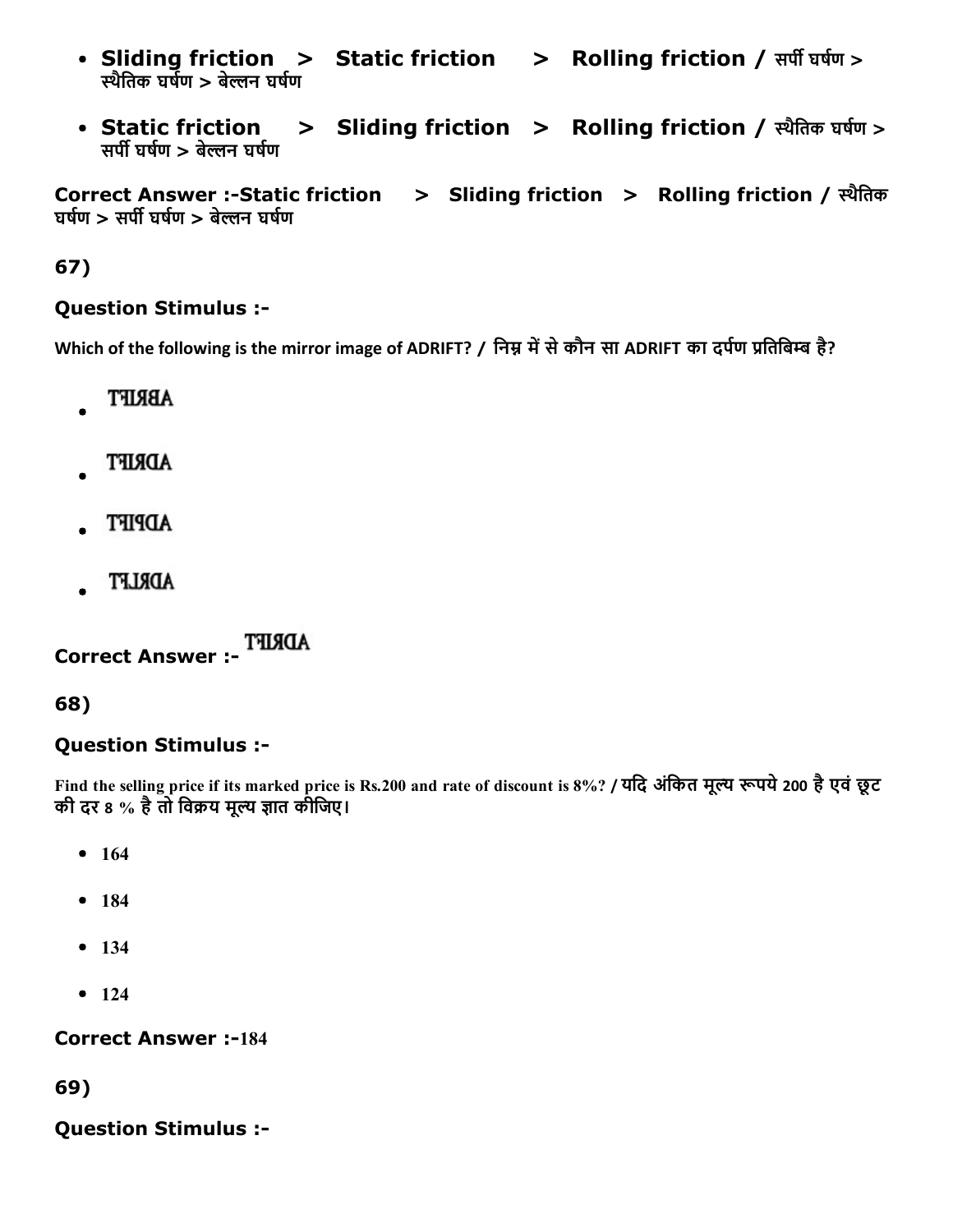- **Sliding friction > Static friction > Rolling friction /** सर्पी घर्षण > स्थैतिक घर्षण > बेल्लन घर्षण

- **Static friction > Sliding friction > Rolling friction /** स्थैतिक घर्षण > सर्पी घर्षण > बेल्लन घर्षण

**Correct Answer :-Static friction > Sliding friction > Rolling friction /** स्थैतिक घर्षण > सर्पी घर्षण > बेल्लन घर्षण

## 67)

### Question Stimulus :-

**Which of the following is the mirror image of ADRIFT? / निम्न में से कौन सा ADRIFT का दर्पण प्रतिबिम्ब है?**

- TꟻIЯꓭA
- TꟻIЯDA
- TꟻIꟼDA
- TꟻIЯDA

**Correct Answer :-** TꟻIЯDA

## 68)

### Question Stimulus :-

**Find the selling price if its marked price is Rs.200 and rate of discount is 8%? / यदि अंकित मूल्य रूपये 200 है एवं छूट की दर 8 % है तो विक्रय मूल्य ज्ञात कीजिए।**

- 164
- 184
- 134
- 124

**Correct Answer :-184**

## 69)

### Question Stimulus :-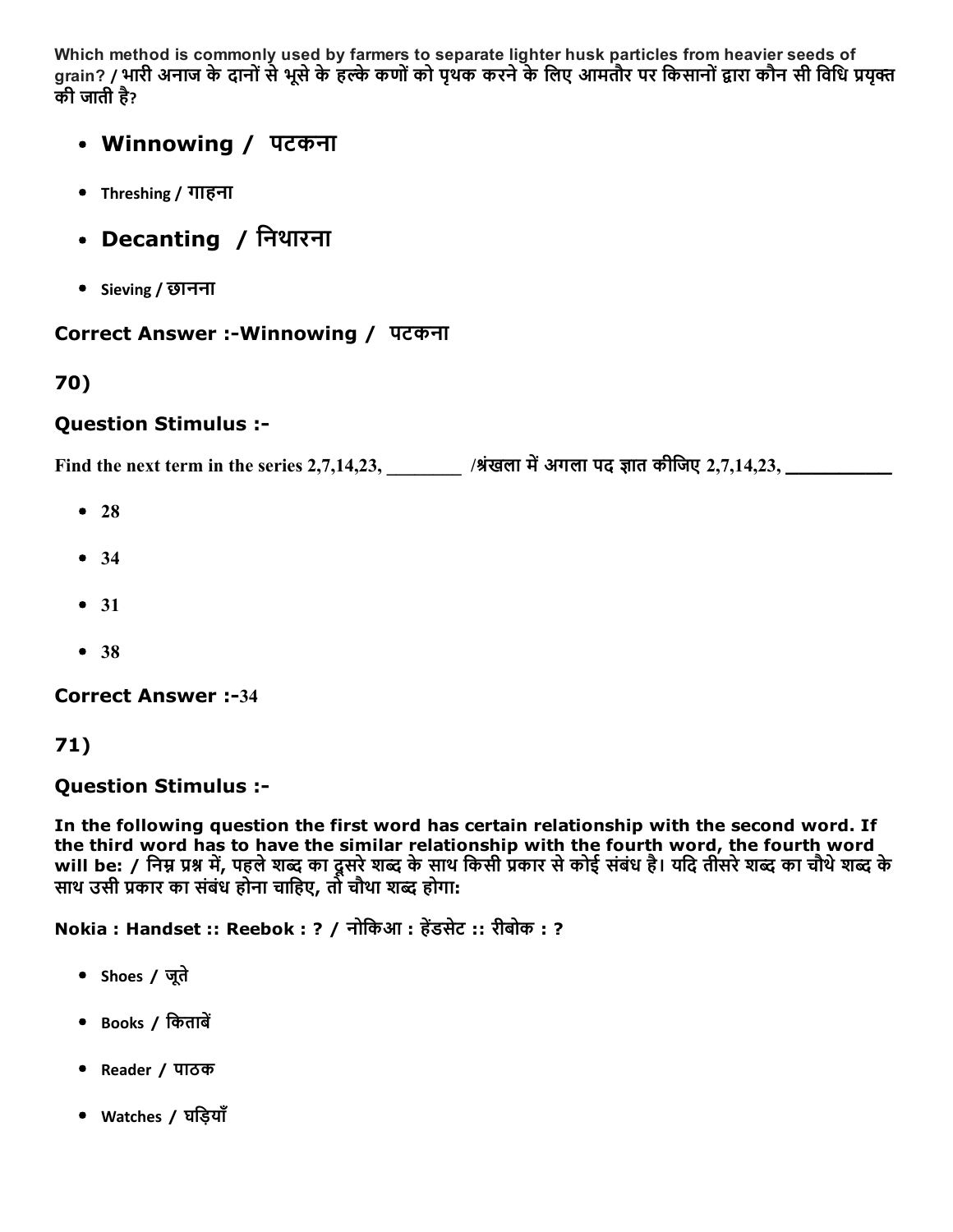Which method is commonly used by farmers to separate lighter husk particles from heavier seeds of grain? / भारी अनाज के दानों से भूसे के हल्के कणों को पृथक करने के लिए आमतौर पर किसानों द्वारा कौन सी विधि प्रयुक्त की जाती है?

- **Winnowing / पटकना**
- Threshing / गाहना
- **Decanting / निथारना**
- Sieving / छानना

### Correct Answer :-Winnowing / पटकना

### 70)

### Question Stimulus :-

Find the next term in the series 2,7,14,23, ________ /श्रंखला में अगला पद ज्ञात कीजिए 2,7,14,23, __________

- 28
- 34
- 31
- 38

### Correct Answer :-34

### 71)

### Question Stimulus :-

**In the following question the first word has certain relationship with the second word. If the third word has to have the similar relationship with the fourth word, the fourth word will be: / निम्न प्रश्न में, पहले शब्द का दूसरे शब्द के साथ किसी प्रकार से कोई संबंध है। यदि तीसरे शब्द का चौथे शब्द के साथ उसी प्रकार का संबंध होना चाहिए, तो चौथा शब्द होगा:**

**Nokia : Handset :: Reebok : ? / नोकिआ : हेंडसेट :: रीबोक : ?**

- Shoes / जूते
- Books / किताबें
- Reader / पाठक
- Watches / घड़ियाँ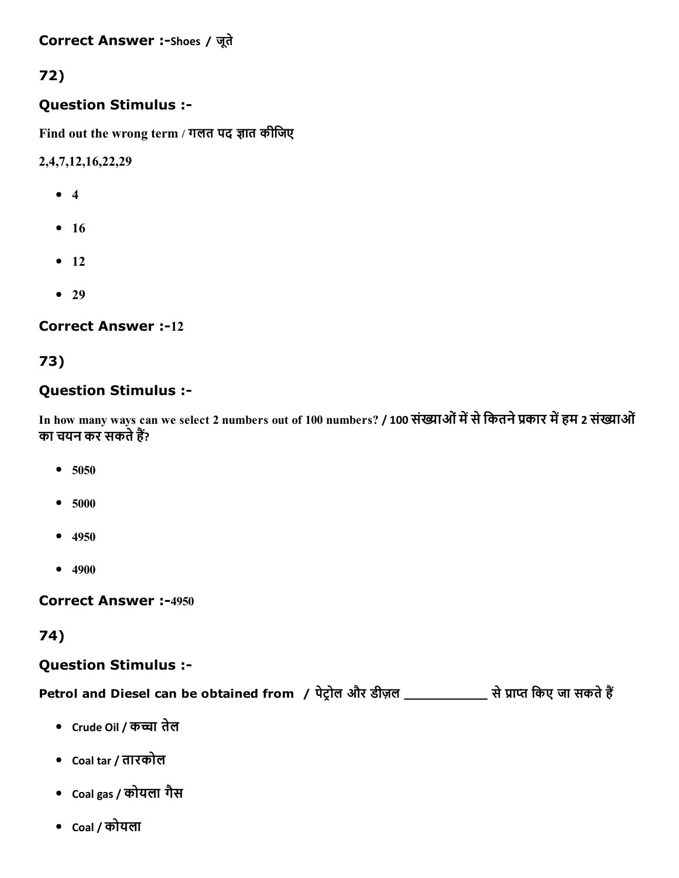**Correct Answer :-**Shoes / जूते

## 72)

### Question Stimulus :-

Find out the wrong term / गलत पद ज्ञात कीजिए

2,4,7,12,16,22,29

- 4
- 16
- 12
- 29

**Correct Answer :-**12

## 73)

### Question Stimulus :-

In how many ways can we select 2 numbers out of 100 numbers? / 100 संख्याओं में से कितने प्रकार में हम 2 संख्याओं का चयन कर सकते हैं?

- 5050
- 5000
- 4950
- 4900

**Correct Answer :-**4950

## 74)

### Question Stimulus :-

Petrol and Diesel can be obtained from / पेट्रोल और डीज़ल ___________ से प्राप्त किए जा सकते हैं

- Crude Oil / कच्चा तेल
- Coal tar / तारकोल
- Coal gas / कोयला गैस
- Coal / कोयला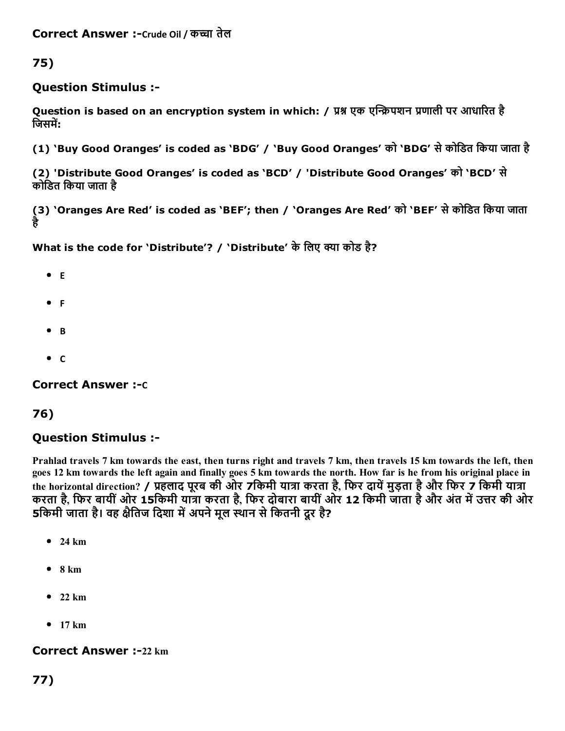**Correct Answer :-**Crude Oil / कच्चा तेल

**75)**

**Question Stimulus :-**

**Question is based on an encryption system in which: / प्रश्न एक एन्क्रिपशन प्रणाली पर आधारित है जिसमें:**

**(1) 'Buy Good Oranges' is coded as 'BDG' / 'Buy Good Oranges' को 'BDG' से कोडित किया जाता है**

**(2) 'Distribute Good Oranges' is coded as 'BCD' / 'Distribute Good Oranges' को 'BCD' से कोडित किया जाता है**

**(3) 'Oranges Are Red' is coded as 'BEF'; then / 'Oranges Are Red' को 'BEF' से कोडित किया जाता है**

**What is the code for 'Distribute'? / 'Distribute' के लिए क्या कोड है?**

- E
- F
- B
- C

**Correct Answer :-**C

**76)**

**Question Stimulus :-**

**Prahlad travels 7 km towards the east, then turns right and travels 7 km, then travels 15 km towards the left, then goes 12 km towards the left again and finally goes 5 km towards the north. How far is he from his original place in the horizontal direction? / प्रहलाद पूरब की ओर 7किमी यात्रा करता है, फिर दायें मुड़ता है और फिर 7 किमी यात्रा करता है, फिर बायीं ओर 15किमी यात्रा करता है, फिर दोबारा बायीं ओर 12 किमी जाता है और अंत में उत्तर की ओर 5किमी जाता है। वह क्षैतिज दिशा में अपने मूल स्थान से कितनी दूर है?**

- **24 km**
- **8 km**
- **22 km**
- **17 km**

**Correct Answer :-**22 km

**77)**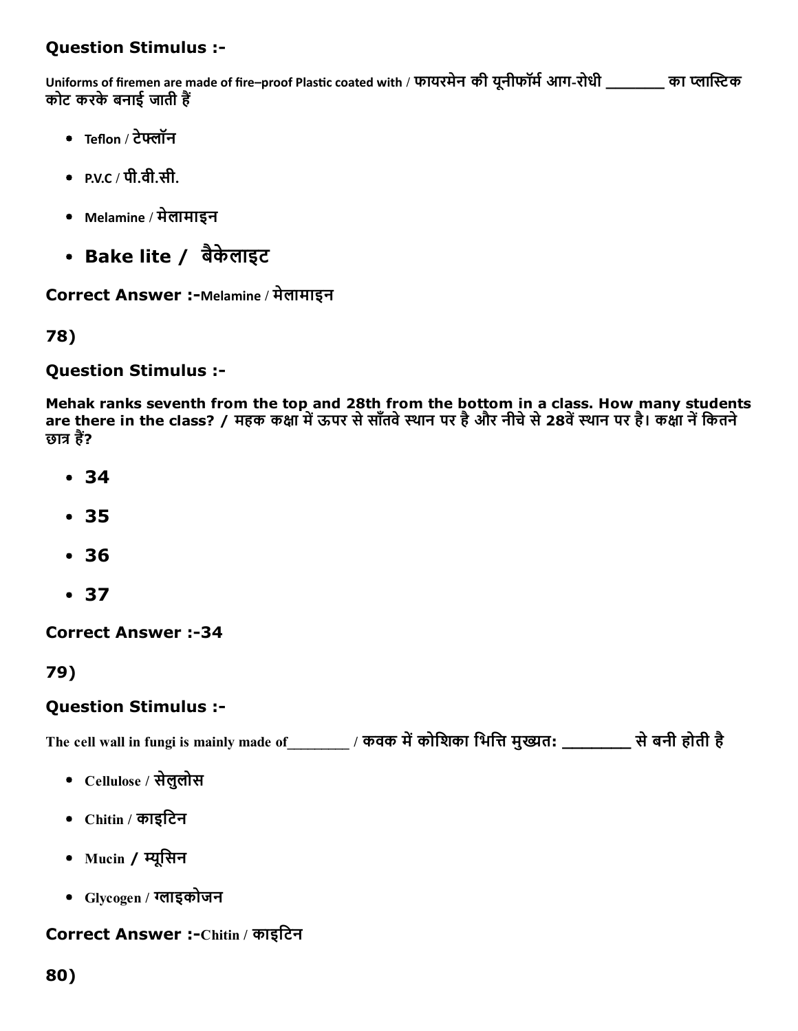## Question Stimulus :-

Uniforms of firemen are made of fire–proof Plastic coated with / फायरमेन की यूनीफॉर्म आग-रोधी _______ का प्लास्टिक कोट करके बनाई जाती हैं

- Teflon / टेफ्लॉन
- P.V.C / पी.वी.सी.
- Melamine / मेलामाइन
- Bake lite / बैकेलाइट

**Correct Answer :-**Melamine / मेलामाइन

78)

## Question Stimulus :-

**Mehak ranks seventh from the top and 28th from the bottom in a class. How many students are there in the class? / महक कक्षा में ऊपर से साँतवे स्थान पर है और नीचे से 28वें स्थान पर है। कक्षा नें कितने छात्र हैं?**

- 34
- 35
- 36
- 37

**Correct Answer :-34**

79)

## Question Stimulus :-

The cell wall in fungi is mainly made of________ / कवक में कोशिका भित्ति मुख्यत: ________ से बनी होती है

- Cellulose / सेलुलोस
- Chitin / काइटिन
- Mucin / म्यूसिन
- Glycogen / ग्लाइकोजन

**Correct Answer :-**Chitin / काइटिन

80)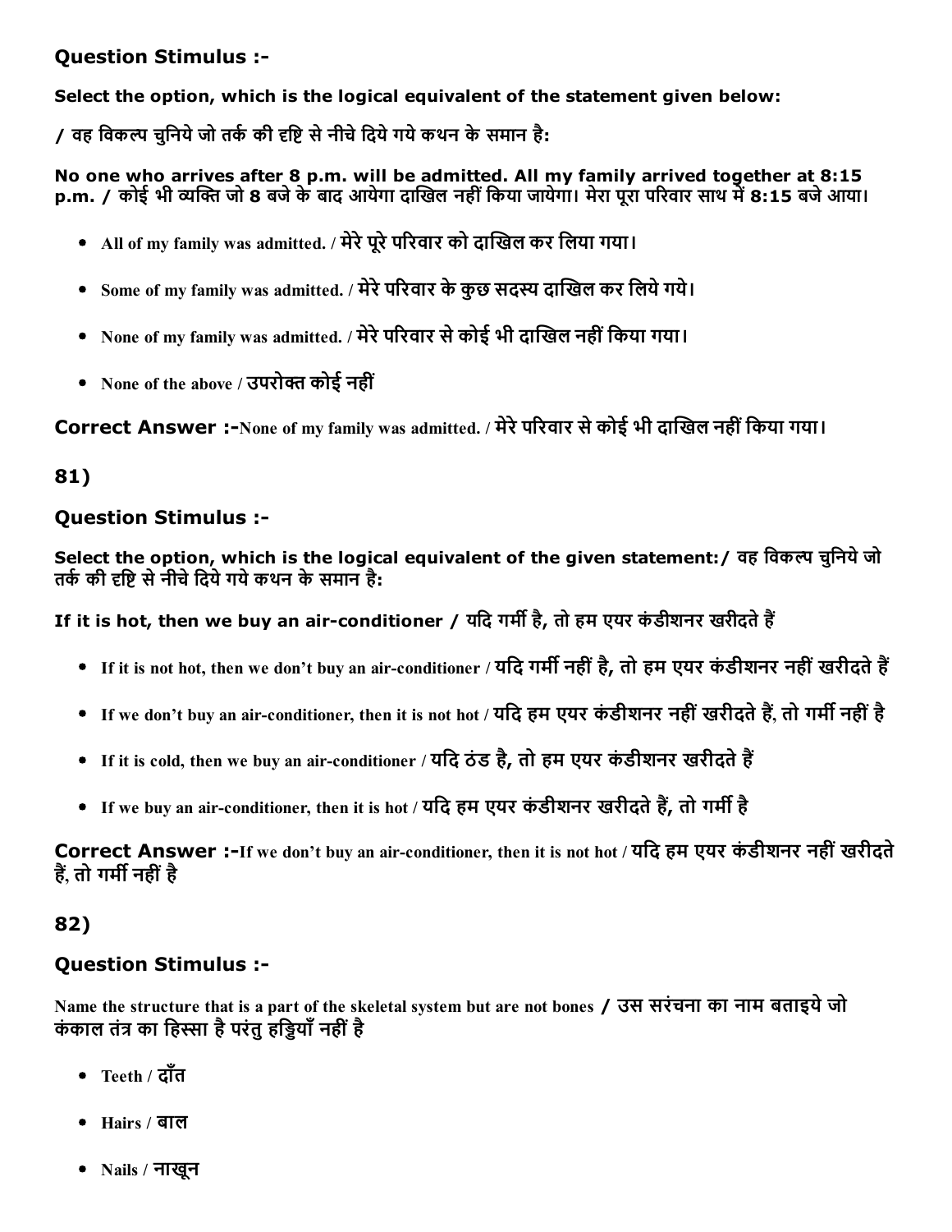### Question Stimulus :-

**Select the option, which is the logical equivalent of the statement given below:**

**/ वह विकल्प चुनिये जो तर्क की दृष्टि से नीचे दिये गये कथन के समान है:**

**No one who arrives after 8 p.m. will be admitted. All my family arrived together at 8:15 p.m. / कोई भी व्यक्ति जो 8 बजे के बाद आयेगा दाखिल नहीं किया जायेगा। मेरा पूरा परिवार साथ में 8:15 बजे आया।**

- All of my family was admitted. / मेरे पूरे परिवार को दाखिल कर लिया गया।
- Some of my family was admitted. / मेरे परिवार के कुछ सदस्य दाखिल कर लिये गये।
- None of my family was admitted. / मेरे परिवार से कोई भी दाखिल नहीं किया गया।
- None of the above / उपरोक्त कोई नहीं

**Correct Answer :-**None of my family was admitted. / मेरे परिवार से कोई भी दाखिल नहीं किया गया।

## 81)

### Question Stimulus :-

**Select the option, which is the logical equivalent of the given statement:/ वह विकल्प चुनिये जो तर्क की दृष्टि से नीचे दिये गये कथन के समान है:**

**If it is hot, then we buy an air-conditioner / यदि गर्मी है, तो हम एयर कंडीशनर खरीदते हैं**

- If it is not hot, then we don't buy an air-conditioner / यदि गर्मी नहीं है, तो हम एयर कंडीशनर नहीं खरीदते हैं
- If we don't buy an air-conditioner, then it is not hot / यदि हम एयर कंडीशनर नहीं खरीदते हैं, तो गर्मी नहीं है
- If it is cold, then we buy an air-conditioner / यदि ठंड है, तो हम एयर कंडीशनर खरीदते हैं
- If we buy an air-conditioner, then it is hot / यदि हम एयर कंडीशनर खरीदते हैं, तो गर्मी है

**Correct Answer :-**If we don't buy an air-conditioner, then it is not hot / यदि हम एयर कंडीशनर नहीं खरीदते हैं, तो गर्मी नहीं है

## 82)

### Question Stimulus :-

**Name the structure that is a part of the skeletal system but are not bones / उस संरचना का नाम बताइये जो कंकाल तंत्र का हिस्सा है परंतु हड्डियाँ नहीं है**

- Teeth / दाँत
- Hairs / बाल
- Nails / नाखून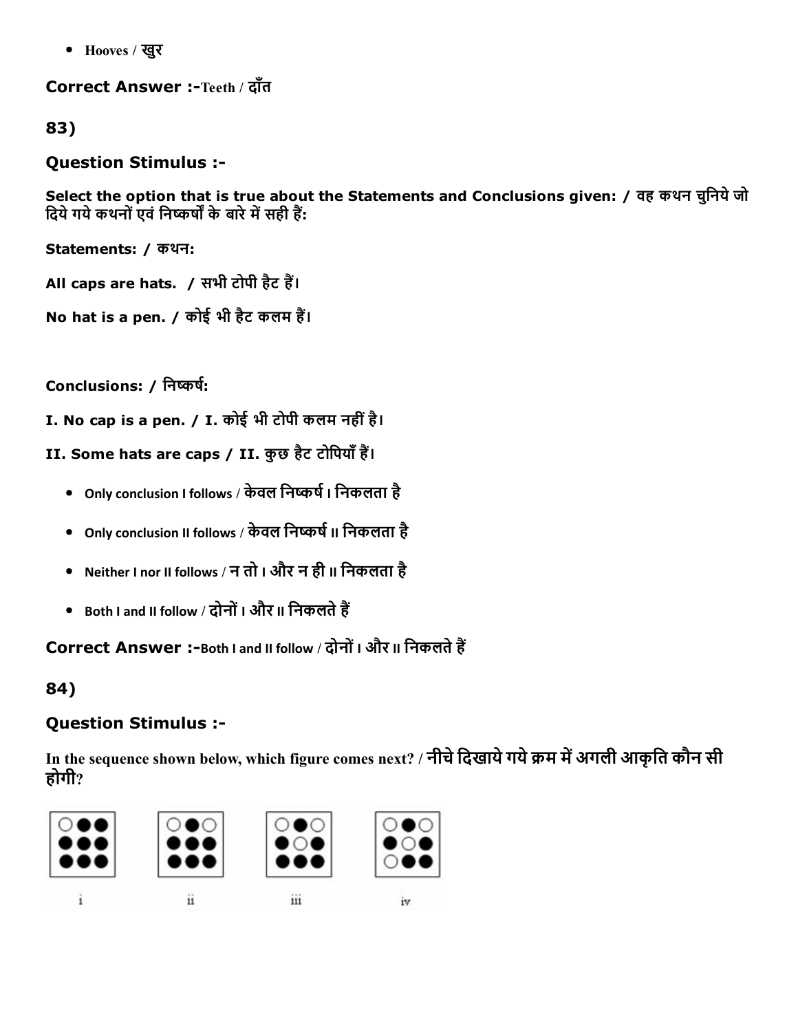- Hooves / खुर

**Correct Answer :-**Teeth / दाँत

## 83)

### Question Stimulus :-

**Select the option that is true about the Statements and Conclusions given: / वह कथन चुनिये जो दिये गये कथनों एवं निष्कर्षों के बारे में सही हैं:**

**Statements: / कथन:**

**All caps are hats. / सभी टोपी हैट हैं।**

**No hat is a pen. / कोई भी हैट कलम हैं।**

**Conclusions: / निष्कर्ष:**

**I. No cap is a pen. / I. कोई भी टोपी कलम नहीं है।**

**II. Some hats are caps / II. कुछ हैट टोपियाँ हैं।**

- Only conclusion I follows / केवल निष्कर्ष I निकलता है
- Only conclusion II follows / केवल निष्कर्ष II निकलता है
- Neither I nor II follows / न तो I और न ही II निकलता है
- Both I and II follow / दोनों I और II निकलते हैं

**Correct Answer :-**Both I and II follow / दोनों I और II निकलते हैं

## 84)

### Question Stimulus :-

**In the sequence shown below, which figure comes next? / नीचे दिखाये गये क्रम में अगली आकृति कौन सी होगी?**

i ii iii iv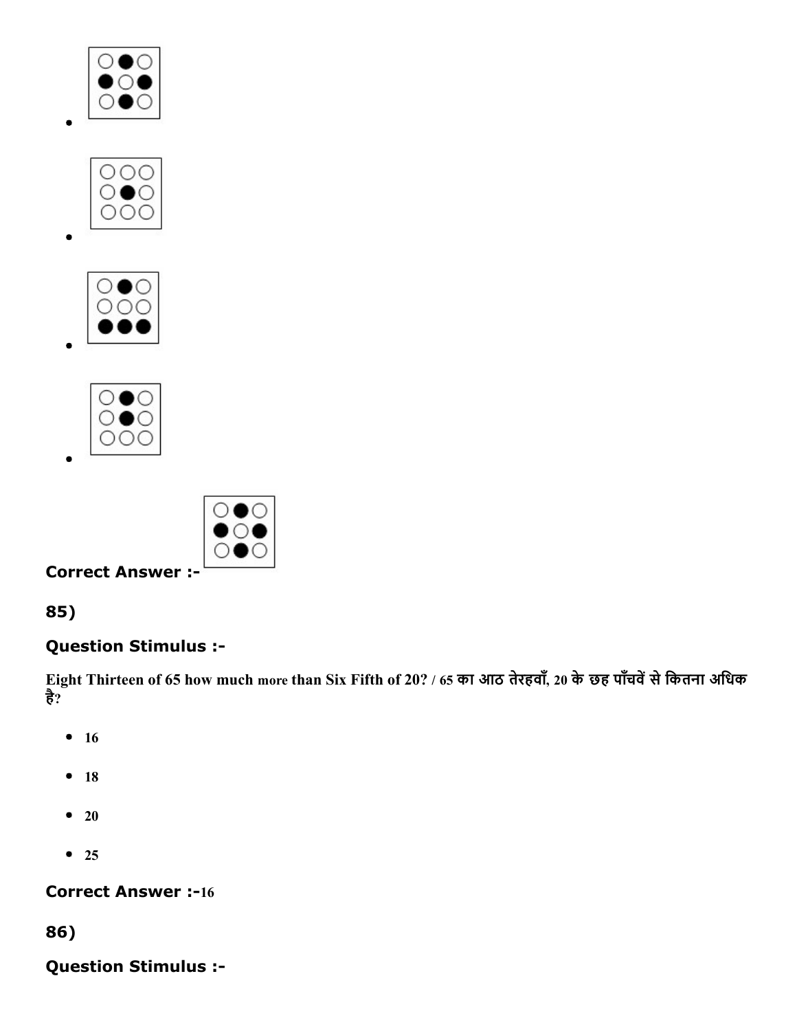- 

- 

- 

- 

**Correct Answer :-**

**85)**

**Question Stimulus :-**

**Eight Thirteen of 65 how much more than Six Fifth of 20? / 65 का आठ तेरहवाँ, 20 के छह पाँचवें से कितना अधिक है?**

- 16
- 18
- 20
- 25

**Correct Answer :-**16

**86)**

**Question Stimulus :-**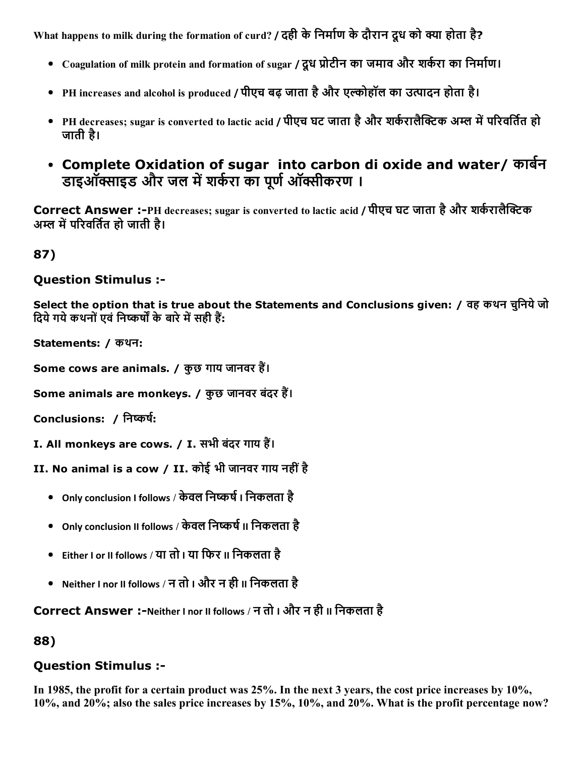What happens to milk during the formation of curd? / दही के निर्माण के दौरान दूध को क्या होता है?

- Coagulation of milk protein and formation of sugar / दूध प्रोटीन का जमाव और शर्करा का निर्माण।
- PH increases and alcohol is produced / पीएच बढ़ जाता है और एल्कोहॉल का उत्पादन होता है।
- PH decreases; sugar is converted to lactic acid / पीएच घट जाता है और शर्करालैक्टिक अम्ल में परिवर्तित हो जाती है।
- Complete Oxidation of sugar into carbon di oxide and water/ कार्बन डाइऑक्साइड और जल में शर्करा का पूर्ण ऑक्सीकरण ।

**Correct Answer :-**PH decreases; sugar is converted to lactic acid / पीएच घट जाता है और शर्करालैक्टिक अम्ल में परिवर्तित हो जाती है।

## 87)

### Question Stimulus :-

Select the option that is true about the Statements and Conclusions given: / वह कथन चुनिये जो दिये गये कथनों एवं निष्कर्षों के बारे में सही हैं:

Statements: / कथन:

Some cows are animals. / कुछ गाय जानवर हैं।

Some animals are monkeys. / कुछ जानवर बंदर हैं।

Conclusions: / निष्कर्ष:

I. All monkeys are cows. / I. सभी बंदर गाय हैं।

II. No animal is a cow / II. कोई भी जानवर गाय नहीं है

- Only conclusion I follows / केवल निष्कर्ष I निकलता है
- Only conclusion II follows / केवल निष्कर्ष II निकलता है
- Either I or II follows / या तो I या फिर II निकलता है
- Neither I nor II follows / न तो I और न ही II निकलता है

**Correct Answer :-**Neither I nor II follows / न तो I और न ही II निकलता है

## 88)

### Question Stimulus :-

In 1985, the profit for a certain product was 25%. In the next 3 years, the cost price increases by 10%, 10%, and 20%; also the sales price increases by 15%, 10%, and 20%. What is the profit percentage now?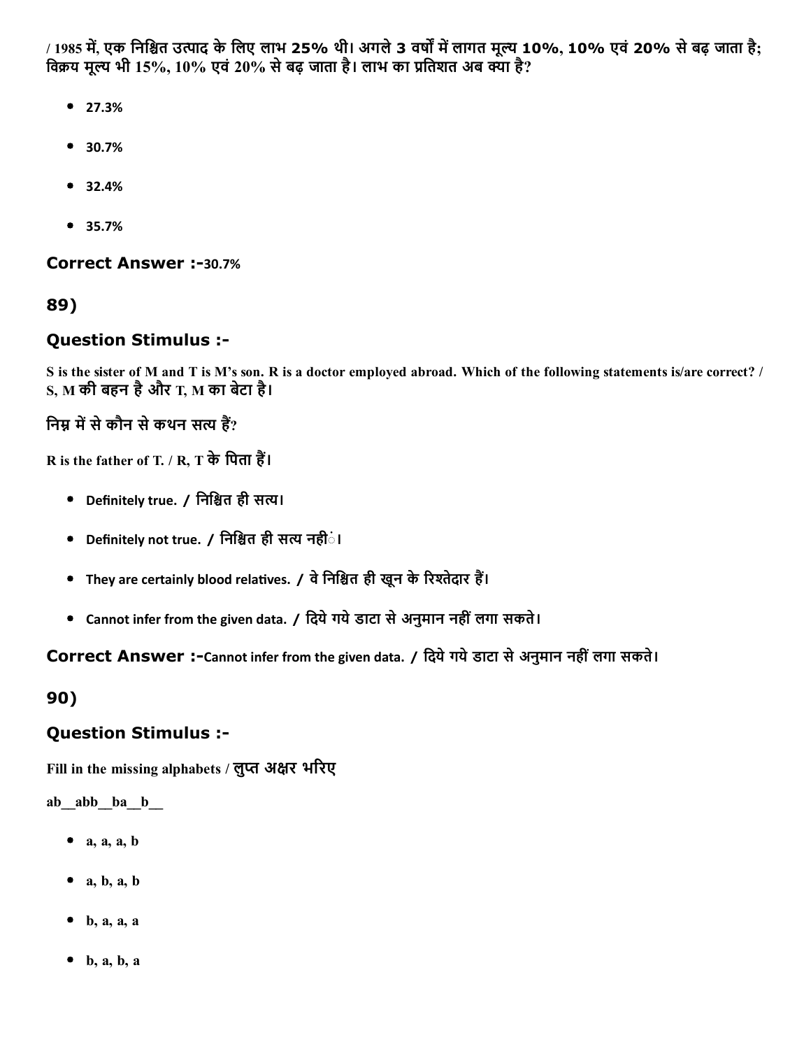/ 1985 में, एक निश्चित उत्पाद के लिए लाभ 25% थी। अगले 3 वर्षों में लागत मूल्य 10%, 10% एवं 20% से बढ़ जाता है; विक्रय मूल्य भी 15%, 10% एवं 20% से बढ़ जाता है। लाभ का प्रतिशत अब क्या है?

- 27.3%
- 30.7%
- 32.4%
- 35.7%

### Correct Answer :-30.7%

## 89)

### Question Stimulus :-

S is the sister of M and T is M's son. R is a doctor employed abroad. Which of the following statements is/are correct? / S, M की बहन है और T, M का बेटा है।

निम्न में से कौन से कथन सत्य हैं?

R is the father of T. / R, T के पिता हैं।

- Definitely true. / निश्चित ही सत्य।
- Definitely not true. / निश्चित ही सत्य नहीं।
- They are certainly blood relatives. / वे निश्चित ही खून के रिश्तेदार हैं।
- Cannot infer from the given data. / दिये गये डाटा से अनुमान नहीं लगा सकते।

### Correct Answer :-Cannot infer from the given data. / दिये गये डाटा से अनुमान नहीं लगा सकते।

## 90)

### Question Stimulus :-

Fill in the missing alphabets / लुप्त अक्षर भरिए

ab__abb__ba__b__

- a, a, a, b
- a, b, a, b
- b, a, a, a
- b, a, b, a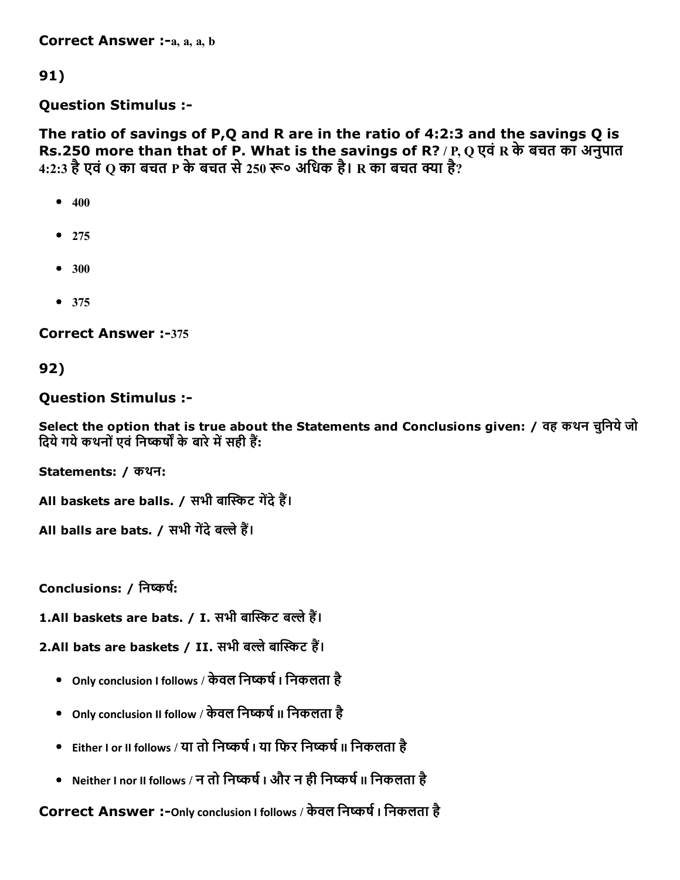**Correct Answer :-**a, a, a, b

## 91)

**Question Stimulus :-**

**The ratio of savings of P,Q and R are in the ratio of 4:2:3 and the savings Q is Rs.250 more than that of P. What is the savings of R? / P, Q एवं R के बचत का अनुपात 4:2:3 है एवं Q का बचत P के बचत से 250 रू० अधिक है। R का बचत क्या है?**

- 400
- 275
- 300
- 375

**Correct Answer :-**375

## 92)

**Question Stimulus :-**

**Select the option that is true about the Statements and Conclusions given: / वह कथन चुनिये जो दिये गये कथनों एवं निष्कर्षों के बारे में सही हैं:**

**Statements: / कथन:**

**All baskets are balls. / सभी बास्किट गेंदे हैं।**

**All balls are bats. / सभी गेंदे बल्ले हैं।**

**Conclusions: / निष्कर्ष:**

**1.All baskets are bats. / I. सभी बास्किट बल्ले हैं।**

**2.All bats are baskets / II. सभी बल्ले बास्किट हैं।**

- Only conclusion I follows / केवल निष्कर्ष I निकलता है
- Only conclusion II follow / केवल निष्कर्ष II निकलता है
- Either I or II follows / या तो निष्कर्ष I या फिर निष्कर्ष II निकलता है
- Neither I nor II follows / न तो निष्कर्ष I और न ही निष्कर्ष II निकलता है

**Correct Answer :-**Only conclusion I follows / केवल निष्कर्ष I निकलता है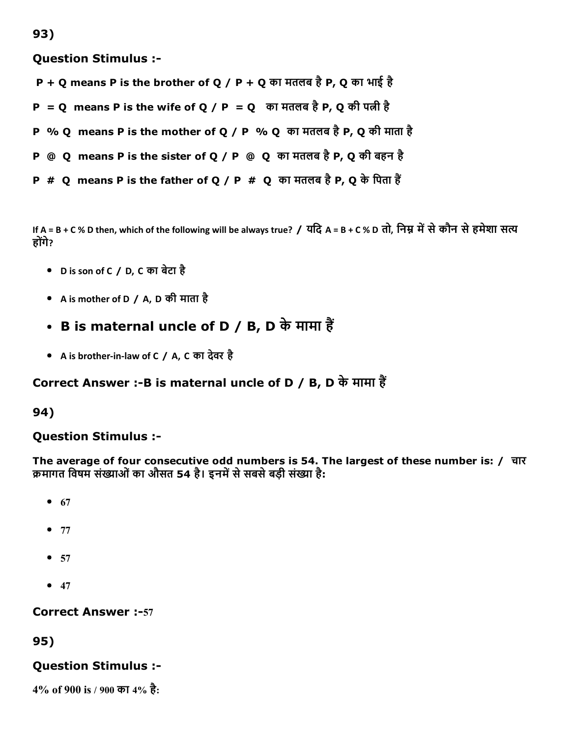93)

### Question Stimulus :-

**P + Q means P is the brother of Q / P + Q का मतलब है P, Q का भाई है**

**P = Q means P is the wife of Q / P = Q का मतलब है P, Q की पत्नी है**

**P % Q means P is the mother of Q / P % Q का मतलब है P, Q की माता है**

**P @ Q means P is the sister of Q / P @ Q का मतलब है P, Q की बहन है**

**P # Q means P is the father of Q / P # Q का मतलब है P, Q के पिता हैं**

If A = B + C % D then, which of the following will be always true? / यदि A = B + C % D तो, निम्न में से कौन से हमेशा सत्य होंगे?

- D is son of C / D, C का बेटा है
- A is mother of D / A, D की माता है
- **B is maternal uncle of D / B, D के मामा हैं**
- A is brother-in-law of C / A, C का देवर है

**Correct Answer :-B is maternal uncle of D / B, D के मामा हैं**

94)

### Question Stimulus :-

**The average of four consecutive odd numbers is 54. The largest of these number is: / चार क्रमागत विषम संख्याओं का औसत 54 है। इनमें से सबसे बड़ी संख्या है:**

- 67
- 77
- 57
- 47

**Correct Answer :-**57

95)

### Question Stimulus :-

**4% of 900 is / 900 का 4% है:**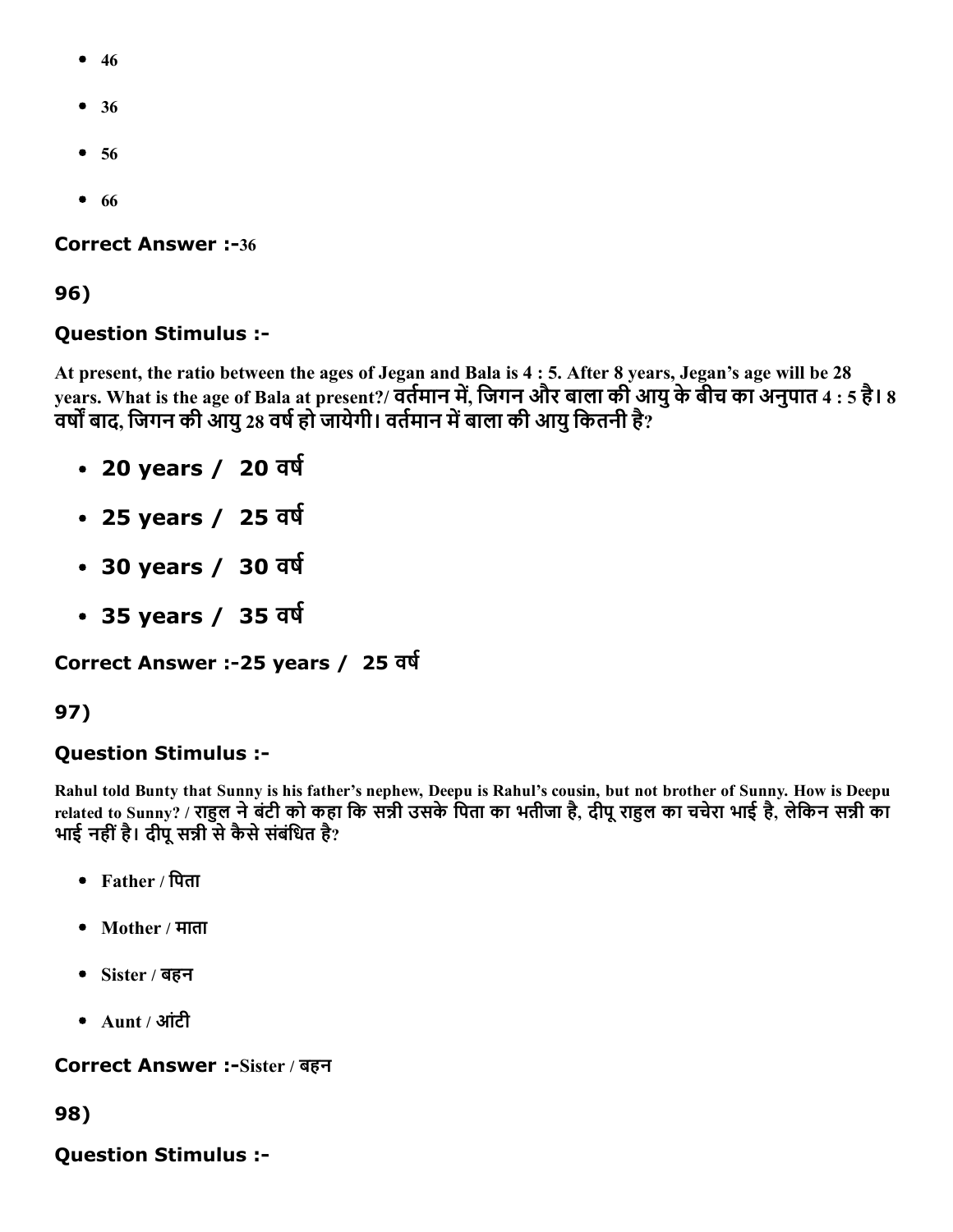- 46
- 36
- 56
- 66

**Correct Answer :-**36

**96)**

**Question Stimulus :-**

**At present, the ratio between the ages of Jegan and Bala is 4 : 5. After 8 years, Jegan's age will be 28 years. What is the age of Bala at present?/ वर्तमान में, जिगन और बाला की आयु के बीच का अनुपात 4 : 5 है। 8 वर्षों बाद, जिगन की आयु 28 वर्ष हो जायेगी। वर्तमान में बाला की आयु कितनी है?**

- **20 years / 20 वर्ष**
- **25 years / 25 वर्ष**
- **30 years / 30 वर्ष**
- **35 years / 35 वर्ष**

**Correct Answer :-25 years / 25 वर्ष**

**97)**

**Question Stimulus :-**

**Rahul told Bunty that Sunny is his father's nephew, Deepu is Rahul's cousin, but not brother of Sunny. How is Deepu related to Sunny? / राहुल ने बंटी को कहा कि सन्नी उसके पिता का भतीजा है, दीपू राहुल का चचेरा भाई है, लेकिन सन्नी का भाई नहीं है। दीपू सन्नी से कैसे संबंधित है?**

- Father / पिता
- Mother / माता
- Sister / बहन
- Aunt / आंटी

**Correct Answer :-**Sister / बहन

**98)**

**Question Stimulus :-**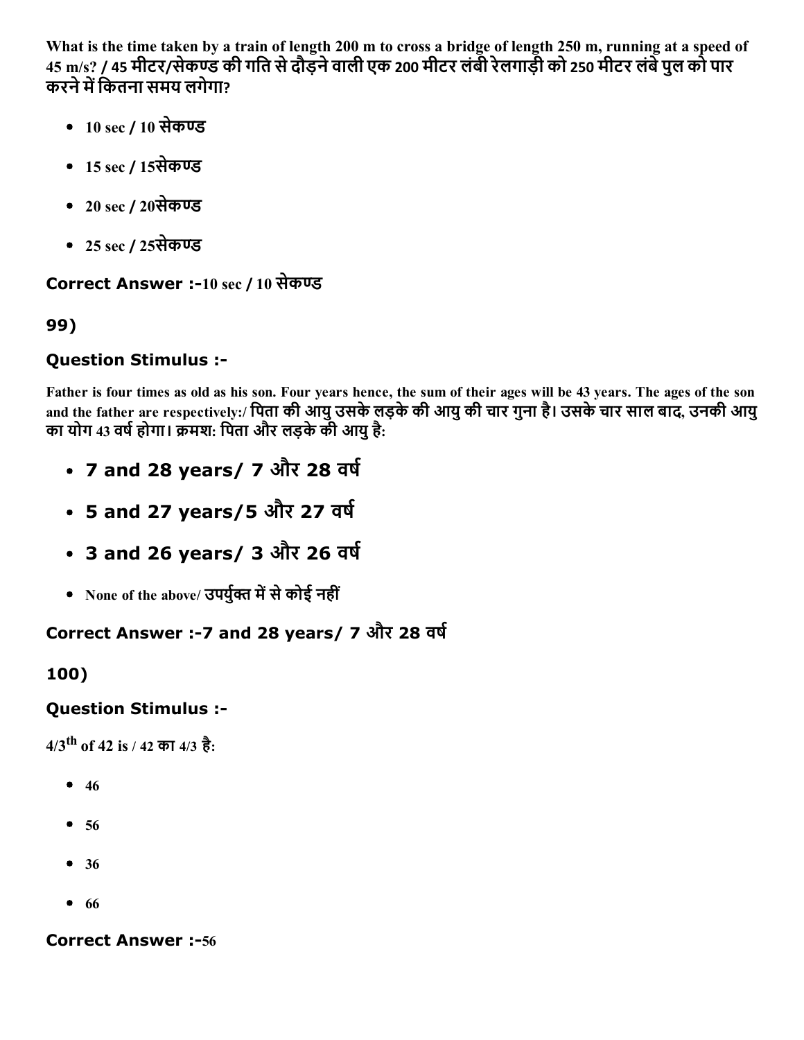What is the time taken by a train of length 200 m to cross a bridge of length 250 m, running at a speed of 45 m/s? / 45 मीटर/सेकण्ड की गति से दौड़ने वाली एक 200 मीटर लंबी रेलगाड़ी को 250 मीटर लंबे पुल को पार करने में कितना समय लगेगा?

- 10 sec / 10 सेकण्ड
- 15 sec / 15सेकण्ड
- 20 sec / 20सेकण्ड
- 25 sec / 25सेकण्ड

**Correct Answer :-**10 sec / 10 सेकण्ड

**99)**

**Question Stimulus :-**

Father is four times as old as his son. Four years hence, the sum of their ages will be 43 years. The ages of the son and the father are respectively:/ पिता की आयु उसके लड़के की आयु की चार गुना है। उसके चार साल बाद, उनकी आयु का योग 43 वर्ष होगा। क्रमश: पिता और लड़के की आयु है:

- 7 and 28 years/ 7 और 28 वर्ष
- 5 and 27 years/5 और 27 वर्ष
- 3 and 26 years/ 3 और 26 वर्ष
- None of the above/ उपर्युक्त में से कोई नहीं

**Correct Answer :-**7 and 28 years/ 7 और 28 वर्ष

**100)**

**Question Stimulus :-**

$4/3^{th}$ of 42 is / 42 का 4/3 है:

- 46
- 56
- 36
- 66

**Correct Answer :-**56